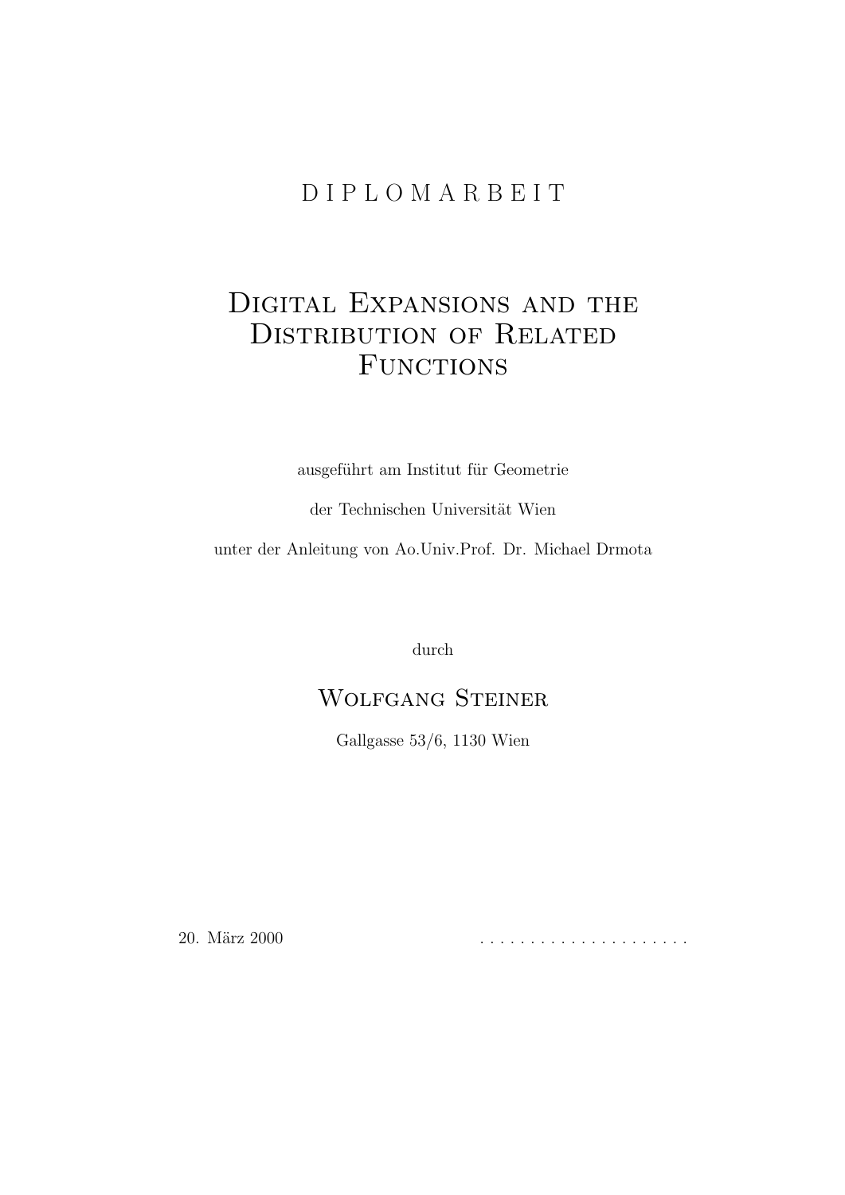# D I P L O M A R B E I T

# Digital Expansions and the Distribution of Related Functions

ausgeführt am Institut für Geometrie

der Technischen Universität Wien

unter der Anleitung von Ao.Univ.Prof. Dr. Michael Drmota

durch

## Wolfgang Steiner

Gallgasse 53/6, 1130 Wien

20. März 2000 . . . . . . . . . . . . . . . . . . . . . .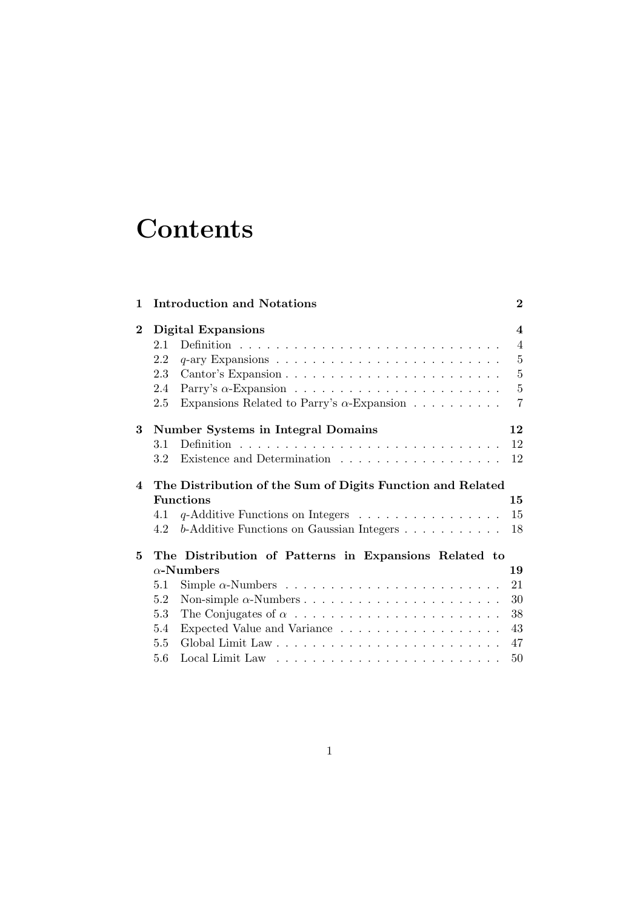# Contents

**1 Introduction and Notations** — **2**

**2 Digital Expansions** — **4**
- 2.1 Definition — 4
- 2.2 $q$-ary Expansions — 5
- 2.3 Cantor's Expansion — 5
- 2.4 Parry's $\alpha$-Expansion — 5
- 2.5 Expansions Related to Parry's $\alpha$-Expansion — 7

**3 Number Systems in Integral Domains** — **12**
- 3.1 Definition — 12
- 3.2 Existence and Determination — 12

**4 The Distribution of the Sum of Digits Function and Related Functions** — **15**
- 4.1 $q$-Additive Functions on Integers — 15
- 4.2 $b$-Additive Functions on Gaussian Integers — 18

**5 The Distribution of Patterns in Expansions Related to $\alpha$-Numbers** — **19**
- 5.1 Simple $\alpha$-Numbers — 21
- 5.2 Non-simple $\alpha$-Numbers — 30
- 5.3 The Conjugates of $\alpha$ — 38
- 5.4 Expected Value and Variance — 43
- 5.5 Global Limit Law — 47
- 5.6 Local Limit Law — 50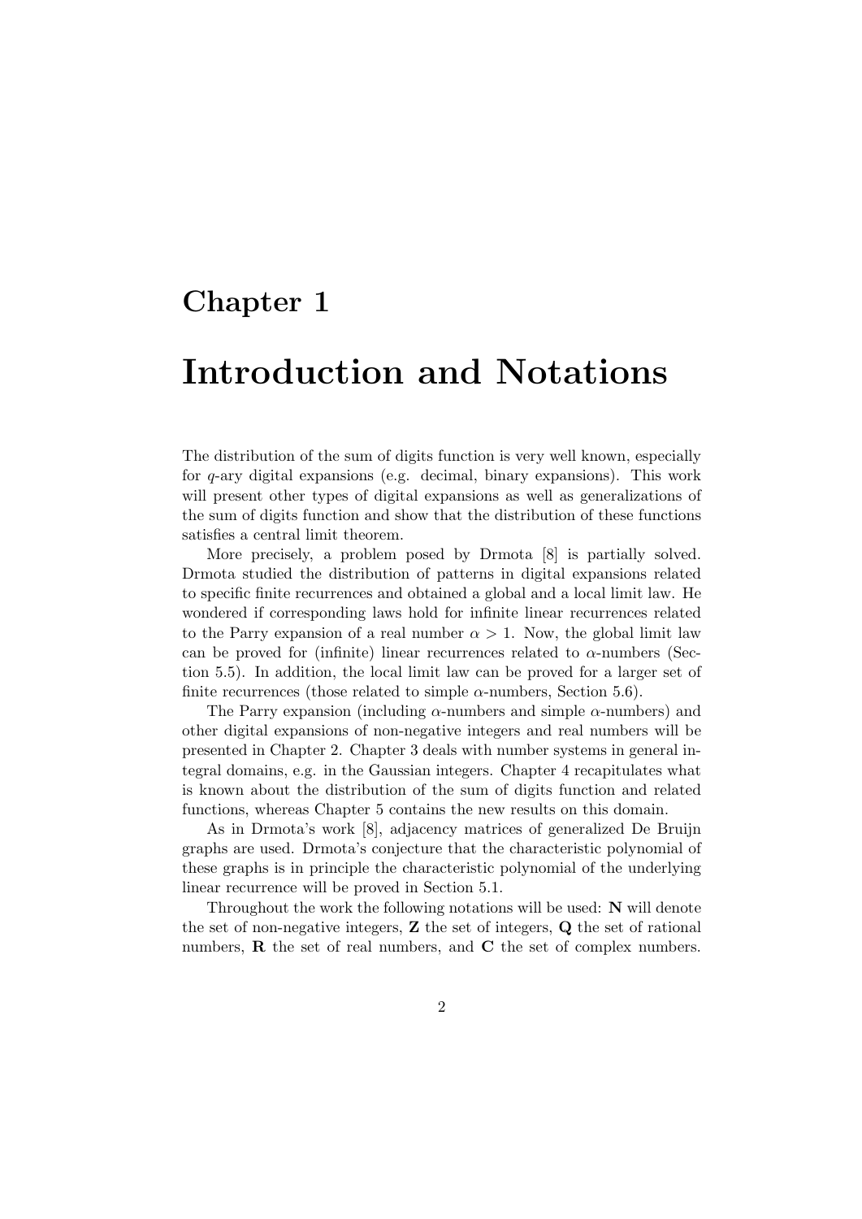# Chapter 1

# Introduction and Notations

The distribution of the sum of digits function is very well known, especially for $q$-ary digital expansions (e.g. decimal, binary expansions). This work will present other types of digital expansions as well as generalizations of the sum of digits function and show that the distribution of these functions satisfies a central limit theorem.

More precisely, a problem posed by Drmota [8] is partially solved. Drmota studied the distribution of patterns in digital expansions related to specific finite recurrences and obtained a global and a local limit law. He wondered if corresponding laws hold for infinite linear recurrences related to the Parry expansion of a real number $\alpha > 1$. Now, the global limit law can be proved for (infinite) linear recurrences related to $\alpha$-numbers (Section 5.5). In addition, the local limit law can be proved for a larger set of finite recurrences (those related to simple $\alpha$-numbers, Section 5.6).

The Parry expansion (including $\alpha$-numbers and simple $\alpha$-numbers) and other digital expansions of non-negative integers and real numbers will be presented in Chapter 2. Chapter 3 deals with number systems in general integral domains, e.g. in the Gaussian integers. Chapter 4 recapitulates what is known about the distribution of the sum of digits function and related functions, whereas Chapter 5 contains the new results on this domain.

As in Drmota's work [8], adjacency matrices of generalized De Bruijn graphs are used. Drmota's conjecture that the characteristic polynomial of these graphs is in principle the characteristic polynomial of the underlying linear recurrence will be proved in Section 5.1.

Throughout the work the following notations will be used: $\mathbf{N}$ will denote the set of non-negative integers, $\mathbf{Z}$ the set of integers, $\mathbf{Q}$ the set of rational numbers, $\mathbf{R}$ the set of real numbers, and $\mathbf{C}$ the set of complex numbers.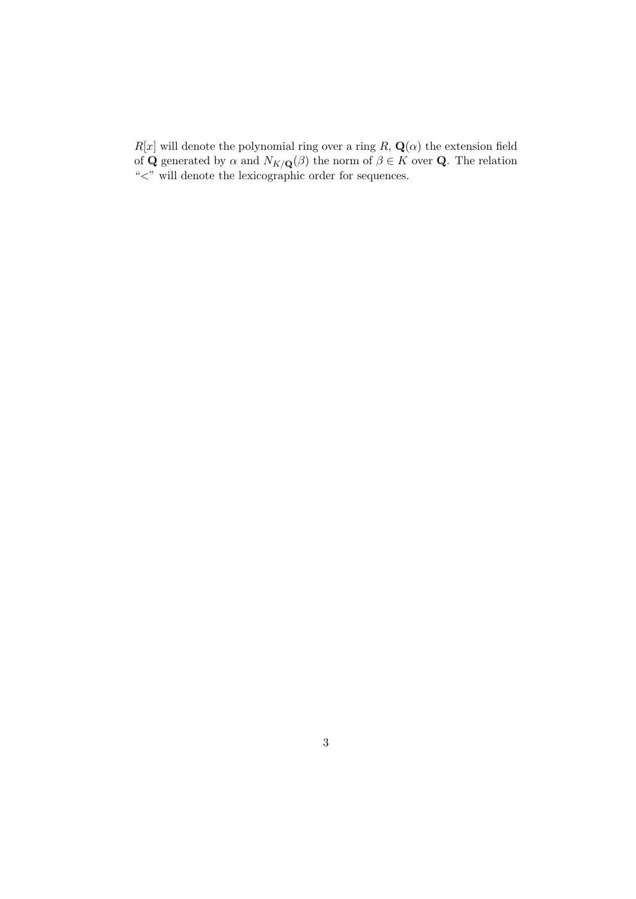$R[x]$ will denote the polynomial ring over a ring $R$, $\mathbf{Q}(\alpha)$ the extension field of $\mathbf{Q}$ generated by $\alpha$ and $N_{K/\mathbf{Q}}(\beta)$ the norm of $\beta \in K$ over $\mathbf{Q}$. The relation "$<$" will denote the lexicographic order for sequences.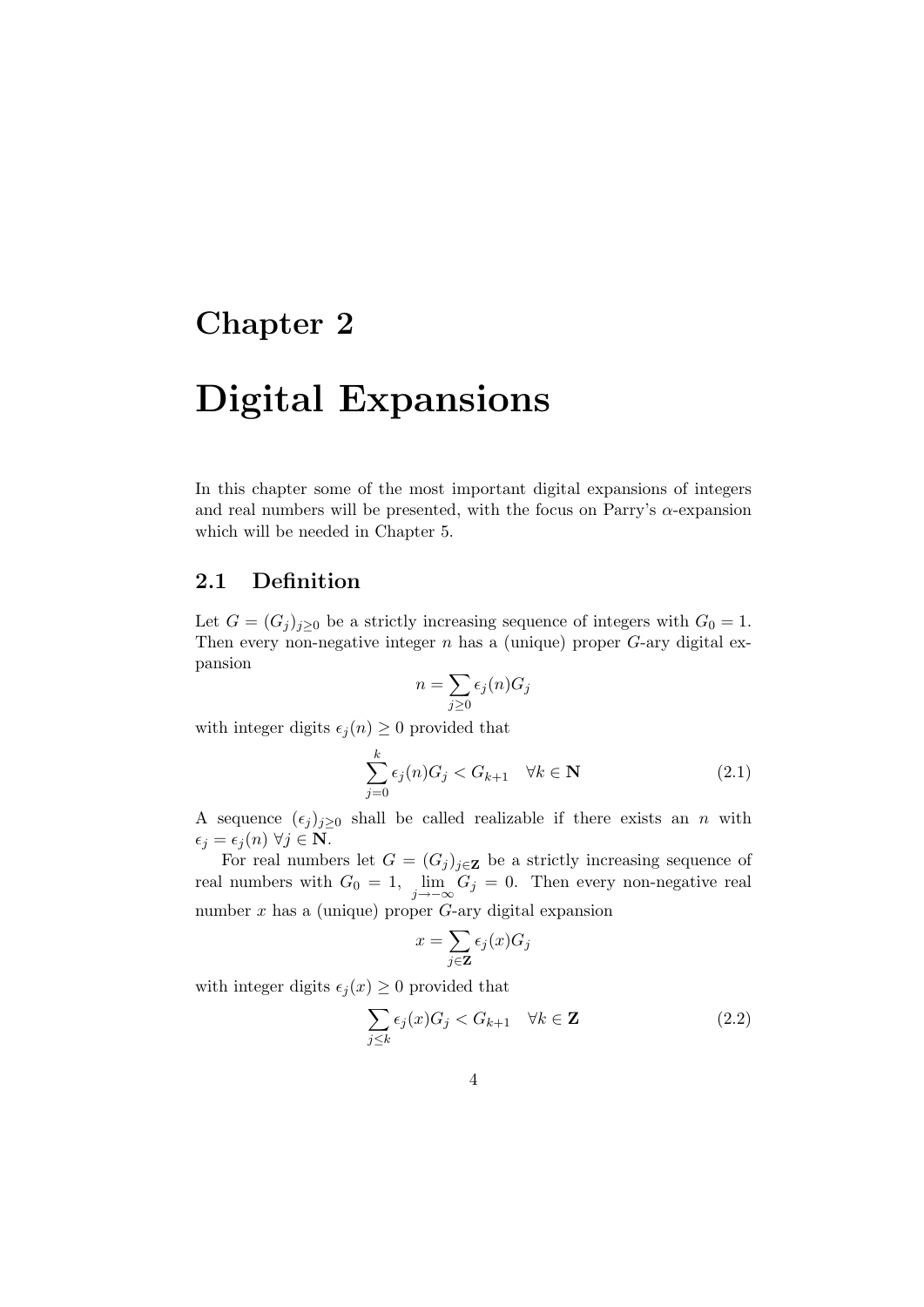# Chapter 2

# Digital Expansions

In this chapter some of the most important digital expansions of integers and real numbers will be presented, with the focus on Parry's $\alpha$-expansion which will be needed in Chapter 5.

## 2.1 Definition

Let $G = (G_j)_{j\geq 0}$ be a strictly increasing sequence of integers with $G_0 = 1$. Then every non-negative integer $n$ has a (unique) proper $G$-ary digital expansion

$$n = \sum_{j\geq 0} \epsilon_j(n) G_j$$

with integer digits $\epsilon_j(n) \geq 0$ provided that

$$\sum_{j=0}^{k} \epsilon_j(n) G_j < G_{k+1} \quad \forall k \in \mathbf{N} \tag{2.1}$$

A sequence $(\epsilon_j)_{j\geq 0}$ shall be called realizable if there exists an $n$ with $\epsilon_j = \epsilon_j(n)\ \forall j \in \mathbf{N}$.

For real numbers let $G = (G_j)_{j\in\mathbf{Z}}$ be a strictly increasing sequence of real numbers with $G_0 = 1,\ \lim_{j\to-\infty} G_j = 0$. Then every non-negative real number $x$ has a (unique) proper $G$-ary digital expansion

$$x = \sum_{j\in\mathbf{Z}} \epsilon_j(x) G_j$$

with integer digits $\epsilon_j(x) \geq 0$ provided that

$$\sum_{j\leq k} \epsilon_j(x) G_j < G_{k+1} \quad \forall k \in \mathbf{Z} \tag{2.2}$$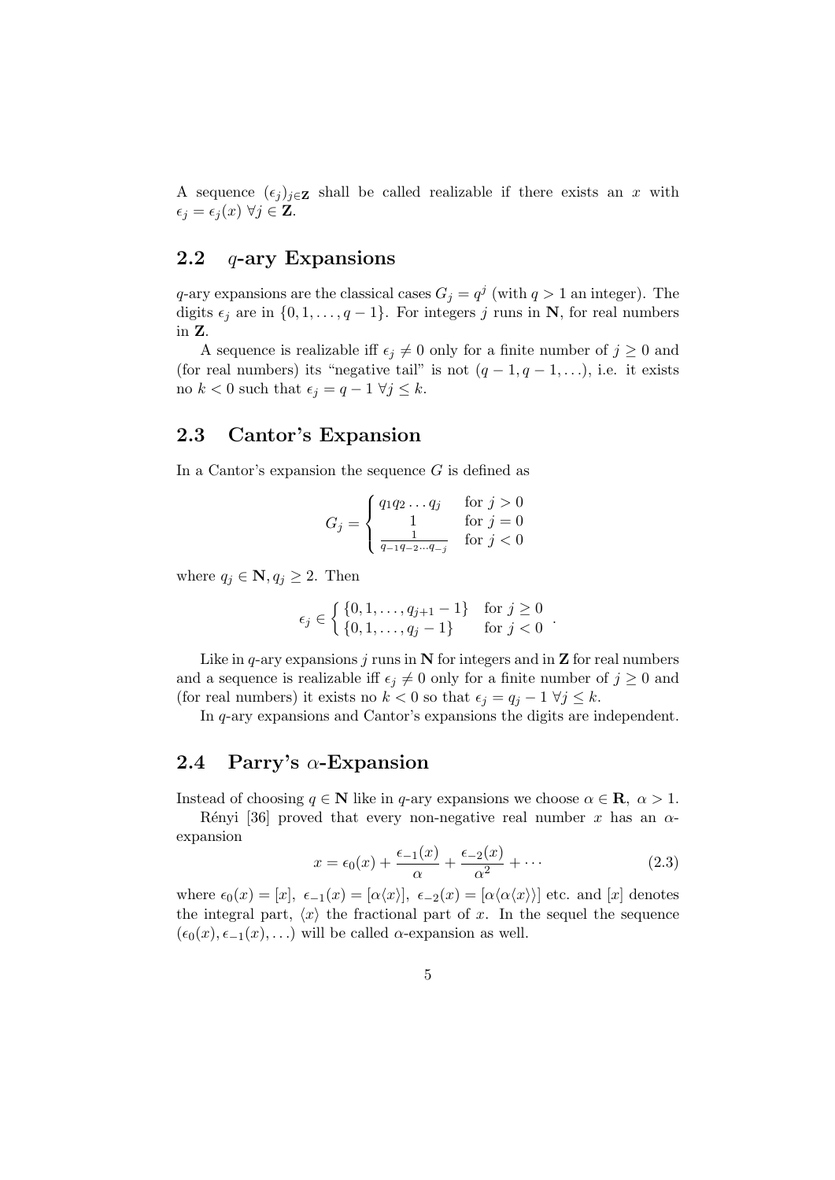A sequence $(\epsilon_j)_{j\in\mathbf{Z}}$ shall be called realizable if there exists an $x$ with $\epsilon_j = \epsilon_j(x)\ \forall j \in \mathbf{Z}$.

## 2.2 $q$-ary Expansions

$q$-ary expansions are the classical cases $G_j = q^j$ (with $q > 1$ an integer). The digits $\epsilon_j$ are in $\{0, 1, \ldots, q-1\}$. For integers $j$ runs in $\mathbf{N}$, for real numbers in $\mathbf{Z}$.

A sequence is realizable iff $\epsilon_j \neq 0$ only for a finite number of $j \geq 0$ and (for real numbers) its "negative tail" is not $(q-1, q-1, \ldots)$, i.e. it exists no $k < 0$ such that $\epsilon_j = q - 1\ \forall j \leq k$.

## 2.3 Cantor's Expansion

In a Cantor's expansion the sequence $G$ is defined as

$$G_j = \begin{cases} q_1 q_2 \ldots q_j & \text{for } j > 0 \\ 1 & \text{for } j = 0 \\ \frac{1}{q_{-1}q_{-2}\cdots q_{-j}} & \text{for } j < 0 \end{cases}$$

where $q_j \in \mathbf{N}, q_j \geq 2$. Then

$$\epsilon_j \in \begin{cases} \{0, 1, \ldots, q_{j+1} - 1\} & \text{for } j \geq 0 \\ \{0, 1, \ldots, q_j - 1\} & \text{for } j < 0 \end{cases}.$$

Like in $q$-ary expansions $j$ runs in $\mathbf{N}$ for integers and in $\mathbf{Z}$ for real numbers and a sequence is realizable iff $\epsilon_j \neq 0$ only for a finite number of $j \geq 0$ and (for real numbers) it exists no $k < 0$ so that $\epsilon_j = q_j - 1\ \forall j \leq k$.

In $q$-ary expansions and Cantor's expansions the digits are independent.

## 2.4 Parry's $\alpha$-Expansion

Instead of choosing $q \in \mathbf{N}$ like in $q$-ary expansions we choose $\alpha \in \mathbf{R},\ \alpha > 1$.

Rényi [36] proved that every non-negative real number $x$ has an $\alpha$-expansion

$$x = \epsilon_0(x) + \frac{\epsilon_{-1}(x)}{\alpha} + \frac{\epsilon_{-2}(x)}{\alpha^2} + \cdots \tag{2.3}$$

where $\epsilon_0(x) = [x],\ \epsilon_{-1}(x) = [\alpha\langle x\rangle],\ \epsilon_{-2}(x) = [\alpha\langle\alpha\langle x\rangle\rangle]$ etc. and $[x]$ denotes the integral part, $\langle x\rangle$ the fractional part of $x$. In the sequel the sequence $(\epsilon_0(x), \epsilon_{-1}(x), \ldots)$ will be called $\alpha$-expansion as well.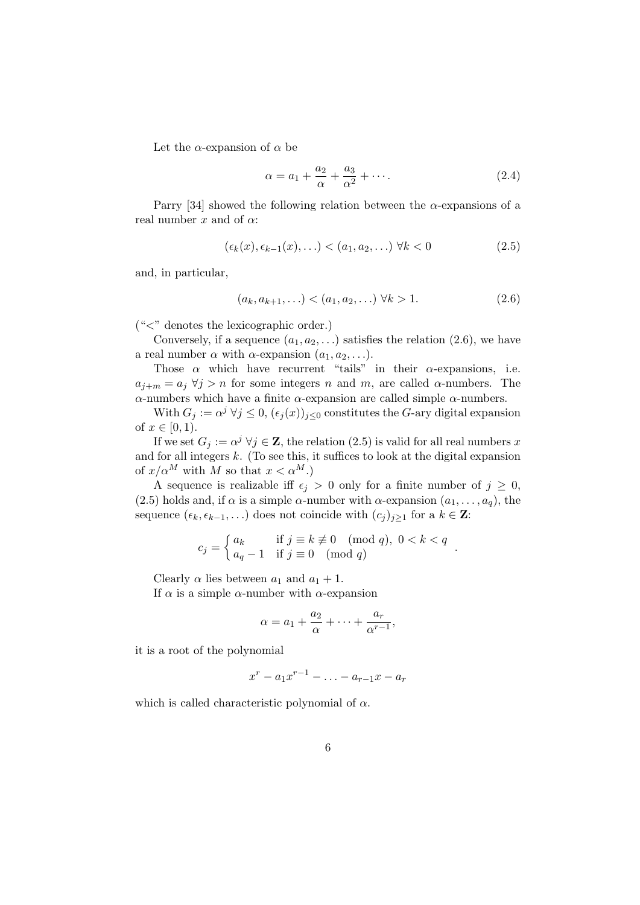Let the $\alpha$-expansion of $\alpha$ be

$$\alpha = a_1 + \frac{a_2}{\alpha} + \frac{a_3}{\alpha^2} + \cdots. \tag{2.4}$$

Parry [34] showed the following relation between the $\alpha$-expansions of a real number $x$ and of $\alpha$:

$$(\epsilon_k(x), \epsilon_{k-1}(x), \ldots) < (a_1, a_2, \ldots) \ \forall k < 0 \tag{2.5}$$

and, in particular,

$$(a_k, a_{k+1}, \ldots) < (a_1, a_2, \ldots) \ \forall k > 1. \tag{2.6}$$

("$<$" denotes the lexicographic order.)

Conversely, if a sequence $(a_1, a_2, \ldots)$ satisfies the relation (2.6), we have a real number $\alpha$ with $\alpha$-expansion $(a_1, a_2, \ldots)$.

Those $\alpha$ which have recurrent "tails" in their $\alpha$-expansions, i.e. $a_{j+m} = a_j \ \forall j > n$ for some integers $n$ and $m$, are called $\alpha$-numbers. The $\alpha$-numbers which have a finite $\alpha$-expansion are called simple $\alpha$-numbers.

With $G_j := \alpha^j \ \forall j \leq 0$, $(\epsilon_j(x))_{j \leq 0}$ constitutes the $G$-ary digital expansion of $x \in [0, 1)$.

If we set $G_j := \alpha^j \ \forall j \in \mathbf{Z}$, the relation (2.5) is valid for all real numbers $x$ and for all integers $k$. (To see this, it suffices to look at the digital expansion of $x/\alpha^M$ with $M$ so that $x < \alpha^M$.)

A sequence is realizable iff $\epsilon_j > 0$ only for a finite number of $j \geq 0$, (2.5) holds and, if $\alpha$ is a simple $\alpha$-number with $\alpha$-expansion $(a_1, \ldots, a_q)$, the sequence $(\epsilon_k, \epsilon_{k-1}, \ldots)$ does not coincide with $(c_j)_{j \geq 1}$ for a $k \in \mathbf{Z}$:

$$c_j = \begin{cases} a_k & \text{if } j \equiv k \not\equiv 0 \pmod{q}, \ 0 < k < q \\ a_q - 1 & \text{if } j \equiv 0 \pmod{q} \end{cases}.$$

Clearly $\alpha$ lies between $a_1$ and $a_1 + 1$.

If $\alpha$ is a simple $\alpha$-number with $\alpha$-expansion

$$\alpha = a_1 + \frac{a_2}{\alpha} + \cdots + \frac{a_r}{\alpha^{r-1}},$$

it is a root of the polynomial

$$x^r - a_1 x^{r-1} - \ldots - a_{r-1} x - a_r$$

which is called characteristic polynomial of $\alpha$.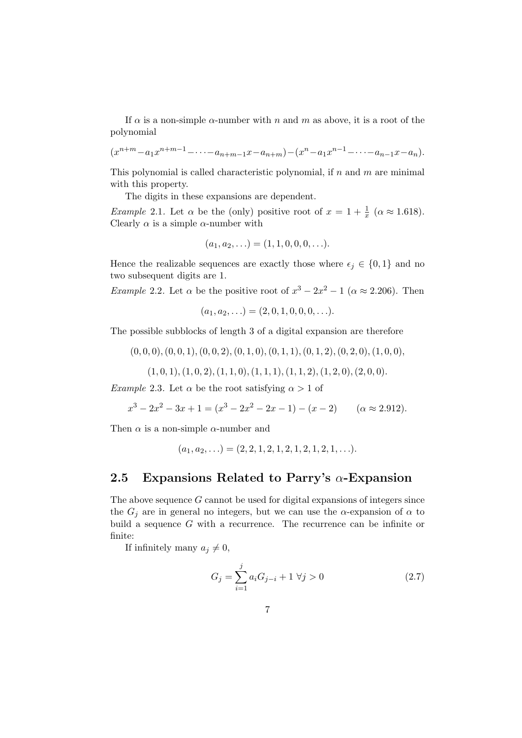If $\alpha$ is a non-simple $\alpha$-number with $n$ and $m$ as above, it is a root of the polynomial

$$(x^{n+m}-a_1x^{n+m-1}-\cdots-a_{n+m-1}x-a_{n+m})-(x^n-a_1x^{n-1}-\cdots-a_{n-1}x-a_n).$$

This polynomial is called characteristic polynomial, if $n$ and $m$ are minimal with this property.

The digits in these expansions are dependent.

*Example* 2.1. Let $\alpha$ be the (only) positive root of $x = 1 + \frac{1}{x}$ ($\alpha \approx 1.618$). Clearly $\alpha$ is a simple $\alpha$-number with

$$(a_1, a_2, \ldots) = (1, 1, 0, 0, 0, \ldots).$$

Hence the realizable sequences are exactly those where $\epsilon_j \in \{0, 1\}$ and no two subsequent digits are 1.

*Example* 2.2. Let $\alpha$ be the positive root of $x^3 - 2x^2 - 1$ ($\alpha \approx 2.206$). Then

$$(a_1, a_2, \ldots) = (2, 0, 1, 0, 0, 0, \ldots).$$

The possible subblocks of length 3 of a digital expansion are therefore

$$(0,0,0), (0,0,1), (0,0,2), (0,1,0), (0,1,1), (0,1,2), (0,2,0), (1,0,0),$$

$$(1,0,1), (1,0,2), (1,1,0), (1,1,1), (1,1,2), (1,2,0), (2,0,0).$$

*Example* 2.3. Let $\alpha$ be the root satisfying $\alpha > 1$ of

$$x^3 - 2x^2 - 3x + 1 = (x^3 - 2x^2 - 2x - 1) - (x - 2) \qquad (\alpha \approx 2.912).$$

Then $\alpha$ is a non-simple $\alpha$-number and

$$(a_1, a_2, \ldots) = (2, 2, 1, 2, 1, 2, 1, 2, 1, 2, 1, \ldots).$$

## 2.5 Expansions Related to Parry's $\alpha$-Expansion

The above sequence $G$ cannot be used for digital expansions of integers since the $G_j$ are in general no integers, but we can use the $\alpha$-expansion of $\alpha$ to build a sequence $G$ with a recurrence. The recurrence can be infinite or finite:

If infinitely many $a_j \neq 0$,

$$G_j = \sum_{i=1}^{j} a_i G_{j-i} + 1 \;\forall j > 0 \tag{2.7}$$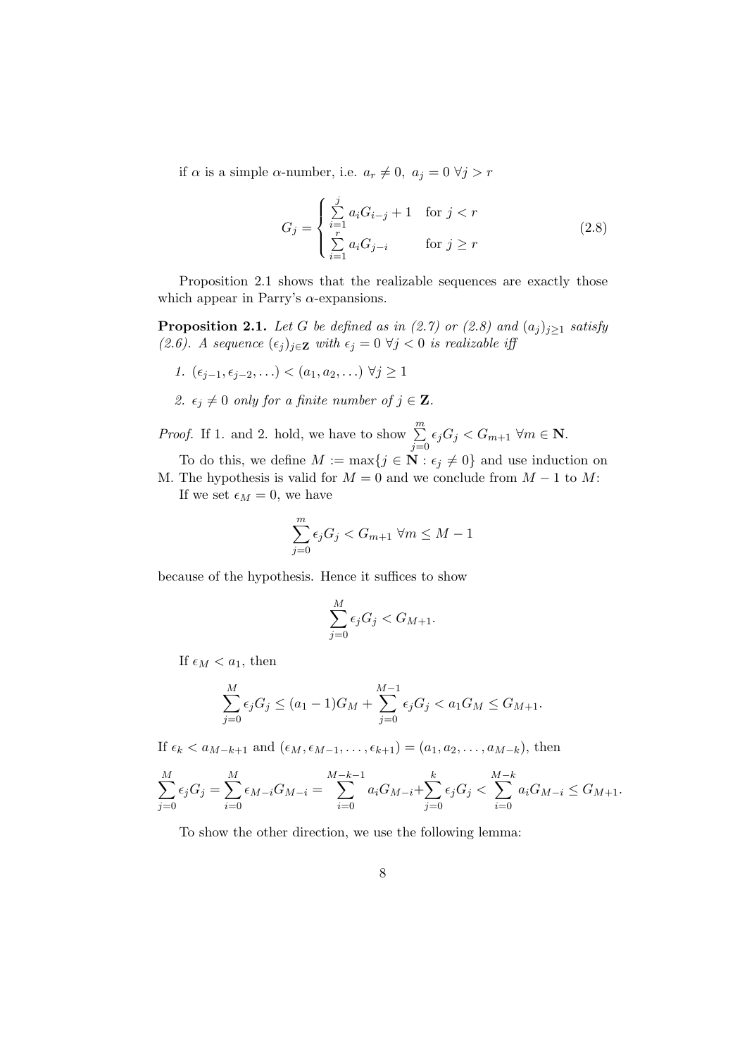if $\alpha$ is a simple $\alpha$-number, i.e. $a_r \neq 0,\ a_j = 0\ \forall j > r$

$$G_j = \begin{cases} \sum\limits_{i=1}^{j} a_i G_{i-j} + 1 & \text{for } j < r \\ \sum\limits_{i=1}^{r} a_i G_{j-i} & \text{for } j \geq r \end{cases} \tag{2.8}$$

Proposition 2.1 shows that the realizable sequences are exactly those which appear in Parry's $\alpha$-expansions.

**Proposition 2.1.** *Let $G$ be defined as in (2.7) or (2.8) and $(a_j)_{j\geq 1}$ satisfy (2.6). A sequence $(\epsilon_j)_{j\in\mathbf{Z}}$ with $\epsilon_j = 0\ \forall j < 0$ is realizable iff*

1. $(\epsilon_{j-1}, \epsilon_{j-2}, \ldots) < (a_1, a_2, \ldots)\ \forall j \geq 1$
2. *$\epsilon_j \neq 0$ only for a finite number of $j \in \mathbf{Z}$.*

*Proof.* If 1. and 2. hold, we have to show $\sum\limits_{j=0}^{m} \epsilon_j G_j < G_{m+1}\ \forall m \in \mathbf{N}$.

To do this, we define $M := \max\{j \in \mathbf{N} : \epsilon_j \neq 0\}$ and use induction on M. The hypothesis is valid for $M = 0$ and we conclude from $M - 1$ to $M$:

If we set $\epsilon_M = 0$, we have

$$\sum_{j=0}^{m} \epsilon_j G_j < G_{m+1}\ \forall m \leq M - 1$$

because of the hypothesis. Hence it suffices to show

$$\sum_{j=0}^{M} \epsilon_j G_j < G_{M+1}.$$

If $\epsilon_M < a_1$, then

$$\sum_{j=0}^{M} \epsilon_j G_j \leq (a_1 - 1) G_M + \sum_{j=0}^{M-1} \epsilon_j G_j < a_1 G_M \leq G_{M+1}.$$

If $\epsilon_k < a_{M-k+1}$ and $(\epsilon_M, \epsilon_{M-1}, \ldots, \epsilon_{k+1}) = (a_1, a_2, \ldots, a_{M-k})$, then

$$\sum_{j=0}^{M} \epsilon_j G_j = \sum_{i=0}^{M} \epsilon_{M-i} G_{M-i} = \sum_{i=0}^{M-k-1} a_i G_{M-i} + \sum_{j=0}^{k} \epsilon_j G_j < \sum_{i=0}^{M-k} a_i G_{M-i} \leq G_{M+1}.$$

To show the other direction, we use the following lemma: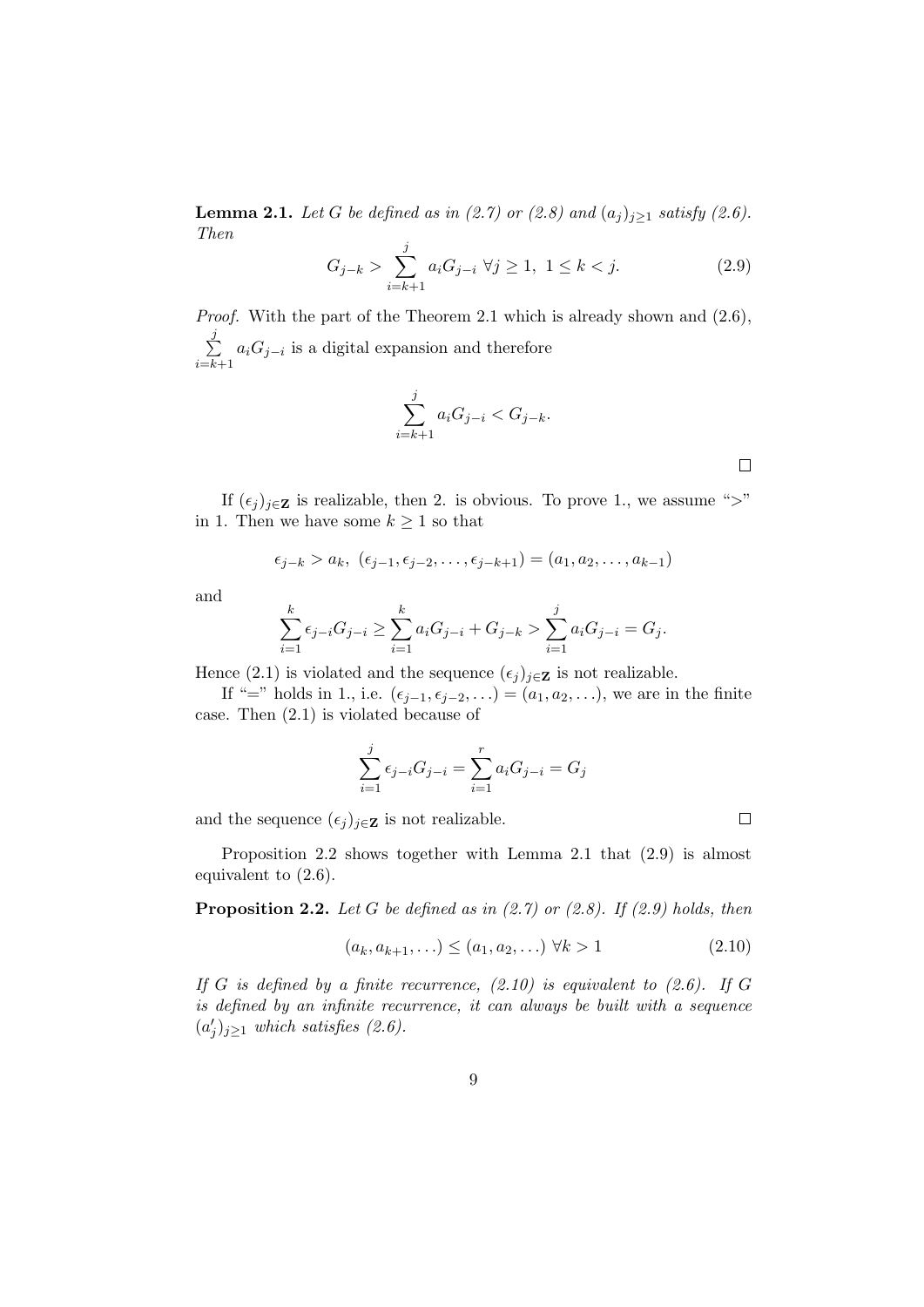**Lemma 2.1.** *Let $G$ be defined as in (2.7) or (2.8) and $(a_j)_{j\geq 1}$ satisfy (2.6). Then*

$$G_{j-k} > \sum_{i=k+1}^{j} a_i G_{j-i} \ \forall j \geq 1,\ 1 \leq k < j. \tag{2.9}$$

*Proof.* With the part of the Theorem 2.1 which is already shown and (2.6), $\sum\limits_{i=k+1}^{j} a_i G_{j-i}$ is a digital expansion and therefore

$$\sum_{i=k+1}^{j} a_i G_{j-i} < G_{j-k}.$$

$\square$

If $(\epsilon_j)_{j\in\mathbf{Z}}$ is realizable, then 2. is obvious. To prove 1., we assume ">" in 1. Then we have some $k \geq 1$ so that

$$\epsilon_{j-k} > a_k,\ (\epsilon_{j-1}, \epsilon_{j-2}, \ldots, \epsilon_{j-k+1}) = (a_1, a_2, \ldots, a_{k-1})$$

and

$$\sum_{i=1}^{k} \epsilon_{j-i} G_{j-i} \geq \sum_{i=1}^{k} a_i G_{j-i} + G_{j-k} > \sum_{i=1}^{j} a_i G_{j-i} = G_j.$$

Hence (2.1) is violated and the sequence $(\epsilon_j)_{j\in\mathbf{Z}}$ is not realizable.

If "=" holds in 1., i.e. $(\epsilon_{j-1}, \epsilon_{j-2}, \ldots) = (a_1, a_2, \ldots)$, we are in the finite case. Then (2.1) is violated because of

$$\sum_{i=1}^{j} \epsilon_{j-i} G_{j-i} = \sum_{i=1}^{r} a_i G_{j-i} = G_j$$

and the sequence $(\epsilon_j)_{j\in\mathbf{Z}}$ is not realizable. $\square$

Proposition 2.2 shows together with Lemma 2.1 that (2.9) is almost equivalent to (2.6).

**Proposition 2.2.** *Let $G$ be defined as in (2.7) or (2.8). If (2.9) holds, then*

$$(a_k, a_{k+1}, \ldots) \leq (a_1, a_2, \ldots)\ \forall k > 1 \tag{2.10}$$

*If $G$ is defined by a finite recurrence, (2.10) is equivalent to (2.6). If $G$ is defined by an infinite recurrence, it can always be built with a sequence $(a'_j)_{j\geq 1}$ which satisfies (2.6).*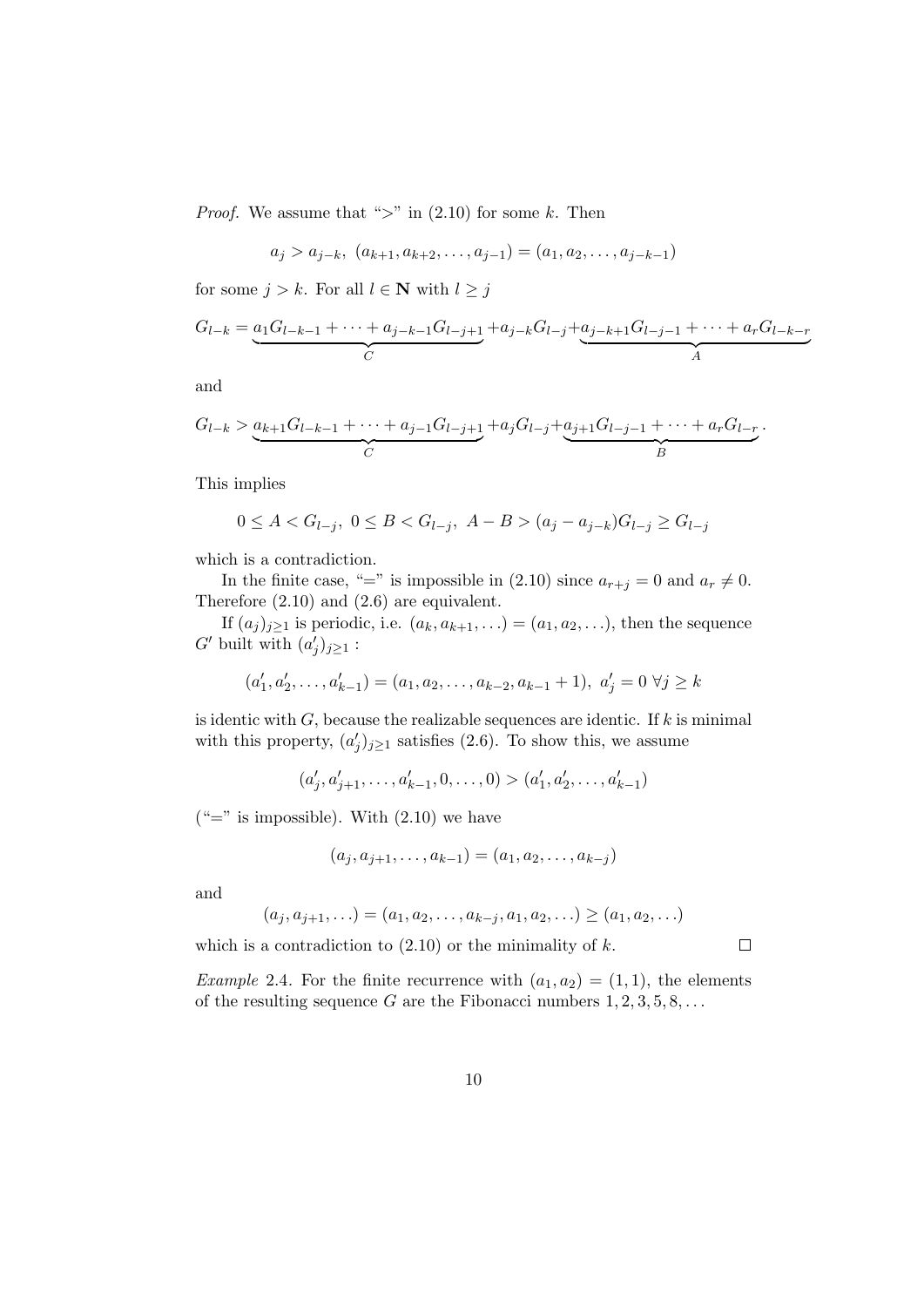*Proof.* We assume that ">" in (2.10) for some $k$. Then

$$a_j > a_{j-k},\ (a_{k+1}, a_{k+2}, \ldots, a_{j-1}) = (a_1, a_2, \ldots, a_{j-k-1})$$

for some $j > k$. For all $l \in \mathbf{N}$ with $l \geq j$

$$G_{l-k} = \underbrace{a_1 G_{l-k-1} + \cdots + a_{j-k-1} G_{l-j+1}}_{C} + a_{j-k} G_{l-j} + \underbrace{a_{j-k+1} G_{l-j-1} + \cdots + a_r G_{l-k-r}}_{A}$$

and

$$G_{l-k} > \underbrace{a_{k+1} G_{l-k-1} + \cdots + a_{j-1} G_{l-j+1}}_{C} + a_j G_{l-j} + \underbrace{a_{j+1} G_{l-j-1} + \cdots + a_r G_{l-r}}_{B}.$$

This implies

$$0 \leq A < G_{l-j},\ 0 \leq B < G_{l-j},\ A - B > (a_j - a_{j-k}) G_{l-j} \geq G_{l-j}$$

which is a contradiction.

In the finite case, "=" is impossible in (2.10) since $a_{r+j} = 0$ and $a_r \neq 0$. Therefore (2.10) and (2.6) are equivalent.

If $(a_j)_{j\geq 1}$ is periodic, i.e. $(a_k, a_{k+1}, \ldots) = (a_1, a_2, \ldots)$, then the sequence $G'$ built with $(a'_j)_{j\geq 1}$ :

$$(a'_1, a'_2, \ldots, a'_{k-1}) = (a_1, a_2, \ldots, a_{k-2}, a_{k-1} + 1),\ a'_j = 0\ \forall j \geq k$$

is identic with $G$, because the realizable sequences are identic. If $k$ is minimal with this property, $(a'_j)_{j\geq 1}$ satisfies (2.6). To show this, we assume

$$(a'_j, a'_{j+1}, \ldots, a'_{k-1}, 0, \ldots, 0) > (a'_1, a'_2, \ldots, a'_{k-1})$$

("=" is impossible). With (2.10) we have

$$(a_j, a_{j+1}, \ldots, a_{k-1}) = (a_1, a_2, \ldots, a_{k-j})$$

and

$$(a_j, a_{j+1}, \ldots) = (a_1, a_2, \ldots, a_{k-j}, a_1, a_2, \ldots) \geq (a_1, a_2, \ldots)$$

which is a contradiction to (2.10) or the minimality of $k$. $\square$

*Example* 2.4. For the finite recurrence with $(a_1, a_2) = (1, 1)$, the elements of the resulting sequence $G$ are the Fibonacci numbers $1, 2, 3, 5, 8, \ldots$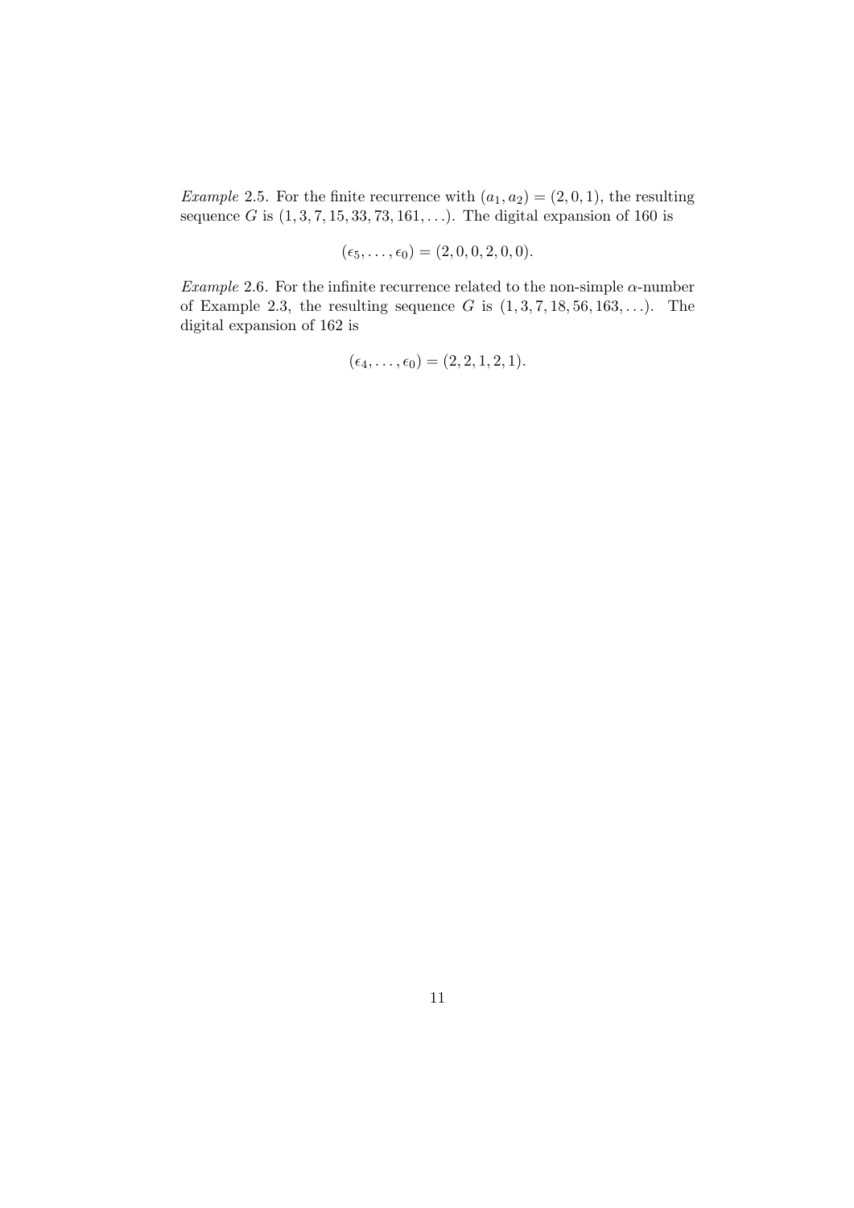*Example* 2.5. For the finite recurrence with $(a_1, a_2) = (2, 0, 1)$, the resulting sequence $G$ is $(1, 3, 7, 15, 33, 73, 161, \ldots)$. The digital expansion of 160 is

$$(\epsilon_5, \ldots, \epsilon_0) = (2, 0, 0, 2, 0, 0).$$

*Example* 2.6. For the infinite recurrence related to the non-simple $\alpha$-number of Example 2.3, the resulting sequence $G$ is $(1, 3, 7, 18, 56, 163, \ldots)$. The digital expansion of 162 is

$$(\epsilon_4, \ldots, \epsilon_0) = (2, 2, 1, 2, 1).$$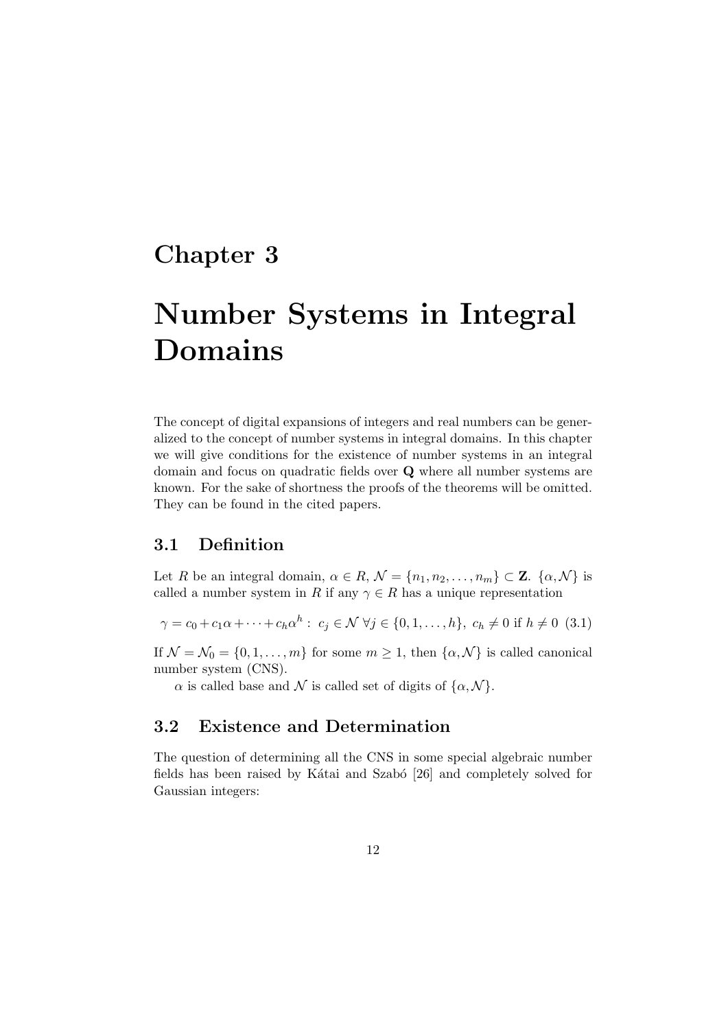# Chapter 3

# Number Systems in Integral Domains

The concept of digital expansions of integers and real numbers can be generalized to the concept of number systems in integral domains. In this chapter we will give conditions for the existence of number systems in an integral domain and focus on quadratic fields over $\mathbf{Q}$ where all number systems are known. For the sake of shortness the proofs of the theorems will be omitted. They can be found in the cited papers.

## 3.1 Definition

Let $R$ be an integral domain, $\alpha \in R$, $\mathcal{N} = \{n_1, n_2, \ldots, n_m\} \subset \mathbf{Z}$. $\{\alpha, \mathcal{N}\}$ is called a number system in $R$ if any $\gamma \in R$ has a unique representation

$$\gamma = c_0 + c_1\alpha + \cdots + c_h\alpha^h : \ c_j \in \mathcal{N} \ \forall j \in \{0, 1, \ldots, h\}, \ c_h \neq 0 \text{ if } h \neq 0 \quad (3.1)$$

If $\mathcal{N} = \mathcal{N}_0 = \{0, 1, \ldots, m\}$ for some $m \geq 1$, then $\{\alpha, \mathcal{N}\}$ is called canonical number system (CNS).

$\alpha$ is called base and $\mathcal{N}$ is called set of digits of $\{\alpha, \mathcal{N}\}$.

## 3.2 Existence and Determination

The question of determining all the CNS in some special algebraic number fields has been raised by Kátai and Szabó [26] and completely solved for Gaussian integers: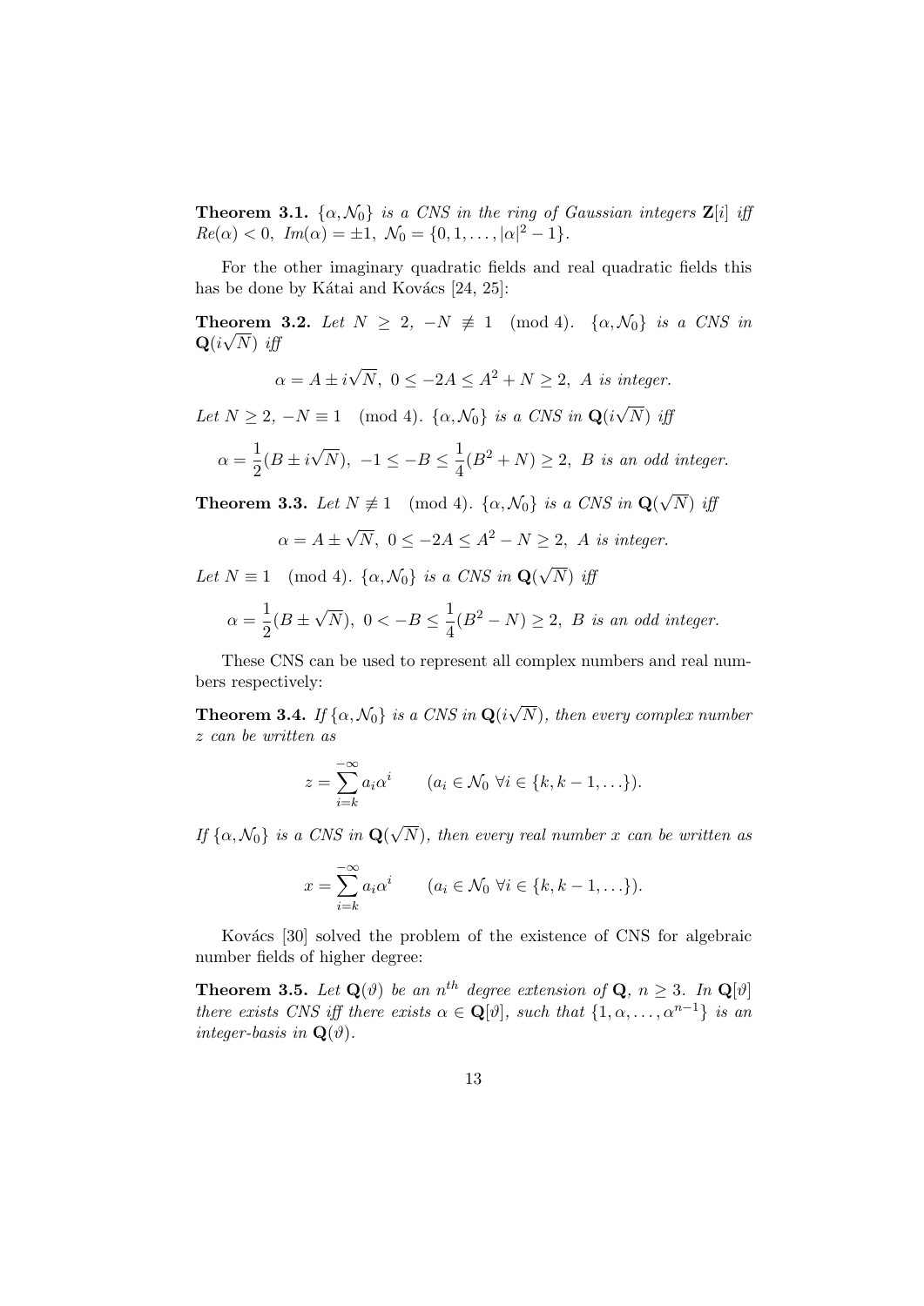**Theorem 3.1.** *$\{\alpha, \mathcal{N}_0\}$ is a CNS in the ring of Gaussian integers $\mathbf{Z}[i]$ iff $Re(\alpha) < 0,\ Im(\alpha) = \pm 1,\ \mathcal{N}_0 = \{0, 1, \ldots, |\alpha|^2 - 1\}$.*

For the other imaginary quadratic fields and real quadratic fields this has be done by Kátai and Kovács [24, 25]:

**Theorem 3.2.** *Let $N \geq 2,\ -N \not\equiv 1 \pmod 4$. $\{\alpha, \mathcal{N}_0\}$ is a CNS in $\mathbf{Q}(i\sqrt{N})$ iff*

$$\alpha = A \pm i\sqrt{N},\ 0 \leq -2A \leq A^2 + N \geq 2,\ A \text{ is integer.}$$

*Let $N \geq 2,\ -N \equiv 1 \pmod 4$. $\{\alpha, \mathcal{N}_0\}$ is a CNS in $\mathbf{Q}(i\sqrt{N})$ iff*

$$\alpha = \frac{1}{2}(B \pm i\sqrt{N}),\ -1 \leq -B \leq \frac{1}{4}(B^2 + N) \geq 2,\ B \text{ is an odd integer.}$$

**Theorem 3.3.** *Let $N \not\equiv 1 \pmod 4$. $\{\alpha, \mathcal{N}_0\}$ is a CNS in $\mathbf{Q}(\sqrt{N})$ iff*

$$\alpha = A \pm \sqrt{N},\ 0 \leq -2A \leq A^2 - N \geq 2,\ A \text{ is integer.}$$

*Let $N \equiv 1 \pmod 4$. $\{\alpha, \mathcal{N}_0\}$ is a CNS in $\mathbf{Q}(\sqrt{N})$ iff*

$$\alpha = \frac{1}{2}(B \pm \sqrt{N}),\ 0 < -B \leq \frac{1}{4}(B^2 - N) \geq 2,\ B \text{ is an odd integer.}$$

These CNS can be used to represent all complex numbers and real numbers respectively:

**Theorem 3.4.** *If $\{\alpha, \mathcal{N}_0\}$ is a CNS in $\mathbf{Q}(i\sqrt{N})$, then every complex number $z$ can be written as*

$$z = \sum_{i=k}^{-\infty} a_i \alpha^i \qquad (a_i \in \mathcal{N}_0\ \forall i \in \{k, k-1, \ldots\}).$$

*If $\{\alpha, \mathcal{N}_0\}$ is a CNS in $\mathbf{Q}(\sqrt{N})$, then every real number $x$ can be written as*

$$x = \sum_{i=k}^{-\infty} a_i \alpha^i \qquad (a_i \in \mathcal{N}_0\ \forall i \in \{k, k-1, \ldots\}).$$

Kovács [30] solved the problem of the existence of CNS for algebraic number fields of higher degree:

**Theorem 3.5.** *Let $\mathbf{Q}(\vartheta)$ be an $n^{th}$ degree extension of $\mathbf{Q}$, $n \geq 3$. In $\mathbf{Q}[\vartheta]$ there exists CNS iff there exists $\alpha \in \mathbf{Q}[\vartheta]$, such that $\{1, \alpha, \ldots, \alpha^{n-1}\}$ is an integer-basis in $\mathbf{Q}(\vartheta)$.*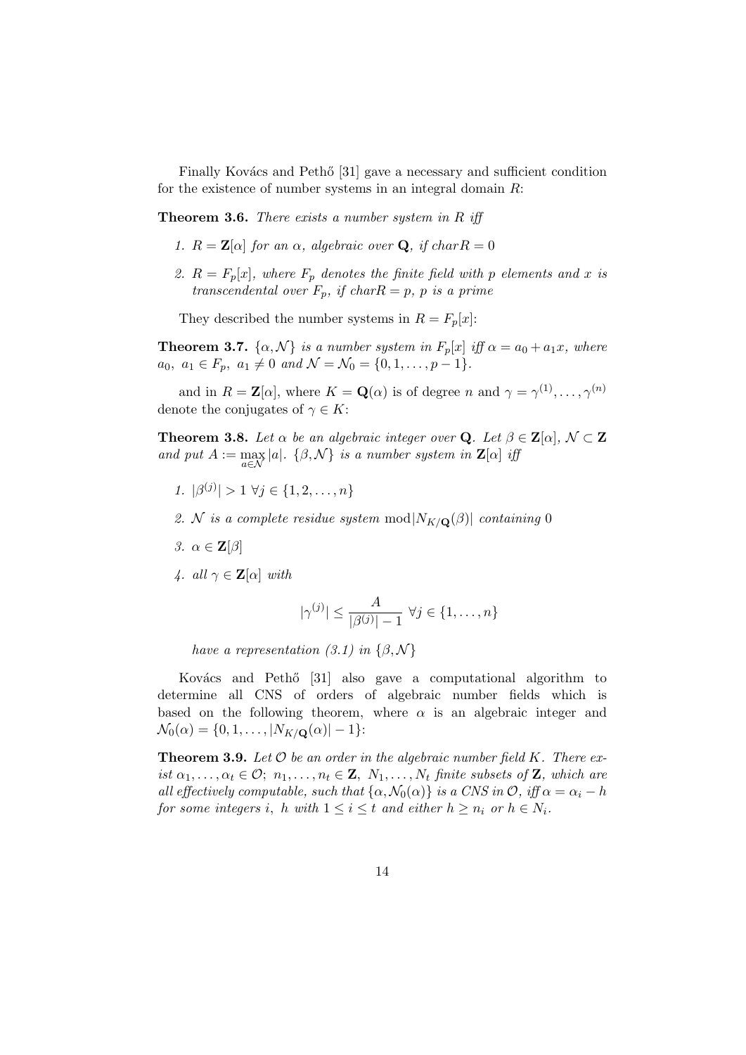Finally Kovács and Pethő [31] gave a necessary and sufficient condition for the existence of number systems in an integral domain $R$:

**Theorem 3.6.** *There exists a number system in $R$ iff*

1. *$R = \mathbf{Z}[\alpha]$ for an $\alpha$, algebraic over $\mathbf{Q}$, if $char R = 0$*
2. *$R = F_p[x]$, where $F_p$ denotes the finite field with $p$ elements and $x$ is transcendental over $F_p$, if $char R = p$, $p$ is a prime*

They described the number systems in $R = F_p[x]$:

**Theorem 3.7.** *$\{\alpha, \mathcal{N}\}$ is a number system in $F_p[x]$ iff $\alpha = a_0 + a_1 x$, where $a_0,\ a_1 \in F_p,\ a_1 \neq 0$ and $\mathcal{N} = \mathcal{N}_0 = \{0, 1, \ldots, p-1\}$.*

and in $R = \mathbf{Z}[\alpha]$, where $K = \mathbf{Q}(\alpha)$ is of degree $n$ and $\gamma = \gamma^{(1)}, \ldots, \gamma^{(n)}$ denote the conjugates of $\gamma \in K$:

**Theorem 3.8.** *Let $\alpha$ be an algebraic integer over $\mathbf{Q}$. Let $\beta \in \mathbf{Z}[\alpha]$, $\mathcal{N} \subset \mathbf{Z}$ and put $A := \max_{a \in \mathcal{N}} |a|$. $\{\beta, \mathcal{N}\}$ is a number system in $\mathbf{Z}[\alpha]$ iff*

1. *$|\beta^{(j)}| > 1\ \forall j \in \{1, 2, \ldots, n\}$*
2. *$\mathcal{N}$ is a complete residue system $\operatorname{mod} |N_{K/\mathbf{Q}}(\beta)|$ containing $0$*
3. *$\alpha \in \mathbf{Z}[\beta]$*
4. *all $\gamma \in \mathbf{Z}[\alpha]$ with*

$$|\gamma^{(j)}| \leq \frac{A}{|\beta^{(j)}| - 1}\ \forall j \in \{1, \ldots, n\}$$

*have a representation (3.1) in $\{\beta, \mathcal{N}\}$*

Kovács and Pethő [31] also gave a computational algorithm to determine all CNS of orders of algebraic number fields which is based on the following theorem, where $\alpha$ is an algebraic integer and $\mathcal{N}_0(\alpha) = \{0, 1, \ldots, |N_{K/\mathbf{Q}}(\alpha)| - 1\}$:

**Theorem 3.9.** *Let $\mathcal{O}$ be an order in the algebraic number field $K$. There exist $\alpha_1, \ldots, \alpha_t \in \mathcal{O};\ n_1, \ldots, n_t \in \mathbf{Z},\ N_1, \ldots, N_t$ finite subsets of $\mathbf{Z}$, which are all effectively computable, such that $\{\alpha, \mathcal{N}_0(\alpha)\}$ is a CNS in $\mathcal{O}$, iff $\alpha = \alpha_i - h$ for some integers $i,\ h$ with $1 \leq i \leq t$ and either $h \geq n_i$ or $h \in N_i$.*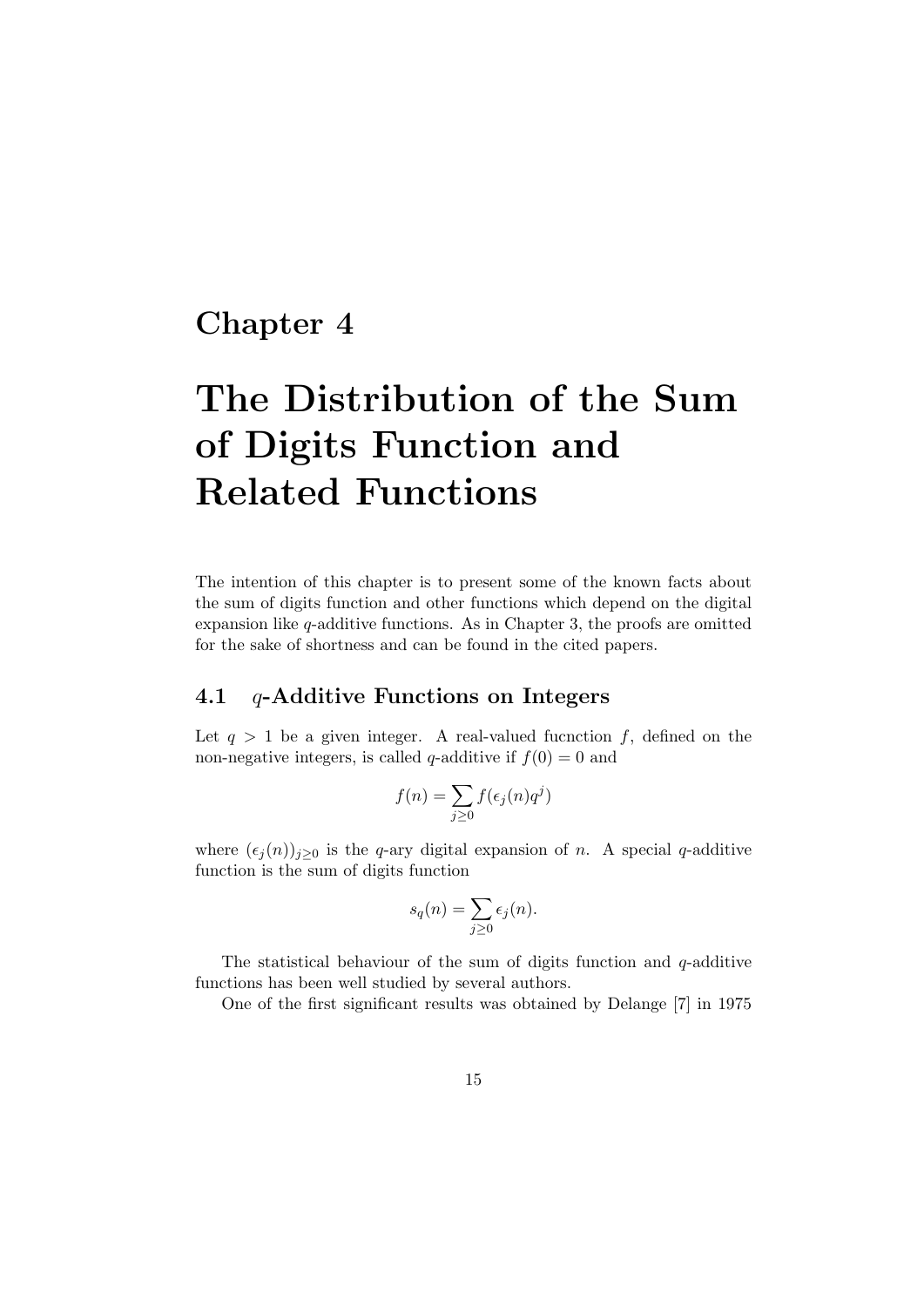# Chapter 4

# The Distribution of the Sum of Digits Function and Related Functions

The intention of this chapter is to present some of the known facts about the sum of digits function and other functions which depend on the digital expansion like $q$-additive functions. As in Chapter 3, the proofs are omitted for the sake of shortness and can be found in the cited papers.

## 4.1 $q$-Additive Functions on Integers

Let $q > 1$ be a given integer. A real-valued fucnction $f$, defined on the non-negative integers, is called $q$-additive if $f(0) = 0$ and

$$f(n) = \sum_{j \geq 0} f(\epsilon_j(n) q^j)$$

where $(\epsilon_j(n))_{j \geq 0}$ is the $q$-ary digital expansion of $n$. A special $q$-additive function is the sum of digits function

$$s_q(n) = \sum_{j \geq 0} \epsilon_j(n).$$

The statistical behaviour of the sum of digits function and $q$-additive functions has been well studied by several authors.

One of the first significant results was obtained by Delange [7] in 1975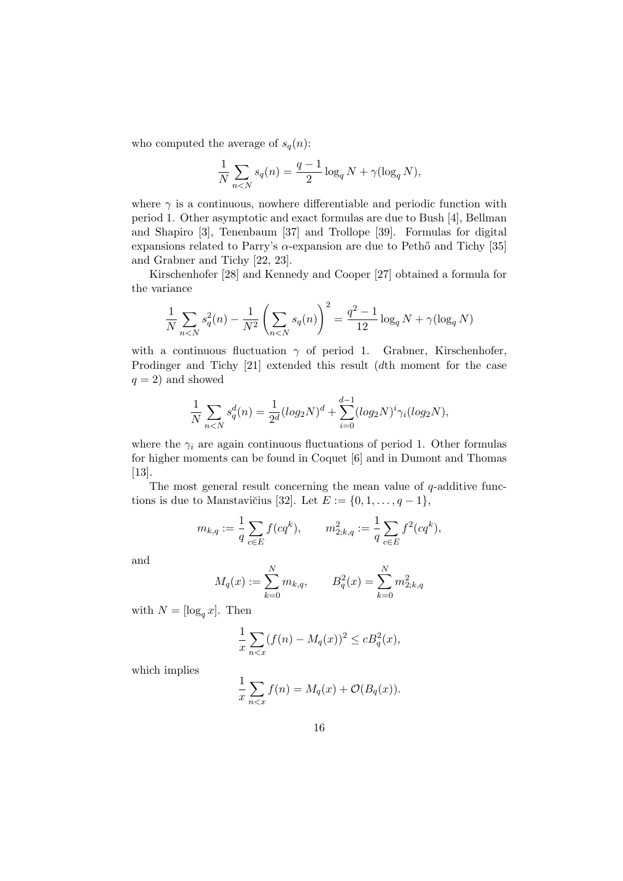who computed the average of $s_q(n)$:

$$\frac{1}{N}\sum_{n<N} s_q(n) = \frac{q-1}{2}\log_q N + \gamma(\log_q N),$$

where $\gamma$ is a continuous, nowhere differentiable and periodic function with period 1. Other asymptotic and exact formulas are due to Bush [4], Bellman and Shapiro [3], Tenenbaum [37] and Trollope [39]. Formulas for digital expansions related to Parry's $\alpha$-expansion are due to Pethő and Tichy [35] and Grabner and Tichy [22, 23].

Kirschenhofer [28] and Kennedy and Cooper [27] obtained a formula for the variance

$$\frac{1}{N}\sum_{n<N} s_q^2(n) - \frac{1}{N^2}\left(\sum_{n<N} s_q(n)\right)^2 = \frac{q^2-1}{12}\log_q N + \gamma(\log_q N)$$

with a continuous fluctuation $\gamma$ of period 1. Grabner, Kirschenhofer, Prodinger and Tichy [21] extended this result ($d$th moment for the case $q = 2$) and showed

$$\frac{1}{N}\sum_{n<N} s_q^d(n) = \frac{1}{2^d}(log_2 N)^d + \sum_{i=0}^{d-1}(log_2 N)^i \gamma_i(log_2 N),$$

where the $\gamma_i$ are again continuous fluctuations of period 1. Other formulas for higher moments can be found in Coquet [6] and in Dumont and Thomas [13].

The most general result concerning the mean value of $q$-additive functions is due to Manstavičius [32]. Let $E := \{0, 1, \ldots, q-1\}$,

$$m_{k,q} := \frac{1}{q}\sum_{c\in E} f(cq^k), \qquad m_{2;k,q}^2 := \frac{1}{q}\sum_{c\in E} f^2(cq^k),$$

and

$$M_q(x) := \sum_{k=0}^{N} m_{k,q}, \qquad B_q^2(x) = \sum_{k=0}^{N} m_{2;k,q}^2$$

with $N = [\log_q x]$. Then

$$\frac{1}{x}\sum_{n<x}(f(n) - M_q(x))^2 \leq cB_q^2(x),$$

which implies

$$\frac{1}{x}\sum_{n<x} f(n) = M_q(x) + \mathcal{O}(B_q(x)).$$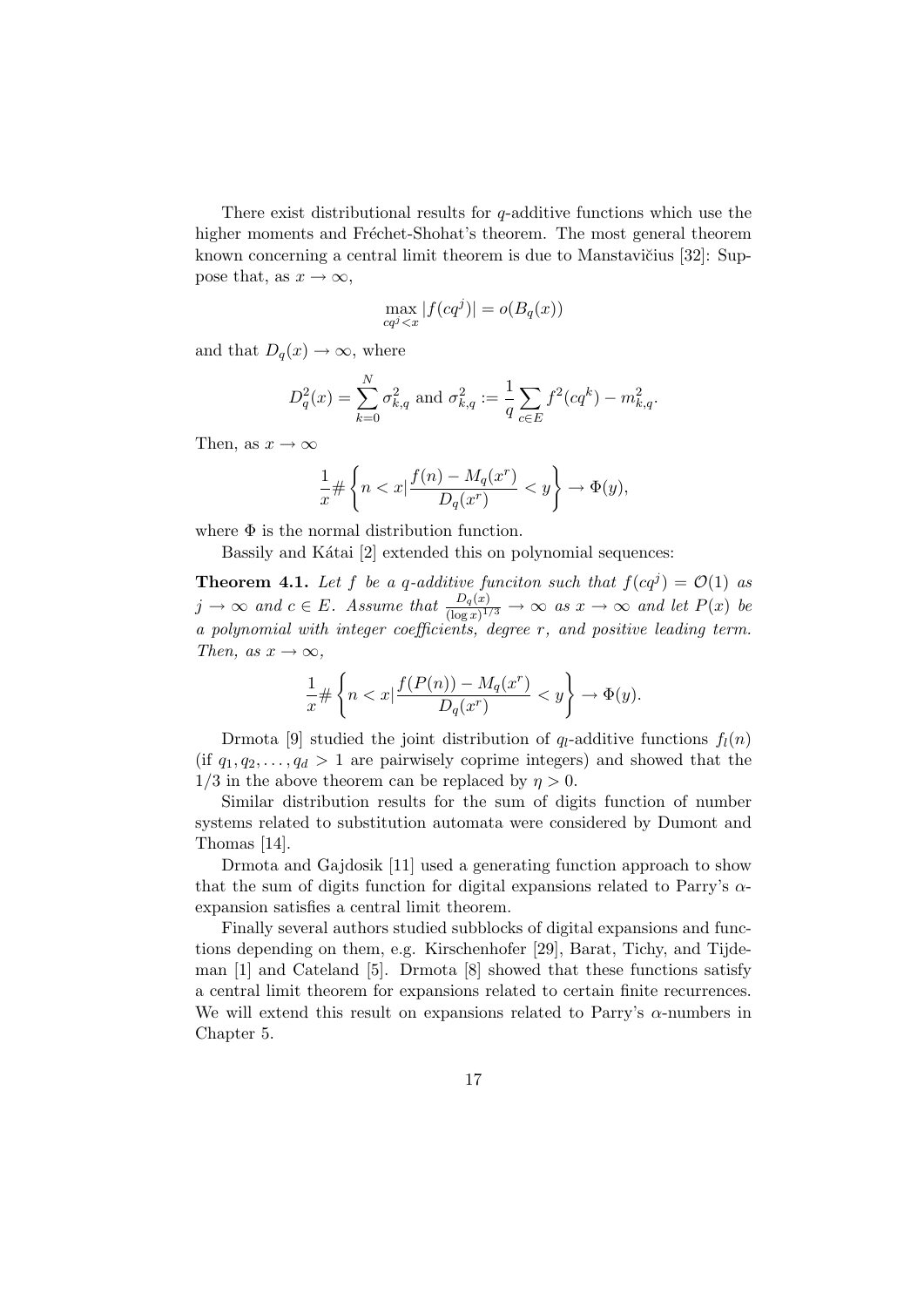There exist distributional results for $q$-additive functions which use the higher moments and Fréchet-Shohat's theorem. The most general theorem known concerning a central limit theorem is due to Manstavičius [32]: Suppose that, as $x \to \infty$,

$$\max_{cq^j < x} |f(cq^j)| = o(B_q(x))$$

and that $D_q(x) \to \infty$, where

$$D_q^2(x) = \sum_{k=0}^{N} \sigma_{k,q}^2 \text{ and } \sigma_{k,q}^2 := \frac{1}{q} \sum_{c \in E} f^2(cq^k) - m_{k,q}^2.$$

Then, as $x \to \infty$

$$\frac{1}{x} \# \left\{ n < x | \frac{f(n) - M_q(x^r)}{D_q(x^r)} < y \right\} \to \Phi(y),$$

where $\Phi$ is the normal distribution function.

Bassily and Kátai [2] extended this on polynomial sequences:

**Theorem 4.1.** *Let $f$ be a $q$-additive funciton such that $f(cq^j) = \mathcal{O}(1)$ as $j \to \infty$ and $c \in E$. Assume that $\frac{D_q(x)}{(\log x)^{1/3}} \to \infty$ as $x \to \infty$ and let $P(x)$ be a polynomial with integer coefficients, degree $r$, and positive leading term. Then, as $x \to \infty$,*

$$\frac{1}{x} \# \left\{ n < x | \frac{f(P(n)) - M_q(x^r)}{D_q(x^r)} < y \right\} \to \Phi(y).$$

Drmota [9] studied the joint distribution of $q_l$-additive functions $f_l(n)$ (if $q_1, q_2, \ldots, q_d > 1$ are pairwisely coprime integers) and showed that the $1/3$ in the above theorem can be replaced by $\eta > 0$.

Similar distribution results for the sum of digits function of number systems related to substitution automata were considered by Dumont and Thomas [14].

Drmota and Gajdosik [11] used a generating function approach to show that the sum of digits function for digital expansions related to Parry's $\alpha$-expansion satisfies a central limit theorem.

Finally several authors studied subblocks of digital expansions and functions depending on them, e.g. Kirschenhofer [29], Barat, Tichy, and Tijdeman [1] and Cateland [5]. Drmota [8] showed that these functions satisfy a central limit theorem for expansions related to certain finite recurrences. We will extend this result on expansions related to Parry's $\alpha$-numbers in Chapter 5.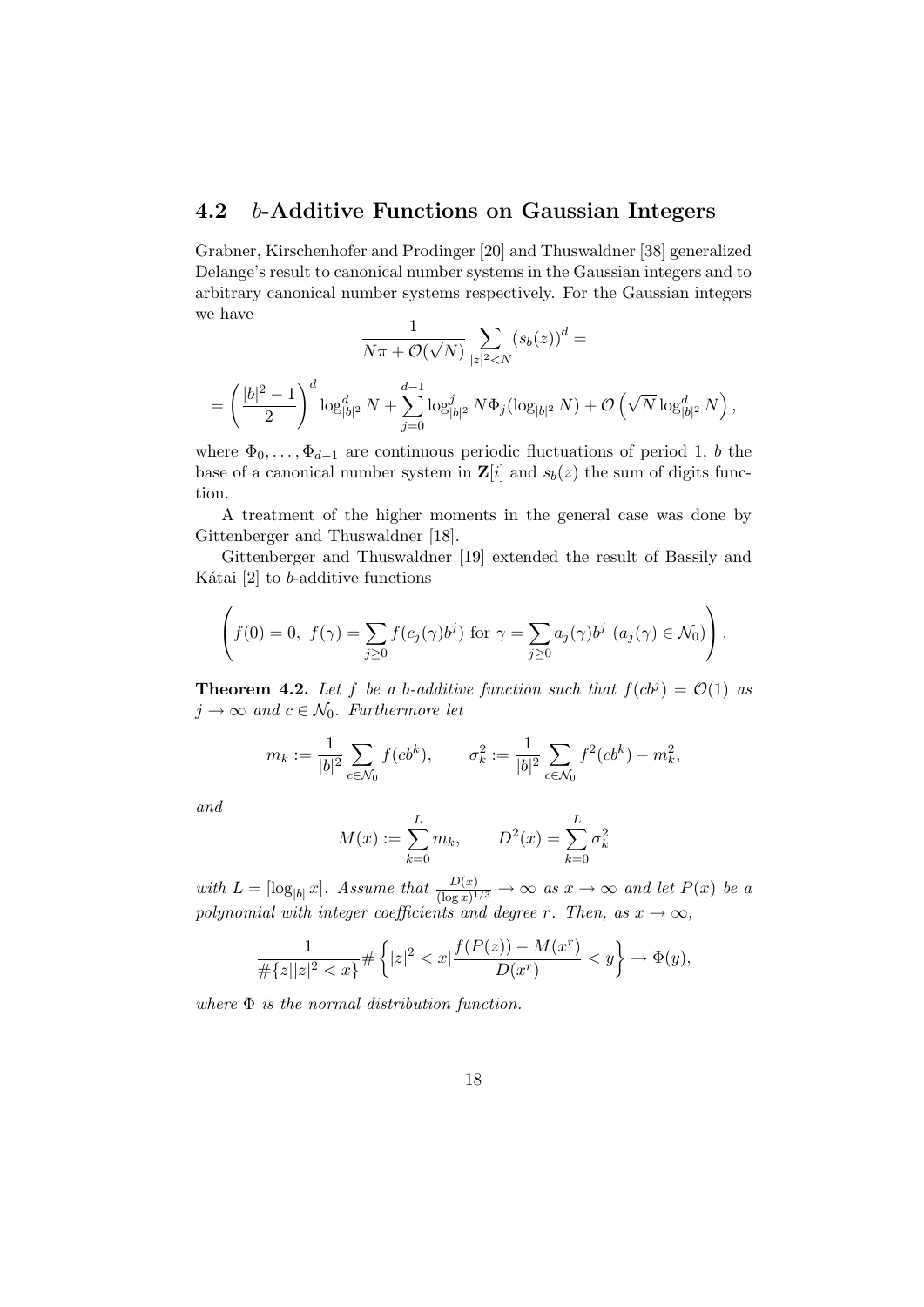## 4.2 $b$-Additive Functions on Gaussian Integers

Grabner, Kirschenhofer and Prodinger [20] and Thuswaldner [38] generalized Delange's result to canonical number systems in the Gaussian integers and to arbitrary canonical number systems respectively. For the Gaussian integers we have

$$\frac{1}{N\pi + \mathcal{O}(\sqrt{N})} \sum_{|z|^2 < N} (s_b(z))^d =$$

$$= \left(\frac{|b|^2 - 1}{2}\right)^d \log_{|b|^2}^d N + \sum_{j=0}^{d-1} \log_{|b|^2}^j N \Phi_j(\log_{|b|^2} N) + \mathcal{O}\left(\sqrt{N} \log_{|b|^2}^d N\right),$$

where $\Phi_0, \ldots, \Phi_{d-1}$ are continuous periodic fluctuations of period 1, $b$ the base of a canonical number system in $\mathbf{Z}[i]$ and $s_b(z)$ the sum of digits function.

A treatment of the higher moments in the general case was done by Gittenberger and Thuswaldner [18].

Gittenberger and Thuswaldner [19] extended the result of Bassily and Kátai [2] to $b$-additive functions

$$\left( f(0) = 0,\ f(\gamma) = \sum_{j \geq 0} f(c_j(\gamma) b^j) \text{ for } \gamma = \sum_{j \geq 0} a_j(\gamma) b^j \ (a_j(\gamma) \in \mathcal{N}_0) \right).$$

**Theorem 4.2.** *Let $f$ be a $b$-additive function such that $f(cb^j) = \mathcal{O}(1)$ as $j \to \infty$ and $c \in \mathcal{N}_0$. Furthermore let*

$$m_k := \frac{1}{|b|^2} \sum_{c \in \mathcal{N}_0} f(cb^k), \qquad \sigma_k^2 := \frac{1}{|b|^2} \sum_{c \in \mathcal{N}_0} f^2(cb^k) - m_k^2,$$

*and*

$$M(x) := \sum_{k=0}^{L} m_k, \qquad D^2(x) = \sum_{k=0}^{L} \sigma_k^2$$

*with $L = [\log_{|b|} x]$. Assume that $\frac{D(x)}{(\log x)^{1/3}} \to \infty$ as $x \to \infty$ and let $P(x)$ be a polynomial with integer coefficients and degree $r$. Then, as $x \to \infty$,*

$$\frac{1}{\#\{z | |z|^2 < x\}} \# \left\{ |z|^2 < x | \frac{f(P(z)) - M(x^r)}{D(x^r)} < y \right\} \to \Phi(y),$$

*where $\Phi$ is the normal distribution function.*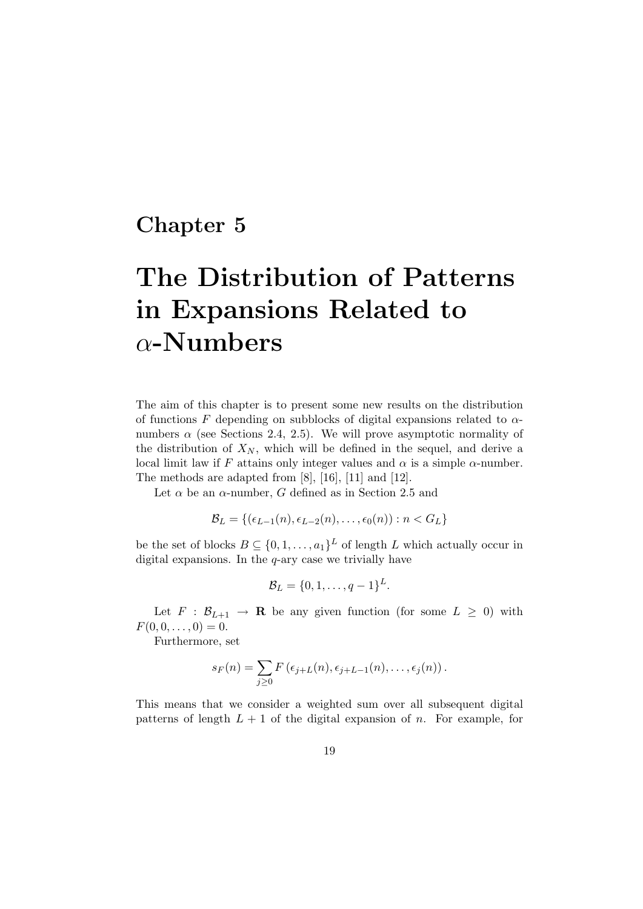# Chapter 5

# The Distribution of Patterns in Expansions Related to $\alpha$-Numbers

The aim of this chapter is to present some new results on the distribution of functions $F$ depending on subblocks of digital expansions related to $\alpha$-numbers $\alpha$ (see Sections 2.4, 2.5). We will prove asymptotic normality of the distribution of $X_N$, which will be defined in the sequel, and derive a local limit law if $F$ attains only integer values and $\alpha$ is a simple $\alpha$-number. The methods are adapted from [8], [16], [11] and [12].

Let $\alpha$ be an $\alpha$-number, $G$ defined as in Section 2.5 and

$$\mathcal{B}_L = \{(\epsilon_{L-1}(n), \epsilon_{L-2}(n), \ldots, \epsilon_0(n)) : n < G_L\}$$

be the set of blocks $B \subseteq \{0, 1, \ldots, a_1\}^L$ of length $L$ which actually occur in digital expansions. In the $q$-ary case we trivially have

$$\mathcal{B}_L = \{0, 1, \ldots, q-1\}^L.$$

Let $F : \mathcal{B}_{L+1} \to \mathbf{R}$ be any given function (for some $L \geq 0$) with $F(0, 0, \ldots, 0) = 0$.

Furthermore, set

$$s_F(n) = \sum_{j \geq 0} F\left(\epsilon_{j+L}(n), \epsilon_{j+L-1}(n), \ldots, \epsilon_j(n)\right).$$

This means that we consider a weighted sum over all subsequent digital patterns of length $L+1$ of the digital expansion of $n$. For example, for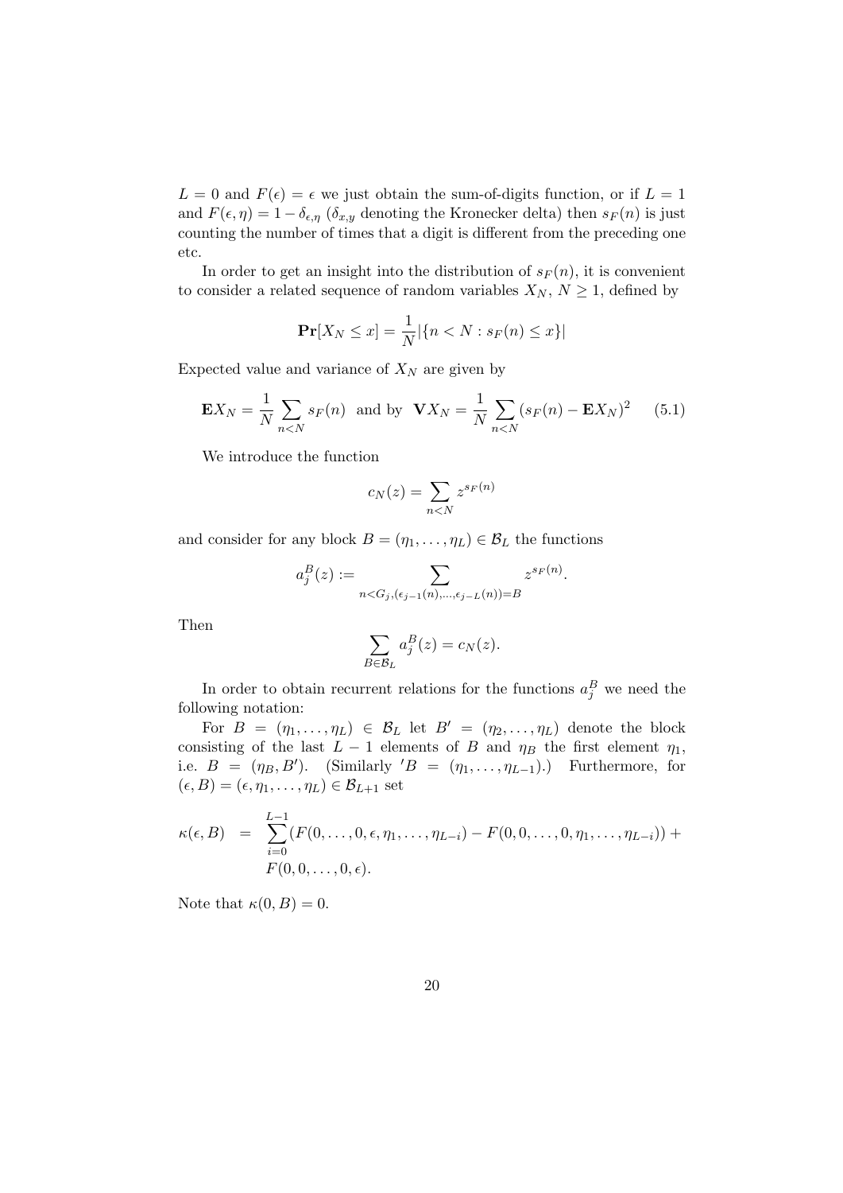$L = 0$ and $F(\epsilon) = \epsilon$ we just obtain the sum-of-digits function, or if $L = 1$ and $F(\epsilon, \eta) = 1 - \delta_{\epsilon,\eta}$ ($\delta_{x,y}$ denoting the Kronecker delta) then $s_F(n)$ is just counting the number of times that a digit is different from the preceding one etc.

In order to get an insight into the distribution of $s_F(n)$, it is convenient to consider a related sequence of random variables $X_N$, $N \geq 1$, defined by

$$\mathbf{Pr}[X_N \leq x] = \frac{1}{N}|\{n < N : s_F(n) \leq x\}|$$

Expected value and variance of $X_N$ are given by

$$\mathbf{E}X_N = \frac{1}{N}\sum_{n<N} s_F(n) \quad \text{and by} \quad \mathbf{V}X_N = \frac{1}{N}\sum_{n<N}(s_F(n) - \mathbf{E}X_N)^2 \qquad (5.1)$$

We introduce the function

$$c_N(z) = \sum_{n<N} z^{s_F(n)}$$

and consider for any block $B = (\eta_1, \ldots, \eta_L) \in \mathcal{B}_L$ the functions

$$a_j^B(z) := \sum_{n<G_j, (\epsilon_{j-1}(n), \ldots, \epsilon_{j-L}(n)) = B} z^{s_F(n)}.$$

Then

$$\sum_{B \in \mathcal{B}_L} a_j^B(z) = c_N(z).$$

In order to obtain recurrent relations for the functions $a_j^B$ we need the following notation:

For $B = (\eta_1, \ldots, \eta_L) \in \mathcal{B}_L$ let $B' = (\eta_2, \ldots, \eta_L)$ denote the block consisting of the last $L-1$ elements of $B$ and $\eta_B$ the first element $\eta_1$, i.e. $B = (\eta_B, B')$. (Similarly $'B = (\eta_1, \ldots, \eta_{L-1})$.) Furthermore, for $(\epsilon, B) = (\epsilon, \eta_1, \ldots, \eta_L) \in \mathcal{B}_{L+1}$ set

$$\begin{aligned}\kappa(\epsilon, B) &= \sum_{i=0}^{L-1}(F(0, \ldots, 0, \epsilon, \eta_1, \ldots, \eta_{L-i}) - F(0, 0, \ldots, 0, \eta_1, \ldots, \eta_{L-i})) + \\ &\quad F(0, 0, \ldots, 0, \epsilon).\end{aligned}$$

Note that $\kappa(0, B) = 0$.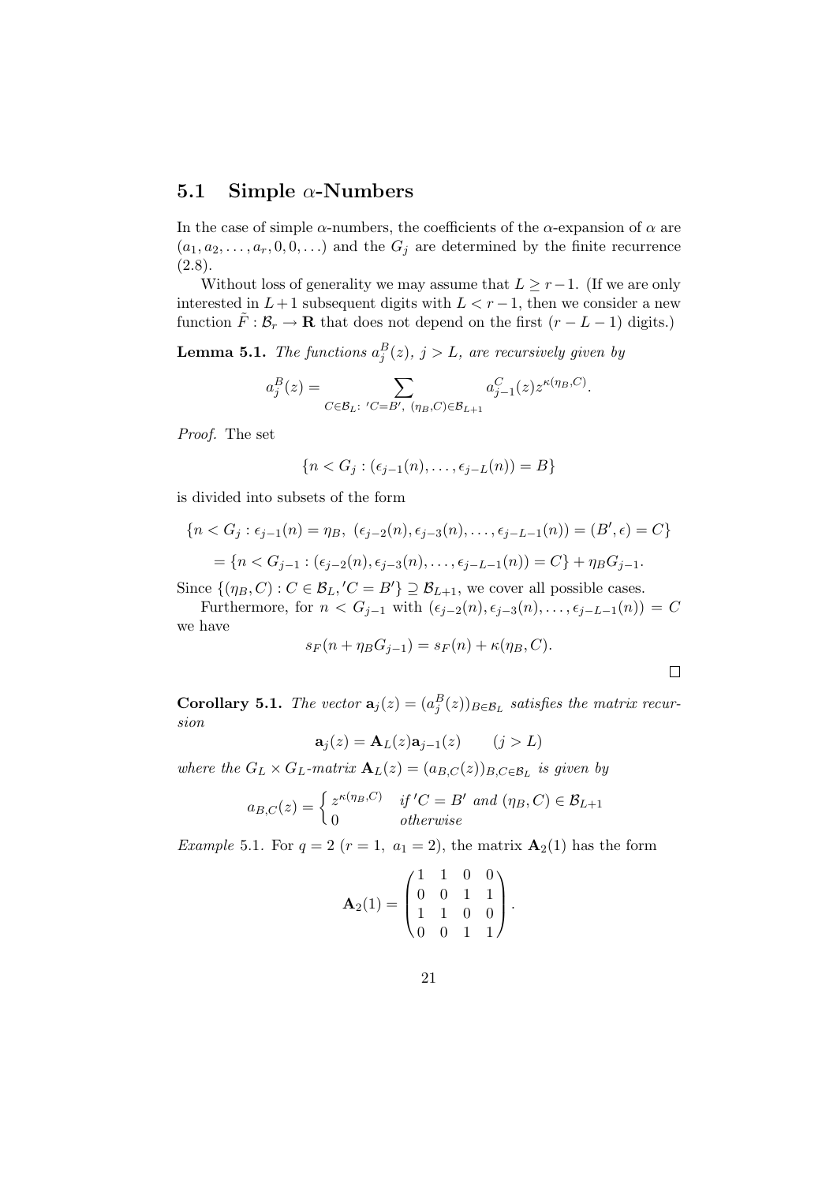## 5.1 Simple $\alpha$-Numbers

In the case of simple $\alpha$-numbers, the coefficients of the $\alpha$-expansion of $\alpha$ are $(a_1, a_2, \ldots, a_r, 0, 0, \ldots)$ and the $G_j$ are determined by the finite recurrence (2.8).

Without loss of generality we may assume that $L \geq r-1$. (If we are only interested in $L+1$ subsequent digits with $L < r-1$, then we consider a new function $\tilde{F} : \mathcal{B}_r \to \mathbf{R}$ that does not depend on the first $(r-L-1)$ digits.)

**Lemma 5.1.** *The functions $a_j^B(z)$, $j > L$, are recursively given by*

$$a_j^B(z) = \sum_{C \in \mathcal{B}_L:\ 'C = B',\ (\eta_B, C) \in \mathcal{B}_{L+1}} a_{j-1}^C(z) z^{\kappa(\eta_B, C)}.$$

*Proof.* The set

$$\{n < G_j : (\epsilon_{j-1}(n), \ldots, \epsilon_{j-L}(n)) = B\}$$

is divided into subsets of the form

$$\{n < G_j : \epsilon_{j-1}(n) = \eta_B,\ (\epsilon_{j-2}(n), \epsilon_{j-3}(n), \ldots, \epsilon_{j-L-1}(n)) = (B', \epsilon) = C\}$$

$$= \{n < G_{j-1} : (\epsilon_{j-2}(n), \epsilon_{j-3}(n), \ldots, \epsilon_{j-L-1}(n)) = C\} + \eta_B G_{j-1}.$$

Since $\{(\eta_B, C) : C \in \mathcal{B}_L, 'C = B'\} \supseteq \mathcal{B}_{L+1}$, we cover all possible cases.

Furthermore, for $n < G_{j-1}$ with $(\epsilon_{j-2}(n), \epsilon_{j-3}(n), \ldots, \epsilon_{j-L-1}(n)) = C$ we have

$$s_F(n + \eta_B G_{j-1}) = s_F(n) + \kappa(\eta_B, C).$$

□

**Corollary 5.1.** *The vector $\mathbf{a}_j(z) = (a_j^B(z))_{B \in \mathcal{B}_L}$ satisfies the matrix recursion*

$$\mathbf{a}_j(z) = \mathbf{A}_L(z)\mathbf{a}_{j-1}(z) \qquad (j > L)$$

*where the $G_L \times G_L$-matrix $\mathbf{A}_L(z) = (a_{B,C}(z))_{B,C \in \mathcal{B}_L}$ is given by*

$$a_{B,C}(z) = \begin{cases} z^{\kappa(\eta_B, C)} & \text{if } 'C = B' \text{ and } (\eta_B, C) \in \mathcal{B}_{L+1} \\ 0 & \text{otherwise} \end{cases}$$

*Example* 5.1. For $q = 2$ ($r = 1,\ a_1 = 2$), the matrix $\mathbf{A}_2(1)$ has the form

$$\mathbf{A}_2(1) = \begin{pmatrix} 1 & 1 & 0 & 0 \\ 0 & 0 & 1 & 1 \\ 1 & 1 & 0 & 0 \\ 0 & 0 & 1 & 1 \end{pmatrix}.$$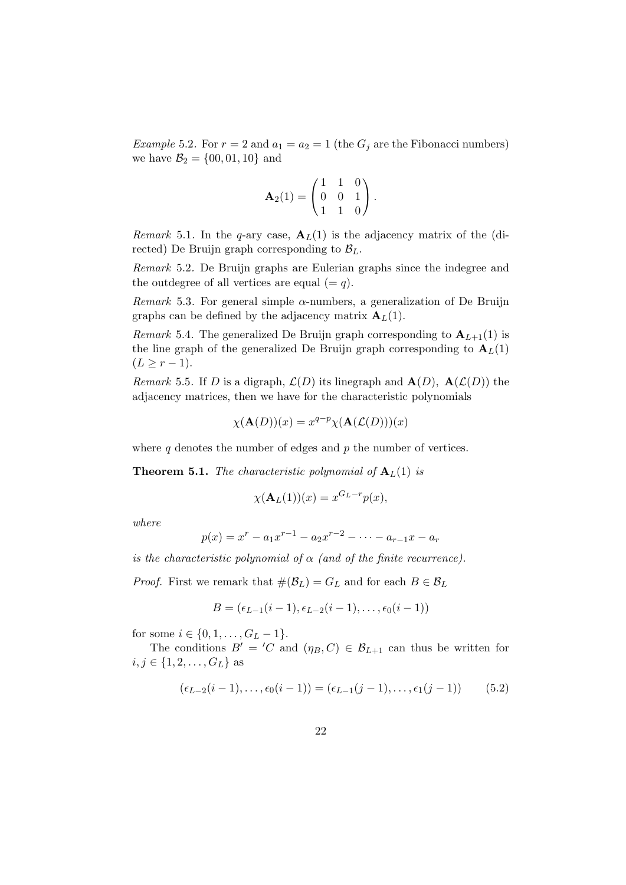*Example* 5.2. For $r = 2$ and $a_1 = a_2 = 1$ (the $G_j$ are the Fibonacci numbers) we have $\mathcal{B}_2 = \{00, 01, 10\}$ and

$$\mathbf{A}_2(1) = \begin{pmatrix} 1 & 1 & 0 \\ 0 & 0 & 1 \\ 1 & 1 & 0 \end{pmatrix}.$$

*Remark* 5.1. In the $q$-ary case, $\mathbf{A}_L(1)$ is the adjacency matrix of the (directed) De Bruijn graph corresponding to $\mathcal{B}_L$.

*Remark* 5.2. De Bruijn graphs are Eulerian graphs since the indegree and the outdegree of all vertices are equal ($= q$).

*Remark* 5.3. For general simple $\alpha$-numbers, a generalization of De Bruijn graphs can be defined by the adjacency matrix $\mathbf{A}_L(1)$.

*Remark* 5.4. The generalized De Bruijn graph corresponding to $\mathbf{A}_{L+1}(1)$ is the line graph of the generalized De Bruijn graph corresponding to $\mathbf{A}_L(1)$ ($L \geq r - 1$).

*Remark* 5.5. If $D$ is a digraph, $\mathcal{L}(D)$ its linegraph and $\mathbf{A}(D)$, $\mathbf{A}(\mathcal{L}(D))$ the adjacency matrices, then we have for the characteristic polynomials

$$\chi(\mathbf{A}(D))(x) = x^{q-p}\chi(\mathbf{A}(\mathcal{L}(D)))(x)$$

where $q$ denotes the number of edges and $p$ the number of vertices.

**Theorem 5.1.** *The characteristic polynomial of* $\mathbf{A}_L(1)$ *is*

$$\chi(\mathbf{A}_L(1))(x) = x^{G_L - r}p(x),$$

*where*

$$p(x) = x^r - a_1 x^{r-1} - a_2 x^{r-2} - \cdots - a_{r-1}x - a_r$$

*is the characteristic polynomial of* $\alpha$ *(and of the finite recurrence).*

*Proof.* First we remark that $\#(\mathcal{B}_L) = G_L$ and for each $B \in \mathcal{B}_L$

$$B = (\epsilon_{L-1}(i-1), \epsilon_{L-2}(i-1), \ldots, \epsilon_0(i-1))$$

for some $i \in \{0, 1, \ldots, G_L - 1\}$.

The conditions $B' = {}'C$ and $(\eta_B, C) \in \mathcal{B}_{L+1}$ can thus be written for $i, j \in \{1, 2, \ldots, G_L\}$ as

$$(\epsilon_{L-2}(i-1), \ldots, \epsilon_0(i-1)) = (\epsilon_{L-1}(j-1), \ldots, \epsilon_1(j-1)) \qquad (5.2)$$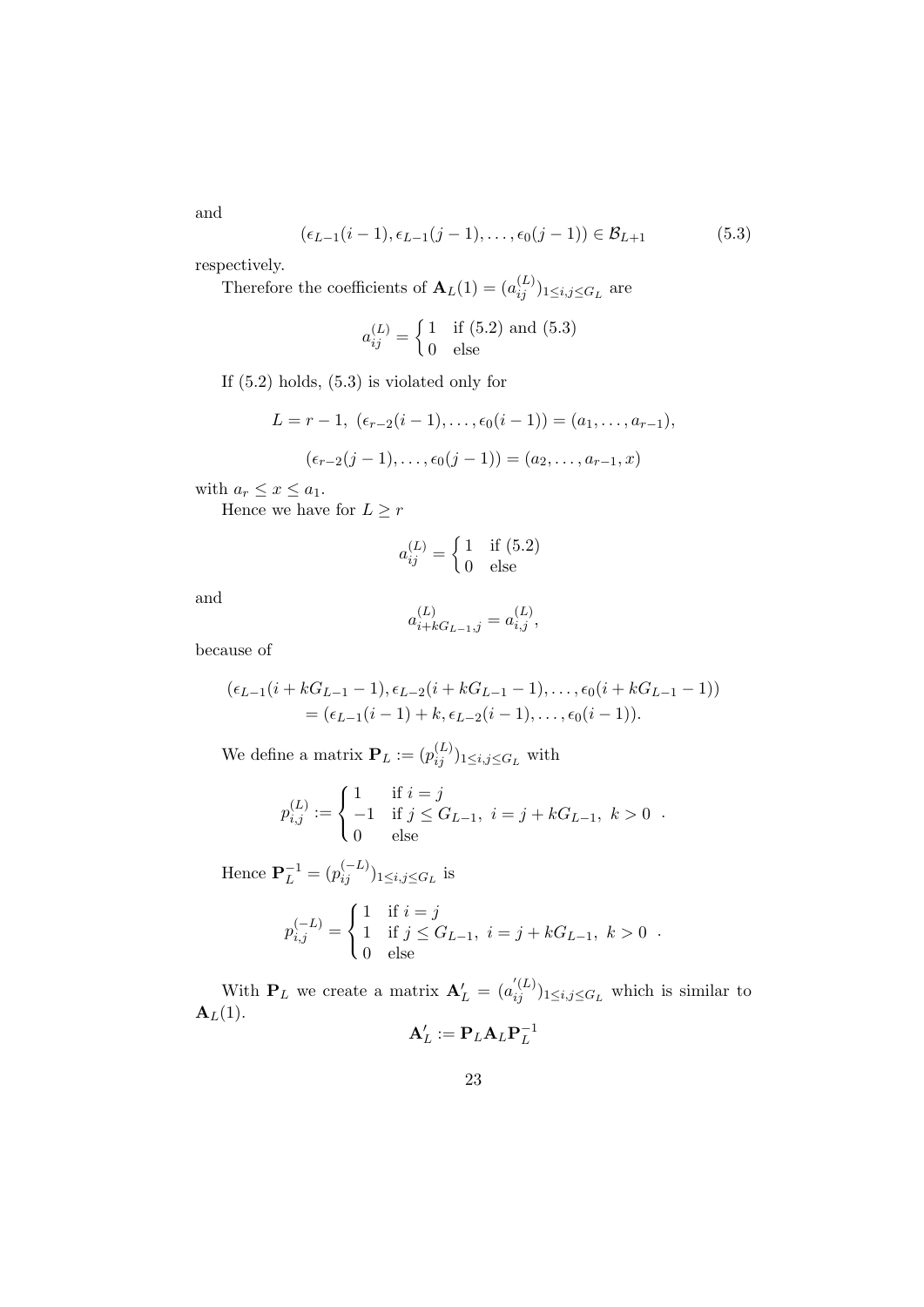and

$$(\epsilon_{L-1}(i-1), \epsilon_{L-1}(j-1), \ldots, \epsilon_0(j-1)) \in \mathcal{B}_{L+1} \tag{5.3}$$

respectively.

Therefore the coefficients of $\mathbf{A}_L(1) = (a_{ij}^{(L)})_{1 \leq i,j \leq G_L}$ are

$$a_{ij}^{(L)} = \begin{cases} 1 & \text{if (5.2) and (5.3)} \\ 0 & \text{else} \end{cases}$$

If (5.2) holds, (5.3) is violated only for

$$L = r-1, \ (\epsilon_{r-2}(i-1), \ldots, \epsilon_0(i-1)) = (a_1, \ldots, a_{r-1}),$$

$$(\epsilon_{r-2}(j-1), \ldots, \epsilon_0(j-1)) = (a_2, \ldots, a_{r-1}, x)$$

with $a_r \leq x \leq a_1$.

Hence we have for $L \geq r$

$$a_{ij}^{(L)} = \begin{cases} 1 & \text{if (5.2)} \\ 0 & \text{else} \end{cases}$$

and

$$a_{i+kG_{L-1},j}^{(L)} = a_{i,j}^{(L)},$$

because of

$$\begin{aligned}(\epsilon_{L-1}(i+kG_{L-1}-1), \epsilon_{L-2}(i+kG_{L-1}-1), \ldots, \epsilon_0(i+kG_{L-1}-1)) \\ = (\epsilon_{L-1}(i-1)+k, \epsilon_{L-2}(i-1), \ldots, \epsilon_0(i-1)).\end{aligned}$$

We define a matrix $\mathbf{P}_L := (p_{ij}^{(L)})_{1 \leq i,j \leq G_L}$ with

$$p_{i,j}^{(L)} := \begin{cases} 1 & \text{if } i = j \\ -1 & \text{if } j \leq G_{L-1}, \ i = j + kG_{L-1}, \ k > 0 \\ 0 & \text{else} \end{cases} .$$

Hence $\mathbf{P}_L^{-1} = (p_{ij}^{(-L)})_{1 \leq i,j \leq G_L}$ is

$$p_{i,j}^{(-L)} = \begin{cases} 1 & \text{if } i = j \\ 1 & \text{if } j \leq G_{L-1}, \ i = j + kG_{L-1}, \ k > 0 \\ 0 & \text{else} \end{cases} .$$

With $\mathbf{P}_L$ we create a matrix $\mathbf{A}'_L = (a_{ij}^{'(L)})_{1 \leq i,j \leq G_L}$ which is similar to $\mathbf{A}_L(1)$.

$$\mathbf{A}'_L := \mathbf{P}_L \mathbf{A}_L \mathbf{P}_L^{-1}$$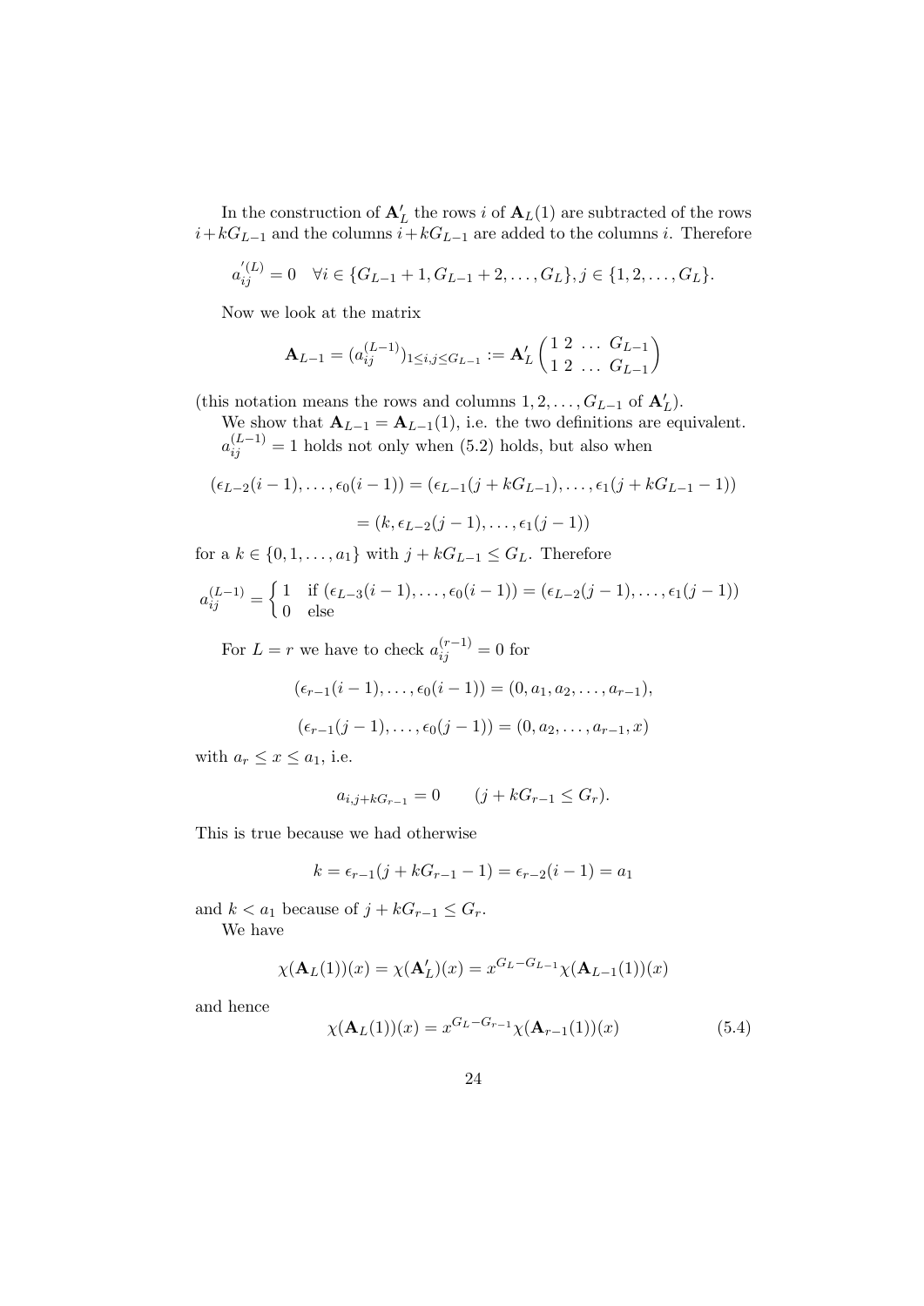In the construction of $\mathbf{A}'_L$ the rows $i$ of $\mathbf{A}_L(1)$ are subtracted of the rows $i+kG_{L-1}$ and the columns $i+kG_{L-1}$ are added to the columns $i$. Therefore

$$a_{ij}^{'(L)} = 0 \quad \forall i \in \{G_{L-1}+1, G_{L-1}+2, \ldots, G_L\}, j \in \{1, 2, \ldots, G_L\}.$$

Now we look at the matrix

$$\mathbf{A}_{L-1} = (a_{ij}^{(L-1)})_{1 \le i,j \le G_{L-1}} := \mathbf{A}'_L \begin{pmatrix} 1 & 2 & \ldots & G_{L-1} \\ 1 & 2 & \ldots & G_{L-1} \end{pmatrix}$$

(this notation means the rows and columns $1, 2, \ldots, G_{L-1}$ of $\mathbf{A}'_L$).

We show that $\mathbf{A}_{L-1} = \mathbf{A}_{L-1}(1)$, i.e. the two definitions are equivalent. $a_{ij}^{(L-1)} = 1$ holds not only when (5.2) holds, but also when

$$(\epsilon_{L-2}(i-1), \ldots, \epsilon_0(i-1)) = (\epsilon_{L-1}(j+kG_{L-1}), \ldots, \epsilon_1(j+kG_{L-1}-1))$$

$$= (k, \epsilon_{L-2}(j-1), \ldots, \epsilon_1(j-1))$$

for a $k \in \{0, 1, \ldots, a_1\}$ with $j + kG_{L-1} \le G_L$. Therefore

$$a_{ij}^{(L-1)} = \begin{cases} 1 & \text{if } (\epsilon_{L-3}(i-1), \ldots, \epsilon_0(i-1)) = (\epsilon_{L-2}(j-1), \ldots, \epsilon_1(j-1)) \\ 0 & \text{else} \end{cases}$$

For $L = r$ we have to check $a_{ij}^{(r-1)} = 0$ for

$$(\epsilon_{r-1}(i-1), \ldots, \epsilon_0(i-1)) = (0, a_1, a_2, \ldots, a_{r-1}),$$

$$(\epsilon_{r-1}(j-1), \ldots, \epsilon_0(j-1)) = (0, a_2, \ldots, a_{r-1}, x)$$

with $a_r \le x \le a_1$, i.e.

$$a_{i,j+kG_{r-1}} = 0 \qquad (j + kG_{r-1} \le G_r).$$

This is true because we had otherwise

$$k = \epsilon_{r-1}(j + kG_{r-1} - 1) = \epsilon_{r-2}(i-1) = a_1$$

and $k < a_1$ because of $j + kG_{r-1} \le G_r$.

We have

$$\chi(\mathbf{A}_L(1))(x) = \chi(\mathbf{A}'_L)(x) = x^{G_L - G_{L-1}} \chi(\mathbf{A}_{L-1}(1))(x)$$

and hence

$$\chi(\mathbf{A}_L(1))(x) = x^{G_L - G_{r-1}} \chi(\mathbf{A}_{r-1}(1))(x) \tag{5.4}$$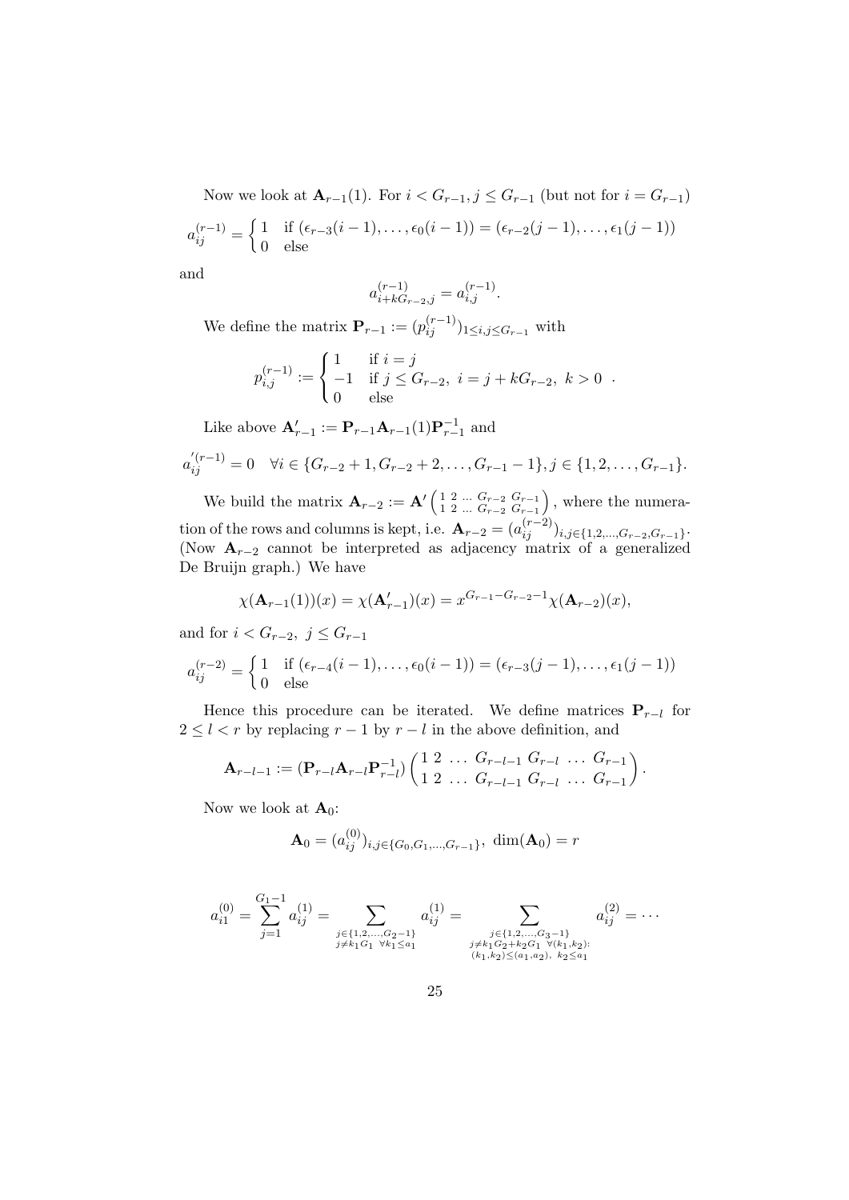Now we look at $\mathbf{A}_{r-1}(1)$. For $i < G_{r-1}, j \leq G_{r-1}$ (but not for $i = G_{r-1}$)

$$a_{ij}^{(r-1)} = \begin{cases} 1 & \text{if } (\epsilon_{r-3}(i-1), \ldots, \epsilon_0(i-1)) = (\epsilon_{r-2}(j-1), \ldots, \epsilon_1(j-1)) \\ 0 & \text{else} \end{cases}$$

and

$$a_{i+kG_{r-2},j}^{(r-1)} = a_{i,j}^{(r-1)}.$$

We define the matrix $\mathbf{P}_{r-1} := (p_{ij}^{(r-1)})_{1 \leq i,j \leq G_{r-1}}$ with

$$p_{i,j}^{(r-1)} := \begin{cases} 1 & \text{if } i = j \\ -1 & \text{if } j \leq G_{r-2},\ i = j + kG_{r-2},\ k > 0 \\ 0 & \text{else} \end{cases} .$$

Like above $\mathbf{A}'_{r-1} := \mathbf{P}_{r-1}\mathbf{A}_{r-1}(1)\mathbf{P}_{r-1}^{-1}$ and

$$a_{ij}^{\prime(r-1)} = 0 \quad \forall i \in \{G_{r-2}+1, G_{r-2}+2, \ldots, G_{r-1}-1\}, j \in \{1, 2, \ldots, G_{r-1}\}.$$

We build the matrix $\mathbf{A}_{r-2} := \mathbf{A}' \begin{pmatrix} 1 & 2 & \ldots & G_{r-2} & G_{r-1} \\ 1 & 2 & \ldots & G_{r-2} & G_{r-1} \end{pmatrix}$, where the numeration of the rows and columns is kept, i.e. $\mathbf{A}_{r-2} = (a_{ij}^{(r-2)})_{i,j \in \{1,2,\ldots,G_{r-2},G_{r-1}\}}$. (Now $\mathbf{A}_{r-2}$ cannot be interpreted as adjacency matrix of a generalized De Bruijn graph.) We have

$$\chi(\mathbf{A}_{r-1}(1))(x) = \chi(\mathbf{A}'_{r-1})(x) = x^{G_{r-1}-G_{r-2}-1}\chi(\mathbf{A}_{r-2})(x),$$

and for $i < G_{r-2},\ j \leq G_{r-1}$

$$a_{ij}^{(r-2)} = \begin{cases} 1 & \text{if } (\epsilon_{r-4}(i-1), \ldots, \epsilon_0(i-1)) = (\epsilon_{r-3}(j-1), \ldots, \epsilon_1(j-1)) \\ 0 & \text{else} \end{cases}$$

Hence this procedure can be iterated. We define matrices $\mathbf{P}_{r-l}$ for $2 \leq l < r$ by replacing $r-1$ by $r-l$ in the above definition, and

$$\mathbf{A}_{r-l-1} := (\mathbf{P}_{r-l}\mathbf{A}_{r-l}\mathbf{P}_{r-l}^{-1}) \begin{pmatrix} 1 & 2 & \ldots & G_{r-l-1} & G_{r-l} & \ldots & G_{r-1} \\ 1 & 2 & \ldots & G_{r-l-1} & G_{r-l} & \ldots & G_{r-1} \end{pmatrix}.$$

Now we look at $\mathbf{A}_0$:

$$\mathbf{A}_0 = (a_{ij}^{(0)})_{i,j \in \{G_0, G_1, \ldots, G_{r-1}\}},\ \dim(\mathbf{A}_0) = r$$

$$a_{i1}^{(0)} = \sum_{j=1}^{G_1-1} a_{ij}^{(1)} = \sum_{\substack{j \in \{1,2,\ldots,G_2-1\} \\ j \neq k_1 G_1\ \forall k_1 \leq a_1}} a_{ij}^{(1)} = \sum_{\substack{j \in \{1,2,\ldots,G_3-1\} \\ j \neq k_1 G_2 + k_2 G_1\ \forall (k_1,k_2): \\ (k_1,k_2) \leq (a_1,a_2),\ k_2 \leq a_1}} a_{ij}^{(2)} = \cdots$$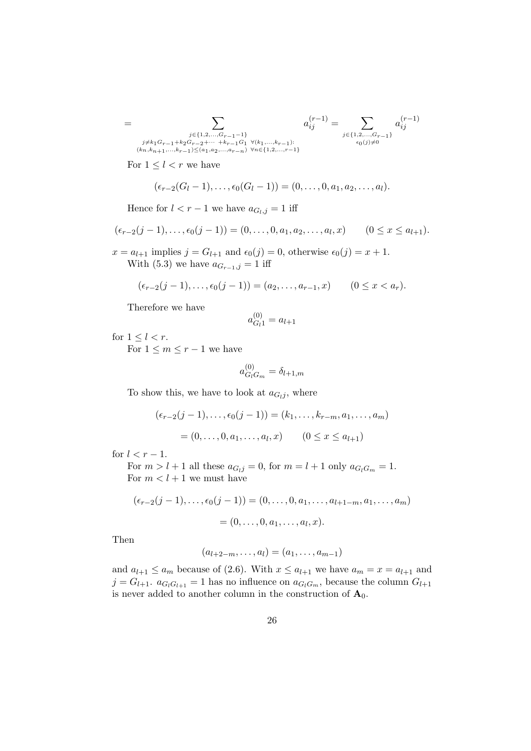$$= \sum_{\substack{j \in \{1,2,\ldots,G_{r-1}-1\} \\ j \neq k_1 G_{r-1} + k_2 G_{r-2} + \cdots + k_{r-1} G_1 \;\; \forall (k_1,\ldots,k_{r-1}): \\ (k_n, k_{n+1}, \ldots, k_{r-1}) \leq (a_1, a_2, \ldots, a_{r-n}) \;\; \forall n \in \{1,2,\ldots,r-1\}}} a_{ij}^{(r-1)} = \sum_{\substack{j \in \{1,2,\ldots,G_{r-1}\} \\ \epsilon_0(j) \neq 0}} a_{ij}^{(r-1)}$$

For $1 \leq l < r$ we have

$$(\epsilon_{r-2}(G_l - 1), \ldots, \epsilon_0(G_l - 1)) = (0, \ldots, 0, a_1, a_2, \ldots, a_l).$$

Hence for $l < r-1$ we have $a_{G_l,j} = 1$ iff

$$(\epsilon_{r-2}(j-1), \ldots, \epsilon_0(j-1)) = (0, \ldots, 0, a_1, a_2, \ldots, a_l, x) \qquad (0 \leq x \leq a_{l+1}).$$

$x = a_{l+1}$ implies $j = G_{l+1}$ and $\epsilon_0(j) = 0$, otherwise $\epsilon_0(j) = x + 1$.

With (5.3) we have $a_{G_{r-1},j} = 1$ iff

$$(\epsilon_{r-2}(j-1), \ldots, \epsilon_0(j-1)) = (a_2, \ldots, a_{r-1}, x) \qquad (0 \leq x < a_r).$$

Therefore we have

$$a_{G_l 1}^{(0)} = a_{l+1}$$

for $1 \leq l < r$.

For $1 \leq m \leq r-1$ we have

$$a_{G_l G_m}^{(0)} = \delta_{l+1,m}$$

To show this, we have to look at $a_{G_l j}$, where

$$(\epsilon_{r-2}(j-1), \ldots, \epsilon_0(j-1)) = (k_1, \ldots, k_{r-m}, a_1, \ldots, a_m)$$

$$= (0, \ldots, 0, a_1, \ldots, a_l, x) \qquad (0 \leq x \leq a_{l+1})$$

for $l < r-1$.

For $m > l+1$ all these $a_{G_l j} = 0$, for $m = l+1$ only $a_{G_l G_m} = 1$.

For $m < l+1$ we must have

$$(\epsilon_{r-2}(j-1), \ldots, \epsilon_0(j-1)) = (0, \ldots, 0, a_1, \ldots, a_{l+1-m}, a_1, \ldots, a_m)$$

$$= (0, \ldots, 0, a_1, \ldots, a_l, x).$$

Then

$$(a_{l+2-m}, \ldots, a_l) = (a_1, \ldots, a_{m-1})$$

and $a_{l+1} \leq a_m$ because of (2.6). With $x \leq a_{l+1}$ we have $a_m = x = a_{l+1}$ and $j = G_{l+1}$. $a_{G_l G_{l+1}} = 1$ has no influence on $a_{G_l G_m}$, because the column $G_{l+1}$ is never added to another column in the construction of $\mathbf{A}_0$.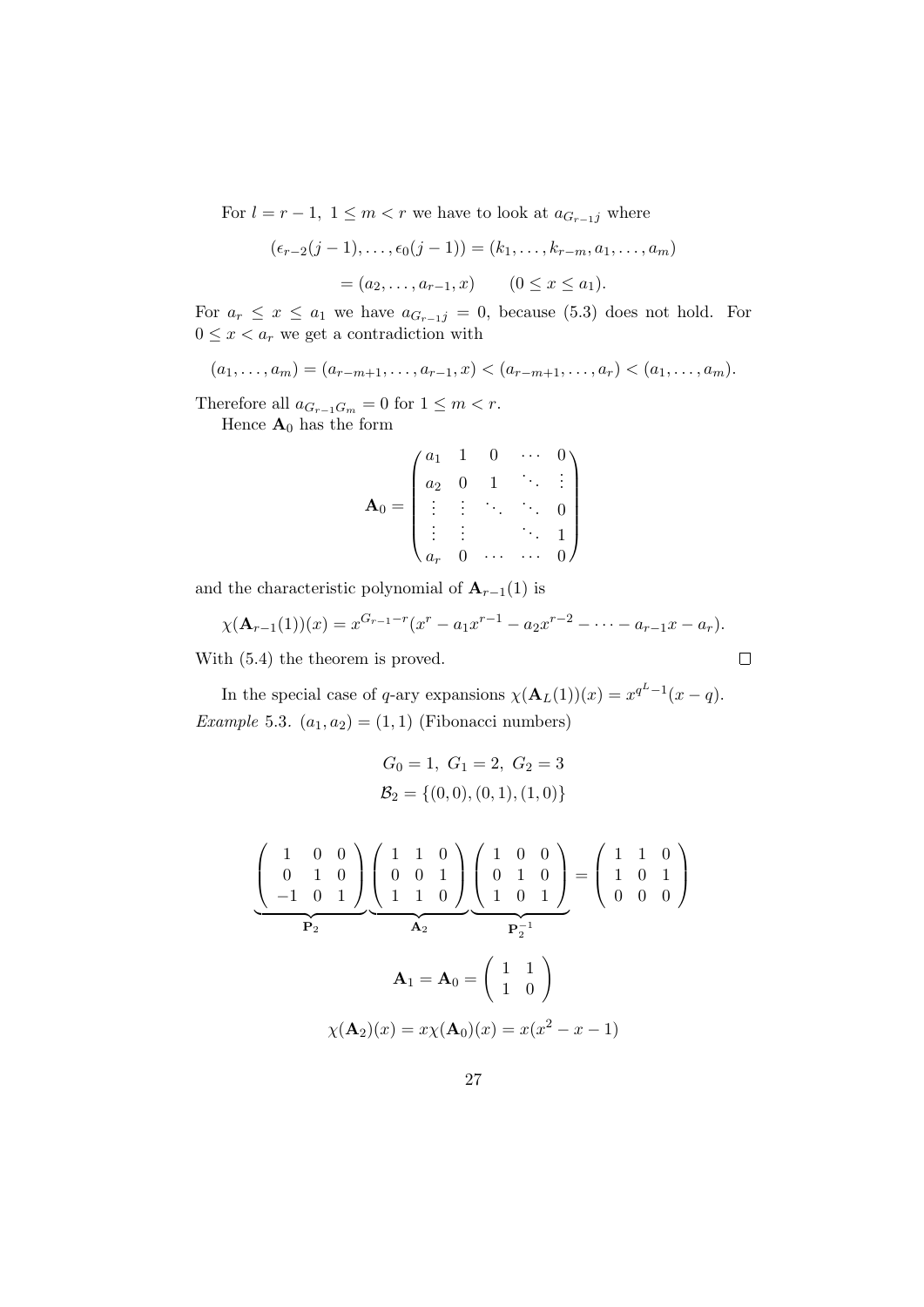For $l = r-1,\ 1 \le m < r$ we have to look at $a_{G_{r-1}j}$ where

$$(\epsilon_{r-2}(j-1), \ldots, \epsilon_0(j-1)) = (k_1, \ldots, k_{r-m}, a_1, \ldots, a_m)$$

$$= (a_2, \ldots, a_{r-1}, x) \qquad (0 \le x \le a_1).$$

For $a_r \le x \le a_1$ we have $a_{G_{r-1}j} = 0$, because (5.3) does not hold. For $0 \le x < a_r$ we get a contradiction with

$$(a_1, \ldots, a_m) = (a_{r-m+1}, \ldots, a_{r-1}, x) < (a_{r-m+1}, \ldots, a_r) < (a_1, \ldots, a_m).$$

Therefore all $a_{G_{r-1}G_m} = 0$ for $1 \le m < r$.

Hence $\mathbf{A}_0$ has the form

$$\mathbf{A}_0 = \begin{pmatrix} a_1 & 1 & 0 & \cdots & 0 \\ a_2 & 0 & 1 & \ddots & \vdots \\ \vdots & \vdots & \ddots & \ddots & 0 \\ \vdots & \vdots & & \ddots & 1 \\ a_r & 0 & \cdots & \cdots & 0 \end{pmatrix}$$

and the characteristic polynomial of $\mathbf{A}_{r-1}(1)$ is

$$\chi(\mathbf{A}_{r-1}(1))(x) = x^{G_{r-1}-r}(x^r - a_1 x^{r-1} - a_2 x^{r-2} - \cdots - a_{r-1}x - a_r).$$

With (5.4) the theorem is proved. $\square$

In the special case of $q$-ary expansions $\chi(\mathbf{A}_L(1))(x) = x^{q^L-1}(x-q)$.

*Example* 5.3. $(a_1, a_2) = (1, 1)$ (Fibonacci numbers)

$$G_0 = 1,\ G_1 = 2,\ G_2 = 3$$
$$\mathcal{B}_2 = \{(0,0), (0,1), (1,0)\}$$

$$\underbrace{\begin{pmatrix} 1 & 0 & 0 \\ 0 & 1 & 0 \\ -1 & 0 & 1 \end{pmatrix}}_{\mathbf{P}_2} \underbrace{\begin{pmatrix} 1 & 1 & 0 \\ 0 & 0 & 1 \\ 1 & 1 & 0 \end{pmatrix}}_{\mathbf{A}_2} \underbrace{\begin{pmatrix} 1 & 0 & 0 \\ 0 & 1 & 0 \\ 1 & 0 & 1 \end{pmatrix}}_{\mathbf{P}_2^{-1}} = \begin{pmatrix} 1 & 1 & 0 \\ 1 & 0 & 1 \\ 0 & 0 & 0 \end{pmatrix}$$

$$\mathbf{A}_1 = \mathbf{A}_0 = \begin{pmatrix} 1 & 1 \\ 1 & 0 \end{pmatrix}$$

$$\chi(\mathbf{A}_2)(x) = x\chi(\mathbf{A}_0)(x) = x(x^2 - x - 1)$$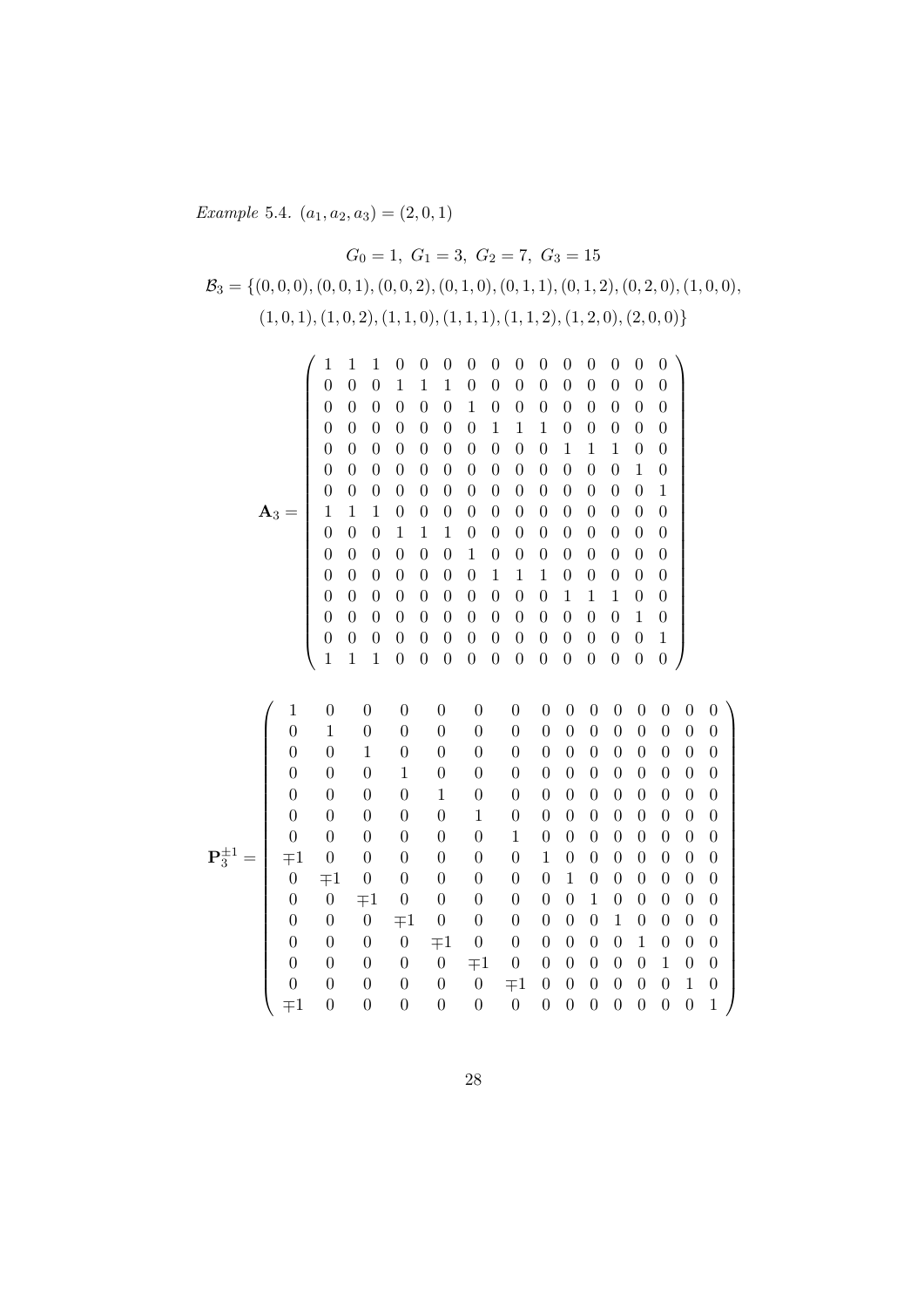*Example* 5.4. $(a_1, a_2, a_3) = (2, 0, 1)$

$$G_0 = 1,\ G_1 = 3,\ G_2 = 7,\ G_3 = 15$$

$$\mathcal{B}_3 = \{(0,0,0),(0,0,1),(0,0,2),(0,1,0),(0,1,1),(0,1,2),(0,2,0),(1,0,0),$$
$$(1,0,1),(1,0,2),(1,1,0),(1,1,1),(1,1,2),(1,2,0),(2,0,0)\}$$

$$\mathbf{A}_3 = \begin{pmatrix}
1 & 1 & 1 & 0 & 0 & 0 & 0 & 0 & 0 & 0 & 0 & 0 & 0 & 0 & 0 \\
0 & 0 & 0 & 1 & 1 & 1 & 0 & 0 & 0 & 0 & 0 & 0 & 0 & 0 & 0 \\
0 & 0 & 0 & 0 & 0 & 0 & 1 & 0 & 0 & 0 & 0 & 0 & 0 & 0 & 0 \\
0 & 0 & 0 & 0 & 0 & 0 & 0 & 1 & 1 & 1 & 0 & 0 & 0 & 0 & 0 \\
0 & 0 & 0 & 0 & 0 & 0 & 0 & 0 & 0 & 0 & 1 & 1 & 1 & 0 & 0 \\
0 & 0 & 0 & 0 & 0 & 0 & 0 & 0 & 0 & 0 & 0 & 0 & 0 & 1 & 0 \\
0 & 0 & 0 & 0 & 0 & 0 & 0 & 0 & 0 & 0 & 0 & 0 & 0 & 0 & 1 \\
1 & 1 & 1 & 0 & 0 & 0 & 0 & 0 & 0 & 0 & 0 & 0 & 0 & 0 & 0 \\
0 & 0 & 0 & 1 & 1 & 1 & 0 & 0 & 0 & 0 & 0 & 0 & 0 & 0 & 0 \\
0 & 0 & 0 & 0 & 0 & 0 & 1 & 0 & 0 & 0 & 0 & 0 & 0 & 0 & 0 \\
0 & 0 & 0 & 0 & 0 & 0 & 0 & 1 & 1 & 1 & 0 & 0 & 0 & 0 & 0 \\
0 & 0 & 0 & 0 & 0 & 0 & 0 & 0 & 0 & 0 & 1 & 1 & 1 & 0 & 0 \\
0 & 0 & 0 & 0 & 0 & 0 & 0 & 0 & 0 & 0 & 0 & 0 & 0 & 1 & 0 \\
0 & 0 & 0 & 0 & 0 & 0 & 0 & 0 & 0 & 0 & 0 & 0 & 0 & 0 & 1 \\
1 & 1 & 1 & 0 & 0 & 0 & 0 & 0 & 0 & 0 & 0 & 0 & 0 & 0 & 0
\end{pmatrix}$$

$$\mathbf{P}_3^{\pm 1} = \begin{pmatrix}
1 & 0 & 0 & 0 & 0 & 0 & 0 & 0 & 0 & 0 & 0 & 0 & 0 & 0 & 0 \\
0 & 1 & 0 & 0 & 0 & 0 & 0 & 0 & 0 & 0 & 0 & 0 & 0 & 0 & 0 \\
0 & 0 & 1 & 0 & 0 & 0 & 0 & 0 & 0 & 0 & 0 & 0 & 0 & 0 & 0 \\
0 & 0 & 0 & 1 & 0 & 0 & 0 & 0 & 0 & 0 & 0 & 0 & 0 & 0 & 0 \\
0 & 0 & 0 & 0 & 1 & 0 & 0 & 0 & 0 & 0 & 0 & 0 & 0 & 0 & 0 \\
0 & 0 & 0 & 0 & 0 & 1 & 0 & 0 & 0 & 0 & 0 & 0 & 0 & 0 & 0 \\
0 & 0 & 0 & 0 & 0 & 0 & 1 & 0 & 0 & 0 & 0 & 0 & 0 & 0 & 0 \\
\mp 1 & 0 & 0 & 0 & 0 & 0 & 0 & 1 & 0 & 0 & 0 & 0 & 0 & 0 & 0 \\
0 & \mp 1 & 0 & 0 & 0 & 0 & 0 & 0 & 1 & 0 & 0 & 0 & 0 & 0 & 0 \\
0 & 0 & \mp 1 & 0 & 0 & 0 & 0 & 0 & 0 & 1 & 0 & 0 & 0 & 0 & 0 \\
0 & 0 & 0 & \mp 1 & 0 & 0 & 0 & 0 & 0 & 0 & 1 & 0 & 0 & 0 & 0 \\
0 & 0 & 0 & 0 & \mp 1 & 0 & 0 & 0 & 0 & 0 & 0 & 1 & 0 & 0 & 0 \\
0 & 0 & 0 & 0 & 0 & \mp 1 & 0 & 0 & 0 & 0 & 0 & 0 & 1 & 0 & 0 \\
0 & 0 & 0 & 0 & 0 & 0 & \mp 1 & 0 & 0 & 0 & 0 & 0 & 0 & 1 & 0 \\
\mp 1 & 0 & 0 & 0 & 0 & 0 & 0 & 0 & 0 & 0 & 0 & 0 & 0 & 0 & 1
\end{pmatrix}$$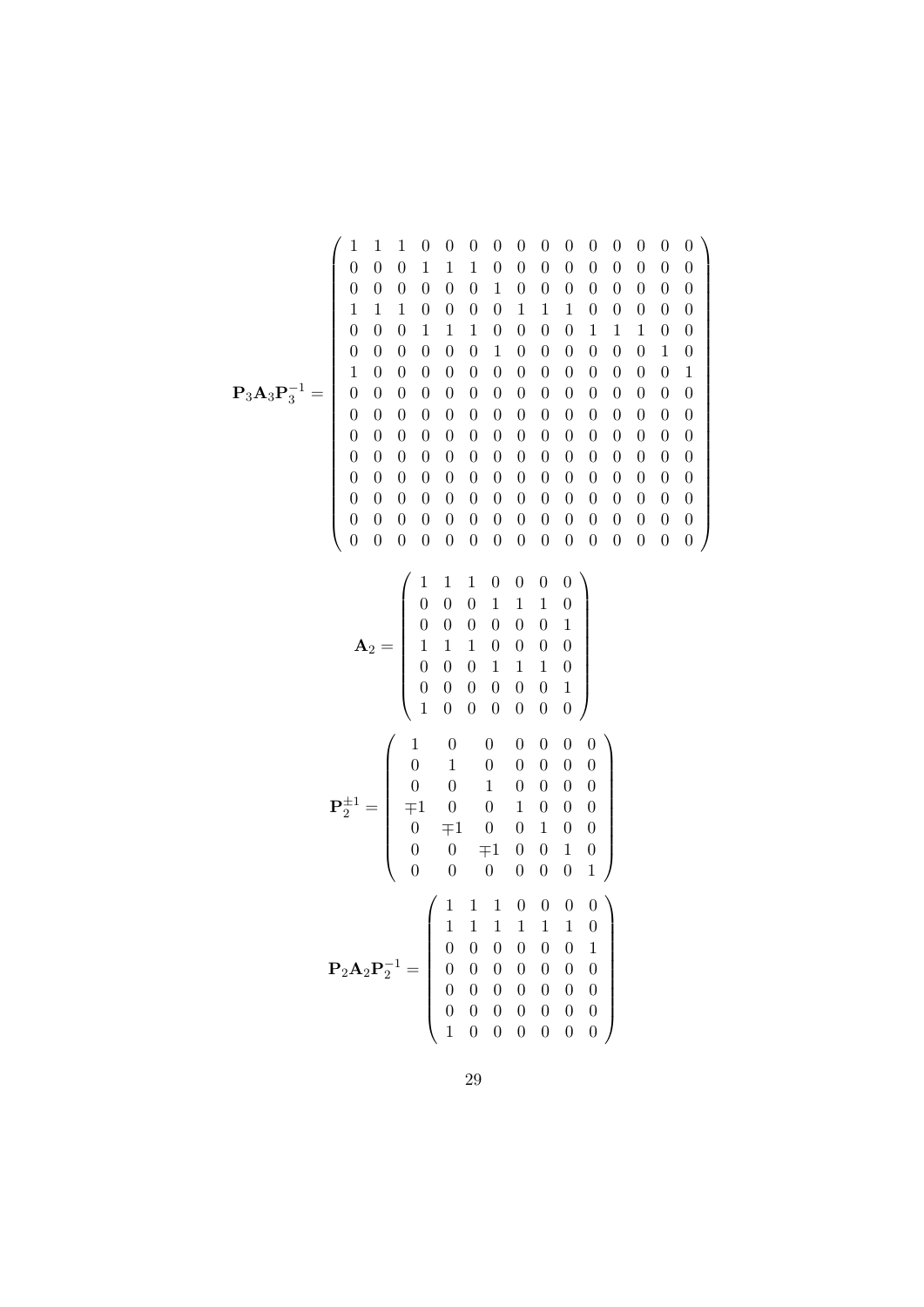$$
\mathbf{P}_3\mathbf{A}_3\mathbf{P}_3^{-1} = \left(\begin{array}{ccccccccccccccc}
1 & 1 & 1 & 0 & 0 & 0 & 0 & 0 & 0 & 0 & 0 & 0 & 0 & 0 & 0 \\
0 & 0 & 0 & 1 & 1 & 1 & 0 & 0 & 0 & 0 & 0 & 0 & 0 & 0 & 0 \\
0 & 0 & 0 & 0 & 0 & 0 & 1 & 0 & 0 & 0 & 0 & 0 & 0 & 0 & 0 \\
1 & 1 & 1 & 0 & 0 & 0 & 0 & 1 & 1 & 1 & 0 & 0 & 0 & 0 & 0 \\
0 & 0 & 0 & 1 & 1 & 1 & 0 & 0 & 0 & 0 & 1 & 1 & 1 & 0 & 0 \\
0 & 0 & 0 & 0 & 0 & 0 & 1 & 0 & 0 & 0 & 0 & 0 & 0 & 1 & 0 \\
1 & 0 & 0 & 0 & 0 & 0 & 0 & 0 & 0 & 0 & 0 & 0 & 0 & 0 & 1 \\
0 & 0 & 0 & 0 & 0 & 0 & 0 & 0 & 0 & 0 & 0 & 0 & 0 & 0 & 0 \\
0 & 0 & 0 & 0 & 0 & 0 & 0 & 0 & 0 & 0 & 0 & 0 & 0 & 0 & 0 \\
0 & 0 & 0 & 0 & 0 & 0 & 0 & 0 & 0 & 0 & 0 & 0 & 0 & 0 & 0 \\
0 & 0 & 0 & 0 & 0 & 0 & 0 & 0 & 0 & 0 & 0 & 0 & 0 & 0 & 0 \\
0 & 0 & 0 & 0 & 0 & 0 & 0 & 0 & 0 & 0 & 0 & 0 & 0 & 0 & 0 \\
0 & 0 & 0 & 0 & 0 & 0 & 0 & 0 & 0 & 0 & 0 & 0 & 0 & 0 & 0 \\
0 & 0 & 0 & 0 & 0 & 0 & 0 & 0 & 0 & 0 & 0 & 0 & 0 & 0 & 0 \\
0 & 0 & 0 & 0 & 0 & 0 & 0 & 0 & 0 & 0 & 0 & 0 & 0 & 0 & 0
\end{array}\right)
$$

$$
\mathbf{A}_2 = \left(\begin{array}{ccccccc}
1 & 1 & 1 & 0 & 0 & 0 & 0 \\
0 & 0 & 0 & 1 & 1 & 1 & 0 \\
0 & 0 & 0 & 0 & 0 & 0 & 1 \\
1 & 1 & 1 & 0 & 0 & 0 & 0 \\
0 & 0 & 0 & 1 & 1 & 1 & 0 \\
0 & 0 & 0 & 0 & 0 & 0 & 1 \\
1 & 0 & 0 & 0 & 0 & 0 & 0
\end{array}\right)
$$

$$
\mathbf{P}_2^{\pm 1} = \left(\begin{array}{ccccccc}
1 & 0 & 0 & 0 & 0 & 0 & 0 \\
0 & 1 & 0 & 0 & 0 & 0 & 0 \\
0 & 0 & 1 & 0 & 0 & 0 & 0 \\
\mp 1 & 0 & 0 & 1 & 0 & 0 & 0 \\
0 & \mp 1 & 0 & 0 & 1 & 0 & 0 \\
0 & 0 & \mp 1 & 0 & 0 & 1 & 0 \\
0 & 0 & 0 & 0 & 0 & 0 & 1
\end{array}\right)
$$

$$
\mathbf{P}_2\mathbf{A}_2\mathbf{P}_2^{-1} = \left(\begin{array}{ccccccc}
1 & 1 & 1 & 0 & 0 & 0 & 0 \\
1 & 1 & 1 & 1 & 1 & 1 & 0 \\
0 & 0 & 0 & 0 & 0 & 0 & 1 \\
0 & 0 & 0 & 0 & 0 & 0 & 0 \\
0 & 0 & 0 & 0 & 0 & 0 & 0 \\
0 & 0 & 0 & 0 & 0 & 0 & 0 \\
1 & 0 & 0 & 0 & 0 & 0 & 0
\end{array}\right)
$$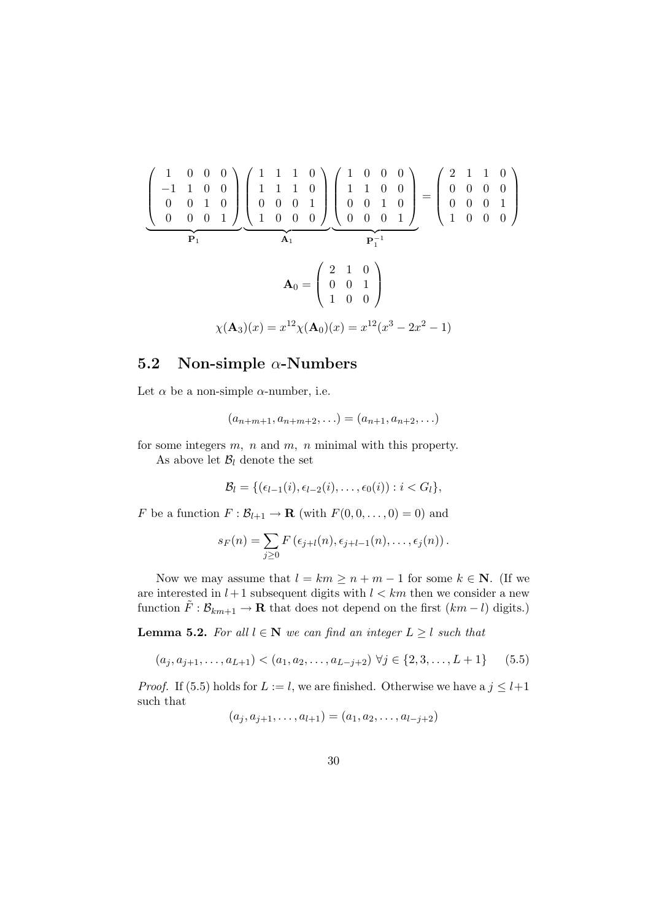$$\underbrace{\begin{pmatrix} 1 & 0 & 0 & 0 \\ -1 & 1 & 0 & 0 \\ 0 & 0 & 1 & 0 \\ 0 & 0 & 0 & 1 \end{pmatrix}}_{\mathbf{P}_1} \underbrace{\begin{pmatrix} 1 & 1 & 1 & 0 \\ 1 & 1 & 1 & 0 \\ 0 & 0 & 0 & 1 \\ 1 & 0 & 0 & 0 \end{pmatrix}}_{\mathbf{A}_1} \underbrace{\begin{pmatrix} 1 & 0 & 0 & 0 \\ 1 & 1 & 0 & 0 \\ 0 & 0 & 1 & 0 \\ 0 & 0 & 0 & 1 \end{pmatrix}}_{\mathbf{P}_1^{-1}} = \begin{pmatrix} 2 & 1 & 1 & 0 \\ 0 & 0 & 0 & 0 \\ 0 & 0 & 0 & 1 \\ 1 & 0 & 0 & 0 \end{pmatrix}$$

$$\mathbf{A}_0 = \begin{pmatrix} 2 & 1 & 0 \\ 0 & 0 & 1 \\ 1 & 0 & 0 \end{pmatrix}$$

$$\chi(\mathbf{A}_3)(x) = x^{12}\chi(\mathbf{A}_0)(x) = x^{12}(x^3 - 2x^2 - 1)$$

## 5.2 Non-simple $\alpha$-Numbers

Let $\alpha$ be a non-simple $\alpha$-number, i.e.

$$(a_{n+m+1}, a_{n+m+2}, \ldots) = (a_{n+1}, a_{n+2}, \ldots)$$

for some integers $m$, $n$ and $m$, $n$ minimal with this property.

As above let $\mathcal{B}_l$ denote the set

$$\mathcal{B}_l = \{(\epsilon_{l-1}(i), \epsilon_{l-2}(i), \ldots, \epsilon_0(i)) : i < G_l\},$$

$F$ be a function $F : \mathcal{B}_{l+1} \to \mathbf{R}$ (with $F(0, 0, \ldots, 0) = 0$) and

$$s_F(n) = \sum_{j \geq 0} F\left(\epsilon_{j+l}(n), \epsilon_{j+l-1}(n), \ldots, \epsilon_j(n)\right).$$

Now we may assume that $l = km \geq n + m - 1$ for some $k \in \mathbf{N}$. (If we are interested in $l+1$ subsequent digits with $l < km$ then we consider a new function $\tilde{F} : \mathcal{B}_{km+1} \to \mathbf{R}$ that does not depend on the first $(km - l)$ digits.)

**Lemma 5.2.** *For all $l \in \mathbf{N}$ we can find an integer $L \geq l$ such that*

$$(a_j, a_{j+1}, \ldots, a_{L+1}) < (a_1, a_2, \ldots, a_{L-j+2}) \;\forall j \in \{2, 3, \ldots, L+1\} \qquad (5.5)$$

*Proof.* If (5.5) holds for $L := l$, we are finished. Otherwise we have a $j \leq l+1$ such that

$$(a_j, a_{j+1}, \ldots, a_{l+1}) = (a_1, a_2, \ldots, a_{l-j+2})$$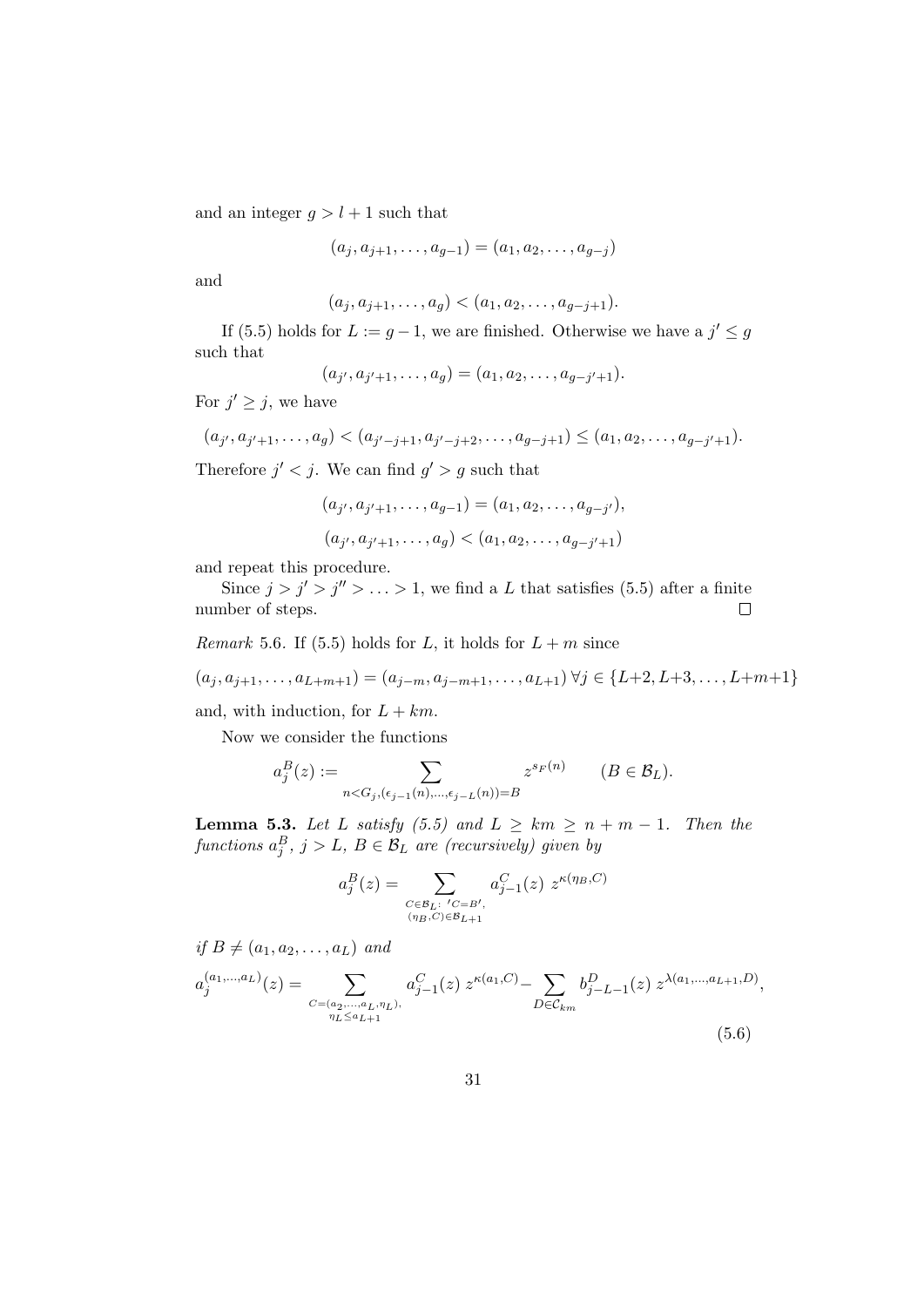and an integer $g > l + 1$ such that

$$(a_j, a_{j+1}, \ldots, a_{g-1}) = (a_1, a_2, \ldots, a_{g-j})$$

and

$$(a_j, a_{j+1}, \ldots, a_g) < (a_1, a_2, \ldots, a_{g-j+1}).$$

If (5.5) holds for $L := g - 1$, we are finished. Otherwise we have a $j' \leq g$ such that

$$(a_{j'}, a_{j'+1}, \ldots, a_g) = (a_1, a_2, \ldots, a_{g-j'+1}).$$

For $j' \geq j$, we have

$$(a_{j'}, a_{j'+1}, \ldots, a_g) < (a_{j'-j+1}, a_{j'-j+2}, \ldots, a_{g-j+1}) \leq (a_1, a_2, \ldots, a_{g-j'+1}).$$

Therefore $j' < j$. We can find $g' > g$ such that

$$(a_{j'}, a_{j'+1}, \ldots, a_{g-1}) = (a_1, a_2, \ldots, a_{g-j'}),$$

$$(a_{j'}, a_{j'+1}, \ldots, a_g) < (a_1, a_2, \ldots, a_{g-j'+1})$$

and repeat this procedure.

Since $j > j' > j'' > \ldots > 1$, we find a $L$ that satisfies (5.5) after a finite number of steps. $\square$

*Remark* 5.6. If (5.5) holds for $L$, it holds for $L + m$ since

$$(a_j, a_{j+1}, \ldots, a_{L+m+1}) = (a_{j-m}, a_{j-m+1}, \ldots, a_{L+1}) \, \forall j \in \{L+2, L+3, \ldots, L+m+1\}$$

and, with induction, for $L + km$.

Now we consider the functions

$$a_j^B(z) := \sum_{n < G_j, (\epsilon_{j-1}(n), \ldots, \epsilon_{j-L}(n)) = B} z^{s_F(n)} \qquad (B \in \mathcal{B}_L).$$

**Lemma 5.3.** *Let $L$ satisfy (5.5) and $L \geq km \geq n + m - 1$. Then the functions $a_j^B$, $j > L$, $B \in \mathcal{B}_L$ are (recursively) given by*

$$a_j^B(z) = \sum_{\substack{C \in \mathcal{B}_L: \ 'C = B', \\ (\eta_B, C) \in \mathcal{B}_{L+1}}} a_{j-1}^C(z) \ z^{\kappa(\eta_B, C)}$$

*if $B \neq (a_1, a_2, \ldots, a_L)$ and*

$$a_j^{(a_1, \ldots, a_L)}(z) = \sum_{\substack{C = (a_2, \ldots, a_L, \eta_L), \\ \eta_L \leq a_{L+1}}} a_{j-1}^C(z) \ z^{\kappa(a_1, C)} - \sum_{D \in \mathcal{C}_{km}} b_{j-L-1}^D(z) \ z^{\lambda(a_1, \ldots, a_{L+1}, D)}, \tag{5.6}$$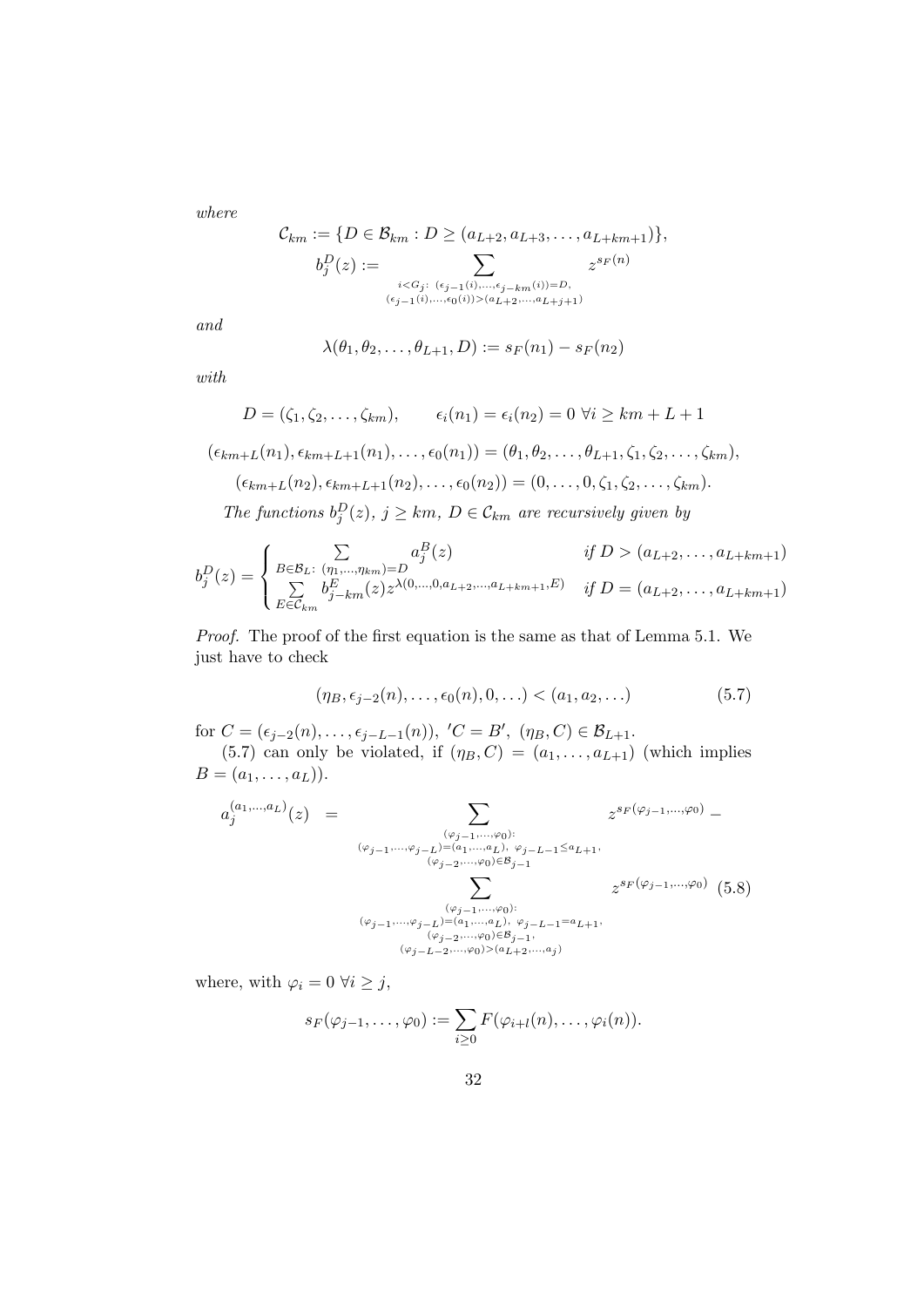*where*

$$\mathcal{C}_{km} := \{D \in \mathcal{B}_{km} : D \geq (a_{L+2}, a_{L+3}, \ldots, a_{L+km+1})\},$$

$$b_j^D(z) := \sum_{\substack{i<G_j:\ (\epsilon_{j-1}(i),\ldots,\epsilon_{j-km}(i))=D,\\ (\epsilon_{j-1}(i),\ldots,\epsilon_0(i))>(a_{L+2},\ldots,a_{L+j+1})}} z^{s_F(n)}$$

*and*

$$\lambda(\theta_1, \theta_2, \ldots, \theta_{L+1}, D) := s_F(n_1) - s_F(n_2)$$

*with*

$$D = (\zeta_1, \zeta_2, \ldots, \zeta_{km}), \qquad \epsilon_i(n_1) = \epsilon_i(n_2) = 0 \ \forall i \geq km + L + 1$$

$$(\epsilon_{km+L}(n_1), \epsilon_{km+L+1}(n_1), \ldots, \epsilon_0(n_1)) = (\theta_1, \theta_2, \ldots, \theta_{L+1}, \zeta_1, \zeta_2, \ldots, \zeta_{km}),$$

$$(\epsilon_{km+L}(n_2), \epsilon_{km+L+1}(n_2), \ldots, \epsilon_0(n_2)) = (0, \ldots, 0, \zeta_1, \zeta_2, \ldots, \zeta_{km}).$$

*The functions $b_j^D(z)$, $j \geq km$, $D \in \mathcal{C}_{km}$ are recursively given by*

$$b_j^D(z) = \begin{cases} \sum\limits_{B \in \mathcal{B}_L:\ (\eta_1,\ldots,\eta_{km})=D} a_j^B(z) & \text{if } D > (a_{L+2}, \ldots, a_{L+km+1}) \\ \sum\limits_{E \in \mathcal{C}_{km}} b_{j-km}^E(z) z^{\lambda(0,\ldots,0,a_{L+2},\ldots,a_{L+km+1},E)} & \text{if } D = (a_{L+2}, \ldots, a_{L+km+1}) \end{cases}$$

*Proof.* The proof of the first equation is the same as that of Lemma 5.1. We just have to check

$$(\eta_B, \epsilon_{j-2}(n), \ldots, \epsilon_0(n), 0, \ldots) < (a_1, a_2, \ldots) \tag{5.7}$$

for $C = (\epsilon_{j-2}(n), \ldots, \epsilon_{j-L-1}(n))$, $'C = B'$, $(\eta_B, C) \in \mathcal{B}_{L+1}$.

(5.7) can only be violated, if $(\eta_B, C) = (a_1, \ldots, a_{L+1})$ (which implies $B = (a_1, \ldots, a_L)$).

$$\begin{aligned} a_j^{(a_1,\ldots,a_L)}(z) = & \sum_{\substack{(\varphi_{j-1},\ldots,\varphi_0):\\ (\varphi_{j-1},\ldots,\varphi_{j-L})=(a_1,\ldots,a_L),\ \varphi_{j-L-1}\leq a_{L+1},\\ (\varphi_{j-2},\ldots,\varphi_0)\in\mathcal{B}_{j-1}}} z^{s_F(\varphi_{j-1},\ldots,\varphi_0)} - \\ & \sum_{\substack{(\varphi_{j-1},\ldots,\varphi_0):\\ (\varphi_{j-1},\ldots,\varphi_{j-L})=(a_1,\ldots,a_L),\ \varphi_{j-L-1}=a_{L+1},\\ (\varphi_{j-2},\ldots,\varphi_0)\in\mathcal{B}_{j-1},\\ (\varphi_{j-L-2},\ldots,\varphi_0)>(a_{L+2},\ldots,a_j)}} z^{s_F(\varphi_{j-1},\ldots,\varphi_0)} \end{aligned} \tag{5.8}$$

where, with $\varphi_i = 0 \ \forall i \geq j$,

$$s_F(\varphi_{j-1}, \ldots, \varphi_0) := \sum_{i \geq 0} F(\varphi_{i+l}(n), \ldots, \varphi_i(n)).$$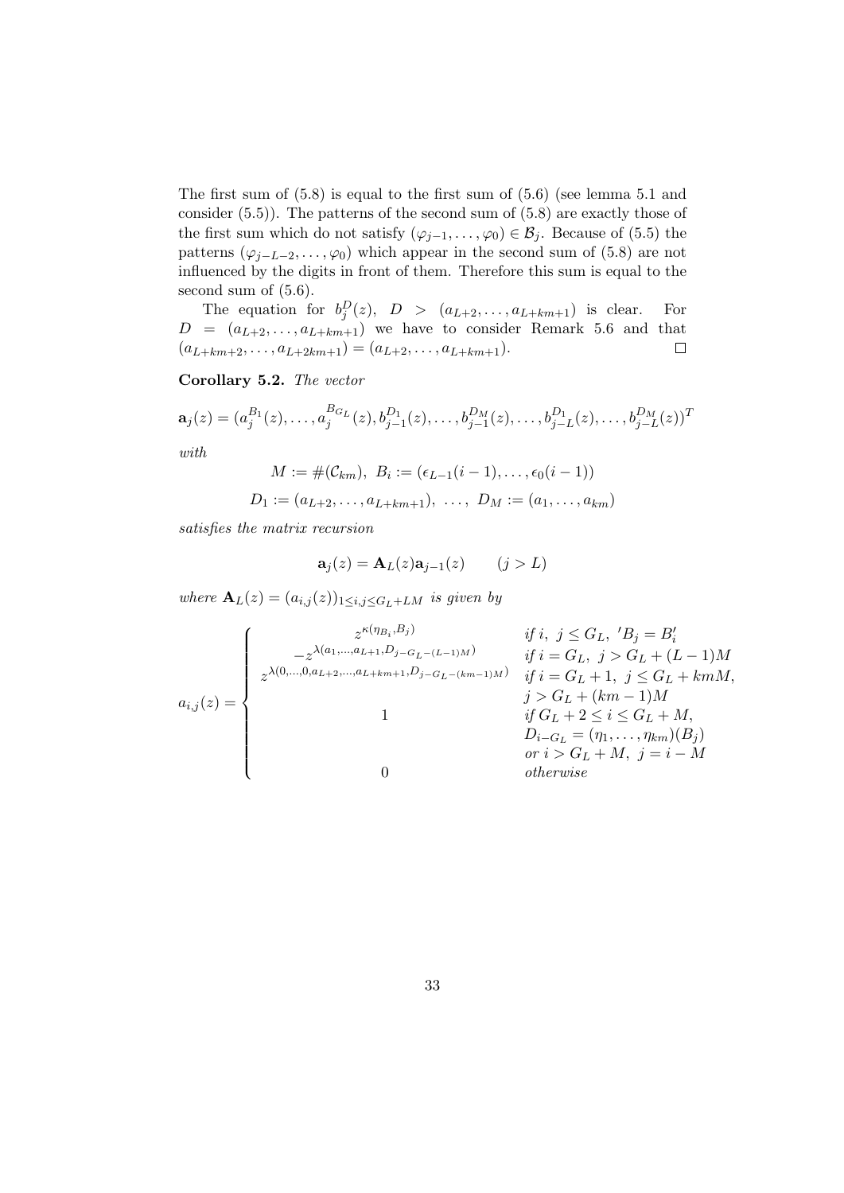The first sum of (5.8) is equal to the first sum of (5.6) (see lemma 5.1 and consider (5.5)). The patterns of the second sum of (5.8) are exactly those of the first sum which do not satisfy $(\varphi_{j-1}, \ldots, \varphi_0) \in \mathcal{B}_j$. Because of (5.5) the patterns $(\varphi_{j-L-2}, \ldots, \varphi_0)$ which appear in the second sum of (5.8) are not influenced by the digits in front of them. Therefore this sum is equal to the second sum of (5.6).

The equation for $b_j^D(z)$, $D > (a_{L+2}, \ldots, a_{L+km+1})$ is clear. For $D = (a_{L+2}, \ldots, a_{L+km+1})$ we have to consider Remark 5.6 and that $(a_{L+km+2}, \ldots, a_{L+2km+1}) = (a_{L+2}, \ldots, a_{L+km+1})$. □

**Corollary 5.2.** *The vector*

$$\mathbf{a}_j(z) = (a_j^{B_1}(z), \ldots, a_j^{B_{G_L}}(z), b_{j-1}^{D_1}(z), \ldots, b_{j-1}^{D_M}(z), \ldots, b_{j-L}^{D_1}(z), \ldots, b_{j-L}^{D_M}(z))^T$$

*with*

$$M := \#(\mathcal{C}_{km}),\ B_i := (\epsilon_{L-1}(i-1), \ldots, \epsilon_0(i-1))$$

$$D_1 := (a_{L+2}, \ldots, a_{L+km+1}),\ \ldots,\ D_M := (a_1, \ldots, a_{km})$$

*satisfies the matrix recursion*

$$\mathbf{a}_j(z) = \mathbf{A}_L(z)\mathbf{a}_{j-1}(z) \qquad (j > L)$$

*where $\mathbf{A}_L(z) = (a_{i,j}(z))_{1 \le i,j \le G_L + LM}$ is given by*

$$a_{i,j}(z) = \begin{cases} z^{\kappa(\eta_{B_i}, B_j)} & \text{if } i,\ j \le G_L,\ {}'B_j = B_i' \\ -z^{\lambda(a_1, \ldots, a_{L+1}, D_{j-G_L-(L-1)M})} & \text{if } i = G_L,\ j > G_L + (L-1)M \\ z^{\lambda(0, \ldots, 0, a_{L+2}, \ldots, a_{L+km+1}, D_{j-G_L-(km-1)M})} & \text{if } i = G_L + 1,\ j \le G_L + kmM, \\ & j > G_L + (km-1)M \\ 1 & \text{if } G_L + 2 \le i \le G_L + M, \\ & D_{i-G_L} = (\eta_1, \ldots, \eta_{km})(B_j) \\ & \text{or } i > G_L + M,\ j = i - M \\ 0 & \text{otherwise} \end{cases}$$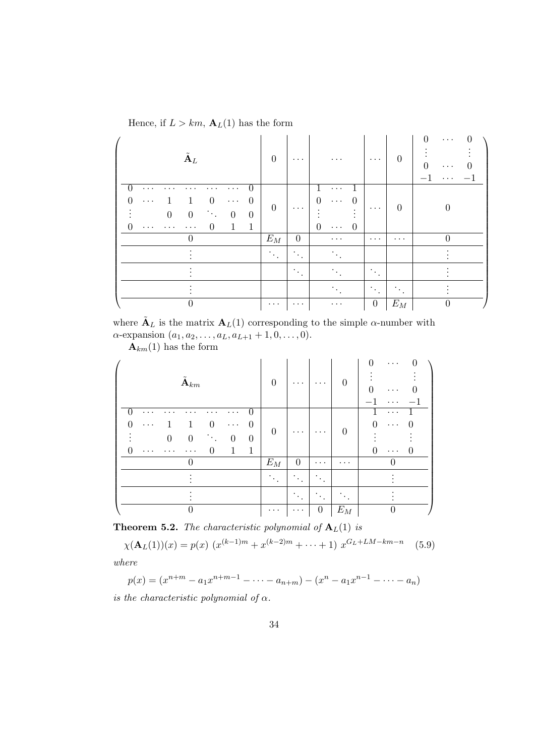Hence, if $L > km$, $\mathbf{A}_L(1)$ has the form

$$
\left(\begin{array}{ccccccc|c|c|ccc|c|c|ccc}
 & & & & & & & & & & & & & & 0 & \cdots & 0 \\
 & & & \tilde{\mathbf{A}}_L & & & & 0 & \cdots & & \cdots & & \cdots & 0 & \vdots & & \vdots \\
 & & & & & & & & & & & & & & 0 & \cdots & 0 \\
 & & & & & & & & & & & & & & -1 & \cdots & -1 \\
\hline
0 & \cdots & \cdots & \cdots & \cdots & \cdots & 0 & & & 1 & \cdots & 1 & & & & & \\
0 & \cdots & 1 & 1 & 0 & \cdots & 0 & 0 & \cdots & 0 & \cdots & 0 & \cdots & 0 & & 0 & \\
\vdots & & 0 & 0 & \ddots & 0 & 0 & & & \vdots & & \vdots & & & & & \\
0 & \cdots & \cdots & \cdots & 0 & 1 & 1 & & & 0 & \cdots & 0 & & & & & \\
\hline
 & & & 0 & & & & E_M & 0 & & \cdots & & \cdots & \cdots & & 0 & \\
\hline
 & & & \vdots & & & & \ddots & \ddots & & \ddots & & & & & \vdots & \\
\hline
 & & & \vdots & & & & & \ddots & & \ddots & & \ddots & & & \vdots & \\
\hline
 & & & \vdots & & & & & & & \ddots & & \ddots & \ddots & & \vdots & \\
\hline
 & & & 0 & & & & \cdots & \cdots & & \cdots & & 0 & E_M & & 0 &
\end{array}\right)
$$

where $\tilde{\mathbf{A}}_L$ is the matrix $\mathbf{A}_L(1)$ corresponding to the simple $\alpha$-number with $\alpha$-expansion $(a_1, a_2, \ldots, a_L, a_{L+1} + 1, 0, \ldots, 0)$.

$\mathbf{A}_{km}(1)$ has the form

$$
\left(\begin{array}{ccccccc|c|c|c|c|ccc}
 & & & & & & & & & & & 0 & \cdots & 0 \\
 & & & \tilde{\mathbf{A}}_{km} & & & & 0 & \cdots & \cdots & 0 & \vdots & & \vdots \\
 & & & & & & & & & & & 0 & \cdots & 0 \\
 & & & & & & & & & & & -1 & \cdots & -1 \\
\hline
0 & \cdots & \cdots & \cdots & \cdots & \cdots & 0 & & & & & 1 & \cdots & 1 \\
0 & \cdots & 1 & 1 & 0 & \cdots & 0 & 0 & \cdots & \cdots & 0 & 0 & \cdots & 0 \\
\vdots & & 0 & 0 & \ddots & 0 & 0 & & & & & \vdots & & \vdots \\
0 & \cdots & \cdots & \cdots & 0 & 1 & 1 & & & & & 0 & \cdots & 0 \\
\hline
 & & & 0 & & & & E_M & 0 & \cdots & \cdots & & 0 & \\
\hline
 & & & \vdots & & & & \ddots & \ddots & \ddots & & & \vdots & \\
\hline
 & & & \vdots & & & & & \ddots & \ddots & \ddots & & \vdots & \\
\hline
 & & & 0 & & & & \cdots & \cdots & 0 & E_M & & 0 &
\end{array}\right)
$$

**Theorem 5.2.** *The characteristic polynomial of* $\mathbf{A}_L(1)$ *is*

$$\chi(\mathbf{A}_L(1))(x) = p(x)\ (x^{(k-1)m} + x^{(k-2)m} + \cdots + 1)\ x^{G_L + LM - km - n} \qquad (5.9)$$

*where*

$$p(x) = (x^{n+m} - a_1 x^{n+m-1} - \cdots - a_{n+m}) - (x^n - a_1 x^{n-1} - \cdots - a_n)$$

*is the characteristic polynomial of* $\alpha$.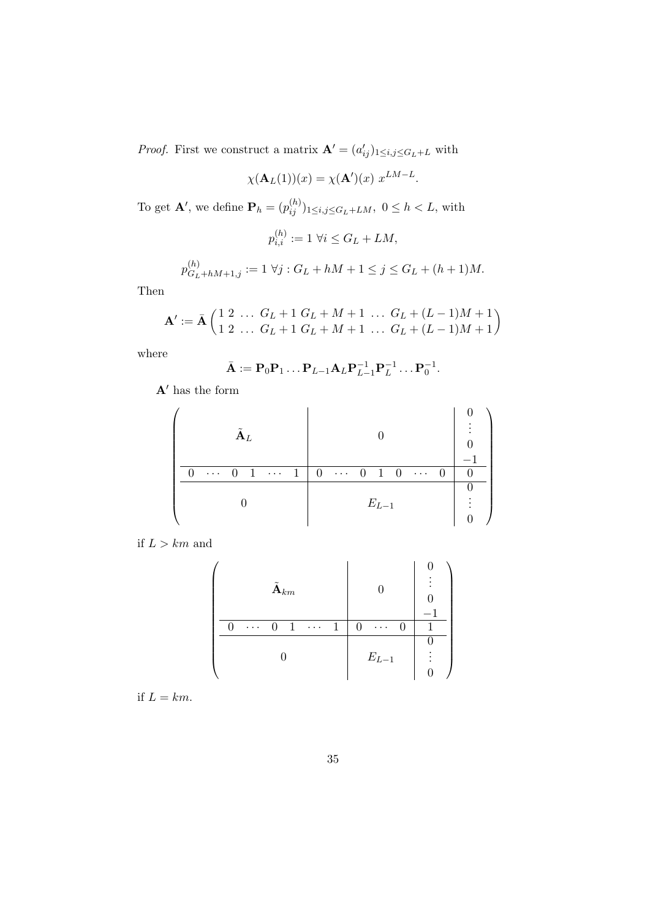*Proof.* First we construct a matrix $\mathbf{A}' = (a'_{ij})_{1 \le i,j \le G_L + L}$ with

$$\chi(\mathbf{A}_L(1))(x) = \chi(\mathbf{A}')(x)\ x^{LM-L}.$$

To get $\mathbf{A}'$, we define $\mathbf{P}_h = (p_{ij}^{(h)})_{1 \le i,j \le G_L + LM},\ 0 \le h < L$, with

$$p_{i,i}^{(h)} := 1\ \forall i \le G_L + LM,$$

$$p_{G_L + hM + 1, j}^{(h)} := 1\ \forall j : G_L + hM + 1 \le j \le G_L + (h+1)M.$$

Then

$$\mathbf{A}' := \bar{\mathbf{A}} \begin{pmatrix} 1\ 2\ \dots\ G_L+1\ G_L+M+1\ \dots\ G_L+(L-1)M+1 \\ 1\ 2\ \dots\ G_L+1\ G_L+M+1\ \dots\ G_L+(L-1)M+1 \end{pmatrix}$$

where

$$\bar{\mathbf{A}} := \mathbf{P}_0 \mathbf{P}_1 \dots \mathbf{P}_{L-1} \mathbf{A}_L \mathbf{P}_{L-1}^{-1} \mathbf{P}_L^{-1} \dots \mathbf{P}_0^{-1}.$$

$\mathbf{A}'$ has the form

$$\left(\begin{array}{ccc|ccc|c} & & & & & & 0 \\ & \tilde{\mathbf{A}}_L & & & 0 & & \vdots \\ & & & & & & 0 \\ & & & & & & -1 \\ \hline 0\ \cdots\ 0 & 1\ \cdots & 1 & 0\ \cdots\ 0 & 1 & 0\ \cdots\ 0 & 0 \\ \hline & & & & & & 0 \\ & 0 & & & E_{L-1} & & \vdots \\ & & & & & & 0 \end{array}\right)$$

if $L > km$ and

$$\left(\begin{array}{ccc|c|c} & & & & 0 \\ & \tilde{\mathbf{A}}_{km} & & 0 & \vdots \\ & & & & 0 \\ & & & & -1 \\ \hline 0\ \cdots\ 0 & 1\ \cdots & 1 & 0\ \cdots\ 0 & 1 \\ \hline & & & & 0 \\ & 0 & & E_{L-1} & \vdots \\ & & & & 0 \end{array}\right)$$

if $L = km$.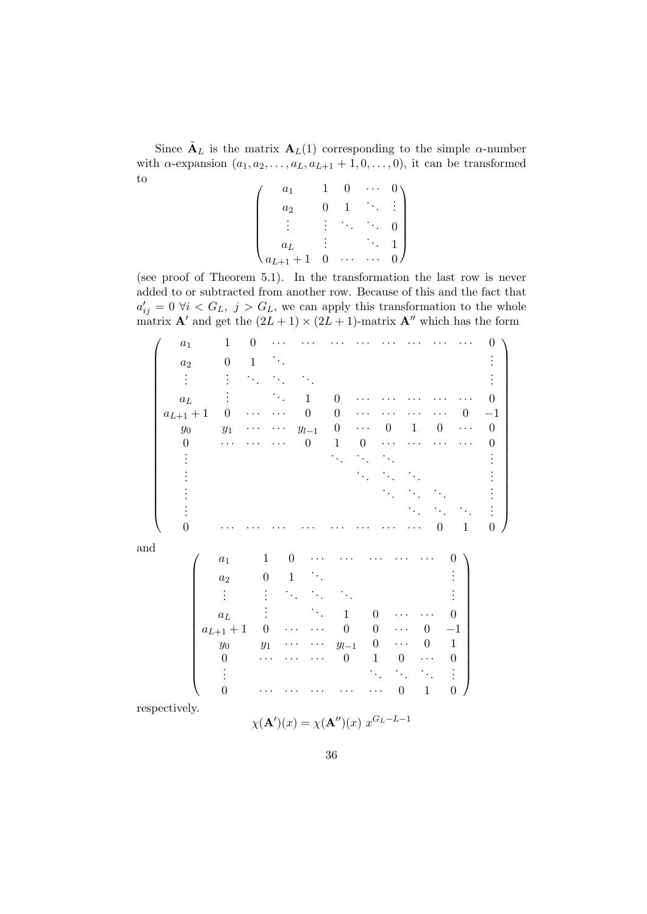Since $\tilde{\mathbf{A}}_L$ is the matrix $\mathbf{A}_L(1)$ corresponding to the simple $\alpha$-number with $\alpha$-expansion $(a_1, a_2, \ldots, a_L, a_{L+1}+1, 0, \ldots, 0)$, it can be transformed to

$$\begin{pmatrix} a_1 & 1 & 0 & \cdots & 0 \\ a_2 & 0 & 1 & \ddots & \vdots \\ \vdots & \vdots & \ddots & \ddots & 0 \\ a_L & \vdots & & \ddots & 1 \\ a_{L+1}+1 & 0 & \cdots & \cdots & 0 \end{pmatrix}$$

(see proof of Theorem 5.1). In the transformation the last row is never added to or subtracted from another row. Because of this and the fact that $a'_{ij} = 0 \ \forall i < G_L, \ j > G_L$, we can apply this transformation to the whole matrix $\mathbf{A}'$ and get the $(2L+1) \times (2L+1)$-matrix $\mathbf{A}''$ which has the form

$$\begin{pmatrix} a_1 & 1 & 0 & \cdots & \cdots & \cdots & \cdots & \cdots & \cdots & \cdots & \cdots & 0 \\ a_2 & 0 & 1 & \ddots & & & & & & & & \vdots \\ \vdots & \vdots & \ddots & \ddots & \ddots & & & & & & & \vdots \\ a_L & \vdots & & \ddots & 1 & 0 & \cdots & \cdots & \cdots & \cdots & \cdots & 0 \\ a_{L+1}+1 & 0 & \cdots & \cdots & 0 & 0 & \cdots & \cdots & \cdots & \cdots & 0 & -1 \\ y_0 & y_1 & \cdots & \cdots & y_{l-1} & 0 & \cdots & 0 & 1 & 0 & \cdots & 0 \\ 0 & \cdots & \cdots & \cdots & 0 & 1 & 0 & \cdots & \cdots & \cdots & \cdots & 0 \\ \vdots & & & & & \ddots & \ddots & \ddots & & & & \vdots \\ \vdots & & & & & & \ddots & \ddots & \ddots & & & \vdots \\ \vdots & & & & & & & \ddots & \ddots & \ddots & & \vdots \\ \vdots & & & & & & & & \ddots & \ddots & \ddots & \vdots \\ 0 & \cdots & \cdots & \cdots & \cdots & \cdots & \cdots & \cdots & \cdots & 0 & 1 & 0 \end{pmatrix}$$

and

$$\begin{pmatrix} a_1 & 1 & 0 & \cdots & \cdots & \cdots & \cdots & \cdots & 0 \\ a_2 & 0 & 1 & \ddots & & & & & \vdots \\ \vdots & \vdots & \ddots & \ddots & \ddots & & & & \vdots \\ a_L & \vdots & & \ddots & 1 & 0 & \cdots & \cdots & 0 \\ a_{L+1}+1 & 0 & \cdots & \cdots & 0 & 0 & \cdots & 0 & -1 \\ y_0 & y_1 & \cdots & \cdots & y_{l-1} & 0 & \cdots & 0 & 1 \\ 0 & \cdots & \cdots & \cdots & 0 & 1 & 0 & \cdots & 0 \\ \vdots & & & & & \ddots & \ddots & \ddots & \vdots \\ 0 & \cdots & \cdots & \cdots & \cdots & \cdots & 0 & 1 & 0 \end{pmatrix}$$

respectively.

$$\chi(\mathbf{A}')(x) = \chi(\mathbf{A}'')(x) \ x^{G_L - L - 1}$$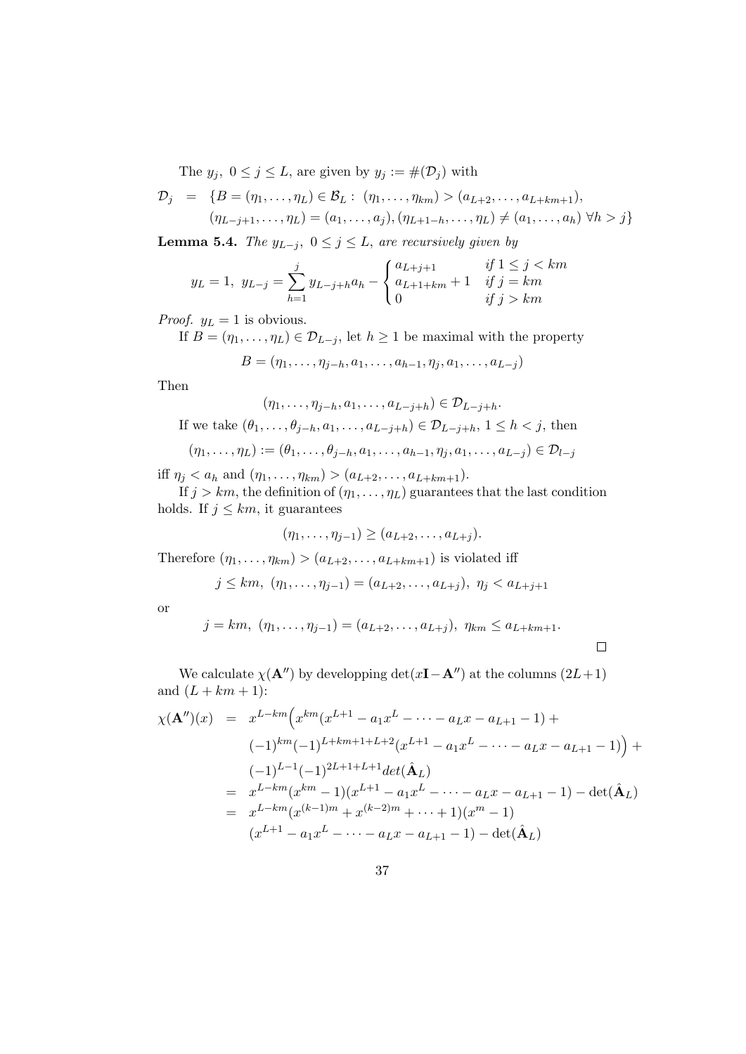The $y_j$, $0 \le j \le L$, are given by $y_j := \#(\mathcal{D}_j)$ with

$$
\begin{aligned}
\mathcal{D}_j \;\; = \;\; & \{B = (\eta_1, \dots, \eta_L) \in \mathcal{B}_L : \; (\eta_1, \dots, \eta_{km}) > (a_{L+2}, \dots, a_{L+km+1}), \\
& (\eta_{L-j+1}, \dots, \eta_L) = (a_1, \dots, a_j), (\eta_{L+1-h}, \dots, \eta_L) \neq (a_1, \dots, a_h) \; \forall h > j\}
\end{aligned}
$$

**Lemma 5.4.** *The $y_{L-j}$, $0 \le j \le L$, are recursively given by*

$$
y_L = 1, \; y_{L-j} = \sum_{h=1}^{j} y_{L-j+h} a_h - \begin{cases} a_{L+j+1} & \text{if } 1 \le j < km \\ a_{L+1+km} + 1 & \text{if } j = km \\ 0 & \text{if } j > km \end{cases}
$$

*Proof.* $y_L = 1$ is obvious.

If $B = (\eta_1, \dots, \eta_L) \in \mathcal{D}_{L-j}$, let $h \ge 1$ be maximal with the property

$$
B = (\eta_1, \dots, \eta_{j-h}, a_1, \dots, a_{h-1}, \eta_j, a_1, \dots, a_{L-j})
$$

Then

$$
(\eta_1, \dots, \eta_{j-h}, a_1, \dots, a_{L-j+h}) \in \mathcal{D}_{L-j+h}.
$$

If we take $(\theta_1, \dots, \theta_{j-h}, a_1, \dots, a_{L-j+h}) \in \mathcal{D}_{L-j+h}$, $1 \le h < j$, then

$$
(\eta_1, \dots, \eta_L) := (\theta_1, \dots, \theta_{j-h}, a_1, \dots, a_{h-1}, \eta_j, a_1, \dots, a_{L-j}) \in \mathcal{D}_{l-j}
$$

iff $\eta_j < a_h$ and $(\eta_1, \dots, \eta_{km}) > (a_{L+2}, \dots, a_{L+km+1})$.

If $j > km$, the definition of $(\eta_1, \dots, \eta_L)$ guarantees that the last condition holds. If $j \le km$, it guarantees

$$
(\eta_1, \dots, \eta_{j-1}) \ge (a_{L+2}, \dots, a_{L+j}).
$$

Therefore $(\eta_1, \dots, \eta_{km}) > (a_{L+2}, \dots, a_{L+km+1})$ is violated iff

$$
j \le km, \; (\eta_1, \dots, \eta_{j-1}) = (a_{L+2}, \dots, a_{L+j}), \; \eta_j < a_{L+j+1}
$$

or

$$
j = km, \; (\eta_1, \dots, \eta_{j-1}) = (a_{L+2}, \dots, a_{L+j}), \; \eta_{km} \le a_{L+km+1}.
$$

$\square$

We calculate $\chi(\mathbf{A}'')$ by developping $\det(x\mathbf{I} - \mathbf{A}'')$ at the columns $(2L+1)$ and $(L+km+1)$:

$$
\begin{aligned}
\chi(\mathbf{A}'')(x) \;\; = \;\; & x^{L-km}\Big(x^{km}(x^{L+1} - a_1 x^L - \dots - a_L x - a_{L+1} - 1) + \\
& (-1)^{km}(-1)^{L+km+1+L+2}(x^{L+1} - a_1 x^L - \dots - a_L x - a_{L+1} - 1)\Big) + \\
& (-1)^{L-1}(-1)^{2L+1+L+1} det(\hat{\mathbf{A}}_L) \\
= \;\; & x^{L-km}(x^{km} - 1)(x^{L+1} - a_1 x^L - \dots - a_L x - a_{L+1} - 1) - \det(\hat{\mathbf{A}}_L) \\
= \;\; & x^{L-km}(x^{(k-1)m} + x^{(k-2)m} + \dots + 1)(x^m - 1) \\
& (x^{L+1} - a_1 x^L - \dots - a_L x - a_{L+1} - 1) - \det(\hat{\mathbf{A}}_L)
\end{aligned}
$$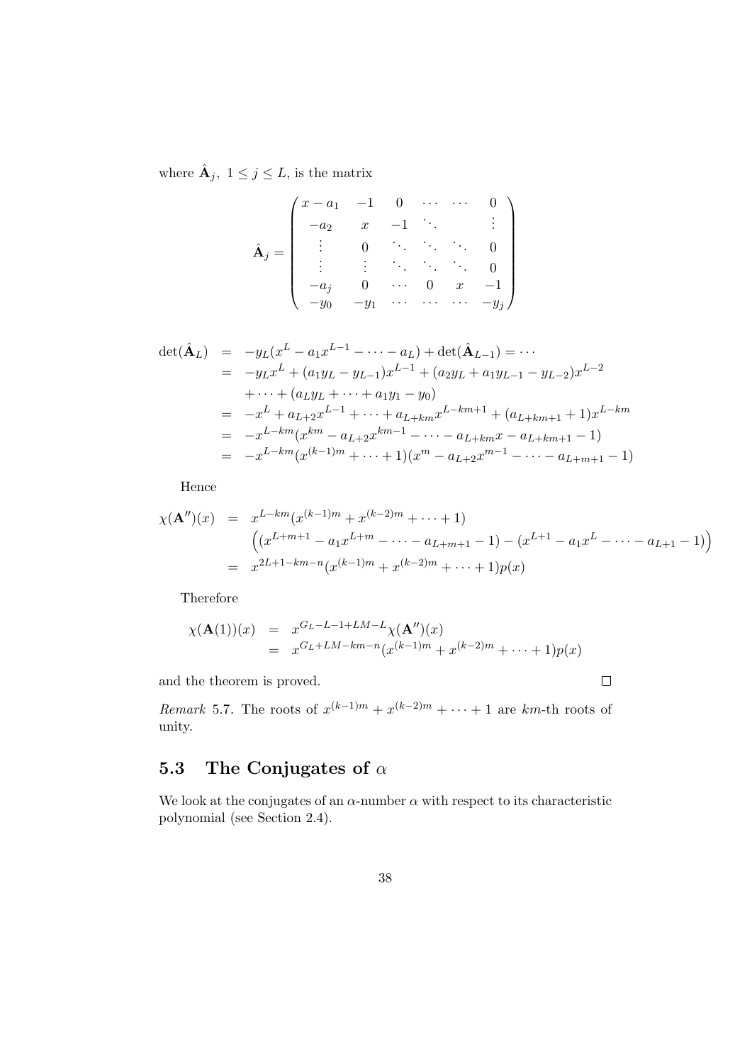where $\hat{\mathbf{A}}_j,\ 1 \le j \le L$, is the matrix

$$\hat{\mathbf{A}}_j = \begin{pmatrix} x - a_1 & -1 & 0 & \cdots & \cdots & 0 \\ -a_2 & x & -1 & \ddots & & \vdots \\ \vdots & 0 & \ddots & \ddots & \ddots & 0 \\ \vdots & \vdots & \ddots & \ddots & \ddots & 0 \\ -a_j & 0 & \cdots & 0 & x & -1 \\ -y_0 & -y_1 & \cdots & \cdots & \cdots & -y_j \end{pmatrix}$$

$$\begin{aligned}
\det(\hat{\mathbf{A}}_L) &= -y_L(x^L - a_1x^{L-1} - \cdots - a_L) + \det(\hat{\mathbf{A}}_{L-1}) = \cdots \\
&= -y_Lx^L + (a_1y_L - y_{L-1})x^{L-1} + (a_2y_L + a_1y_{L-1} - y_{L-2})x^{L-2} \\
&\quad + \cdots + (a_Ly_L + \cdots + a_1y_1 - y_0) \\
&= -x^L + a_{L+2}x^{L-1} + \cdots + a_{L+km}x^{L-km+1} + (a_{L+km+1} + 1)x^{L-km} \\
&= -x^{L-km}(x^{km} - a_{L+2}x^{km-1} - \cdots - a_{L+km}x - a_{L+km+1} - 1) \\
&= -x^{L-km}(x^{(k-1)m} + \cdots + 1)(x^m - a_{L+2}x^{m-1} - \cdots - a_{L+m+1} - 1)
\end{aligned}$$

Hence

$$\begin{aligned}
\chi(\mathbf{A}'')(x) &= x^{L-km}(x^{(k-1)m} + x^{(k-2)m} + \cdots + 1) \\
&\quad \Big((x^{L+m+1} - a_1x^{L+m} - \cdots - a_{L+m+1} - 1) - (x^{L+1} - a_1x^L - \cdots - a_{L+1} - 1)\Big) \\
&= x^{2L+1-km-n}(x^{(k-1)m} + x^{(k-2)m} + \cdots + 1)p(x)
\end{aligned}$$

Therefore

$$\begin{aligned}
\chi(\mathbf{A}(1))(x) &= x^{G_L-L-1+LM-L}\chi(\mathbf{A}'')(x) \\
&= x^{G_L+LM-km-n}(x^{(k-1)m} + x^{(k-2)m} + \cdots + 1)p(x)
\end{aligned}$$

and the theorem is proved. □

*Remark* 5.7. The roots of $x^{(k-1)m} + x^{(k-2)m} + \cdots + 1$ are $km$-th roots of unity.

## 5.3 The Conjugates of $\alpha$

We look at the conjugates of an $\alpha$-number $\alpha$ with respect to its characteristic polynomial (see Section 2.4).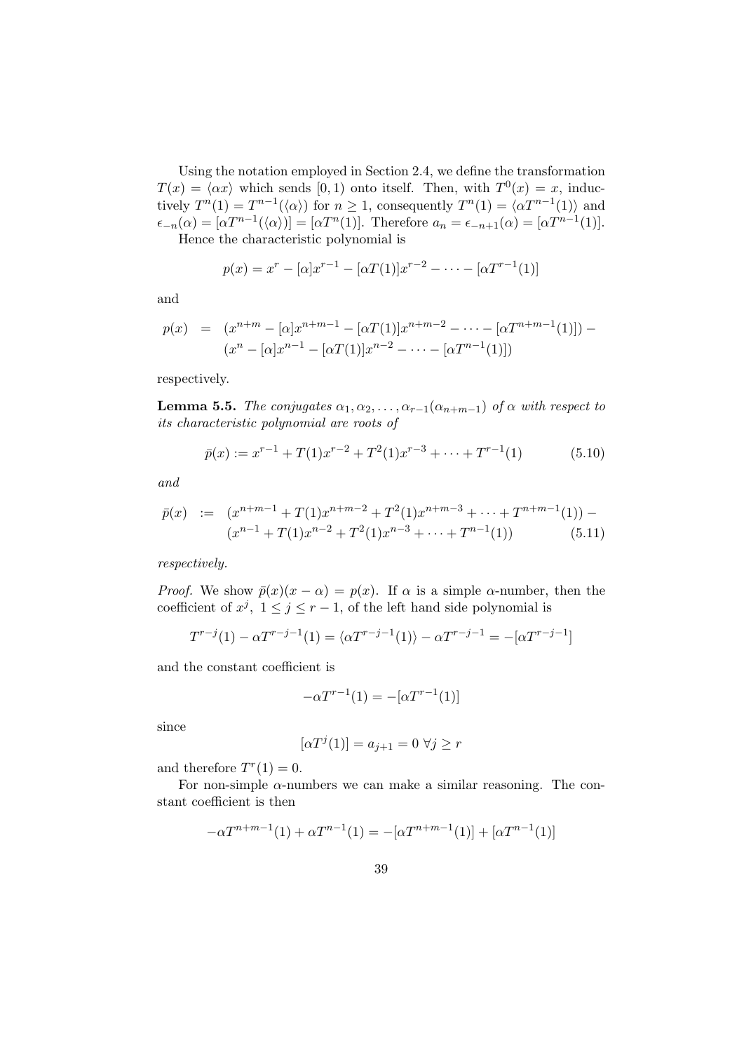Using the notation employed in Section 2.4, we define the transformation $T(x) = \langle \alpha x \rangle$ which sends $[0,1)$ onto itself. Then, with $T^0(x) = x$, inductively $T^n(1) = T^{n-1}(\langle \alpha \rangle)$ for $n \geq 1$, consequently $T^n(1) = \langle \alpha T^{n-1}(1) \rangle$ and $\epsilon_{-n}(\alpha) = [\alpha T^{n-1}(\langle \alpha \rangle)] = [\alpha T^n(1)]$. Therefore $a_n = \epsilon_{-n+1}(\alpha) = [\alpha T^{n-1}(1)]$.

Hence the characteristic polynomial is

$$p(x) = x^r - [\alpha]x^{r-1} - [\alpha T(1)]x^{r-2} - \cdots - [\alpha T^{r-1}(1)]$$

and

$$\begin{aligned} p(x) &= (x^{n+m} - [\alpha]x^{n+m-1} - [\alpha T(1)]x^{n+m-2} - \cdots - [\alpha T^{n+m-1}(1)]) - \\ &\quad (x^n - [\alpha]x^{n-1} - [\alpha T(1)]x^{n-2} - \cdots - [\alpha T^{n-1}(1)]) \end{aligned}$$

respectively.

**Lemma 5.5.** *The conjugates $\alpha_1, \alpha_2, \ldots, \alpha_{r-1}(\alpha_{n+m-1})$ of $\alpha$ with respect to its characteristic polynomial are roots of*

$$\bar{p}(x) := x^{r-1} + T(1)x^{r-2} + T^2(1)x^{r-3} + \cdots + T^{r-1}(1) \tag{5.10}$$

*and*

$$\begin{aligned} \bar{p}(x) &:= (x^{n+m-1} + T(1)x^{n+m-2} + T^2(1)x^{n+m-3} + \cdots + T^{n+m-1}(1)) - \\ &\quad (x^{n-1} + T(1)x^{n-2} + T^2(1)x^{n-3} + \cdots + T^{n-1}(1)) \end{aligned} \tag{5.11}$$

*respectively.*

*Proof.* We show $\bar{p}(x)(x-\alpha) = p(x)$. If $\alpha$ is a simple $\alpha$-number, then the coefficient of $x^j,\ 1 \leq j \leq r-1$, of the left hand side polynomial is

$$T^{r-j}(1) - \alpha T^{r-j-1}(1) = \langle \alpha T^{r-j-1}(1) \rangle - \alpha T^{r-j-1} = -[\alpha T^{r-j-1}]$$

and the constant coefficient is

$$-\alpha T^{r-1}(1) = -[\alpha T^{r-1}(1)]$$

since

$$[\alpha T^j(1)] = a_{j+1} = 0 \ \forall j \geq r$$

and therefore $T^r(1) = 0$.

For non-simple $\alpha$-numbers we can make a similar reasoning. The constant coefficient is then

$$-\alpha T^{n+m-1}(1) + \alpha T^{n-1}(1) = -[\alpha T^{n+m-1}(1)] + [\alpha T^{n-1}(1)]$$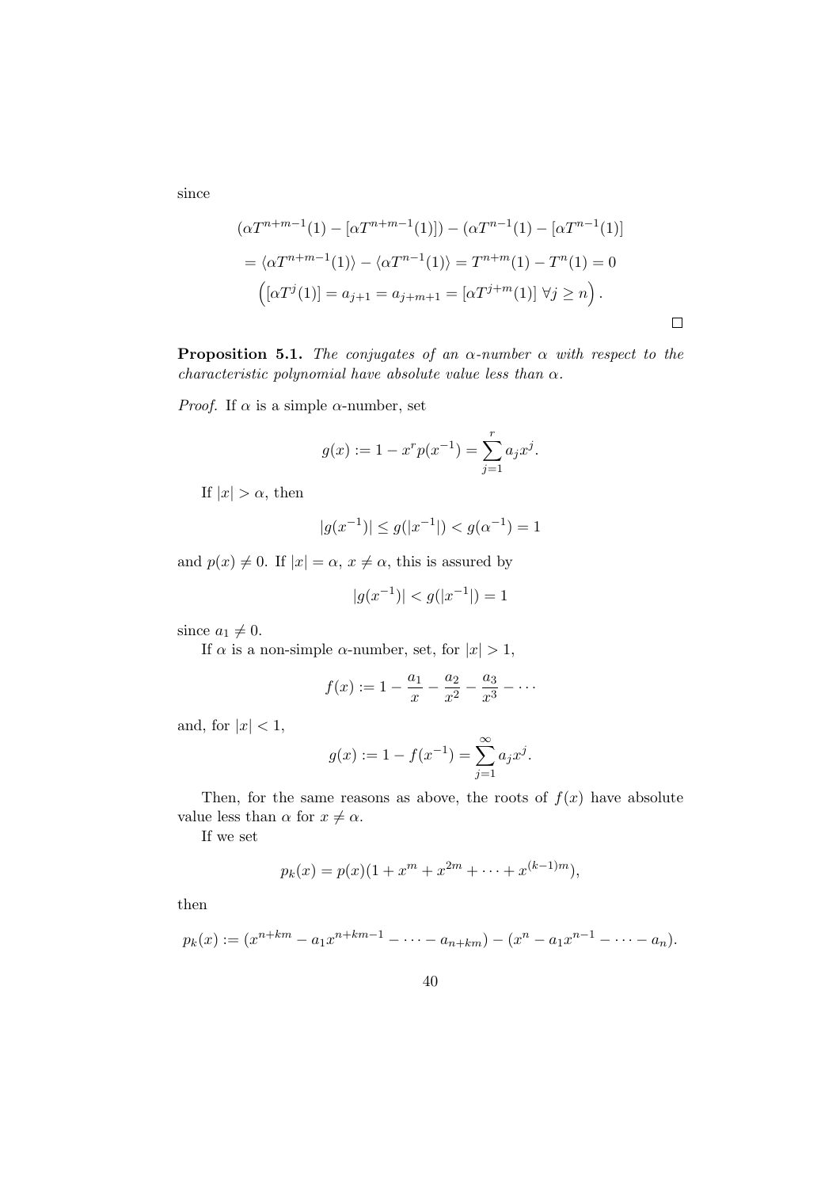since

$$
\begin{aligned}
&(\alpha T^{n+m-1}(1) - [\alpha T^{n+m-1}(1)]) - (\alpha T^{n-1}(1) - [\alpha T^{n-1}(1)] \\
&= \langle \alpha T^{n+m-1}(1)\rangle - \langle \alpha T^{n-1}(1)\rangle = T^{n+m}(1) - T^{n}(1) = 0 \\
&\left([\alpha T^{j}(1)] = a_{j+1} = a_{j+m+1} = [\alpha T^{j+m}(1)] \ \forall j \geq n\right).
\end{aligned}
$$

□

**Proposition 5.1.** *The conjugates of an $\alpha$-number $\alpha$ with respect to the characteristic polynomial have absolute value less than $\alpha$.*

*Proof.* If $\alpha$ is a simple $\alpha$-number, set

$$
g(x) := 1 - x^{r}p(x^{-1}) = \sum_{j=1}^{r} a_j x^j.
$$

If $|x| > \alpha$, then

$$
|g(x^{-1})| \leq g(|x^{-1}|) < g(\alpha^{-1}) = 1
$$

and $p(x) \neq 0$. If $|x| = \alpha$, $x \neq \alpha$, this is assured by

$$
|g(x^{-1})| < g(|x^{-1}|) = 1
$$

since $a_1 \neq 0$.

If $\alpha$ is a non-simple $\alpha$-number, set, for $|x| > 1$,

$$
f(x) := 1 - \frac{a_1}{x} - \frac{a_2}{x^2} - \frac{a_3}{x^3} - \cdots
$$

and, for $|x| < 1$,

$$
g(x) := 1 - f(x^{-1}) = \sum_{j=1}^{\infty} a_j x^j.
$$

Then, for the same reasons as above, the roots of $f(x)$ have absolute value less than $\alpha$ for $x \neq \alpha$.

If we set

$$
p_k(x) = p(x)(1 + x^m + x^{2m} + \cdots + x^{(k-1)m}),
$$

then

$$
p_k(x) := (x^{n+km} - a_1 x^{n+km-1} - \cdots - a_{n+km}) - (x^n - a_1 x^{n-1} - \cdots - a_n).
$$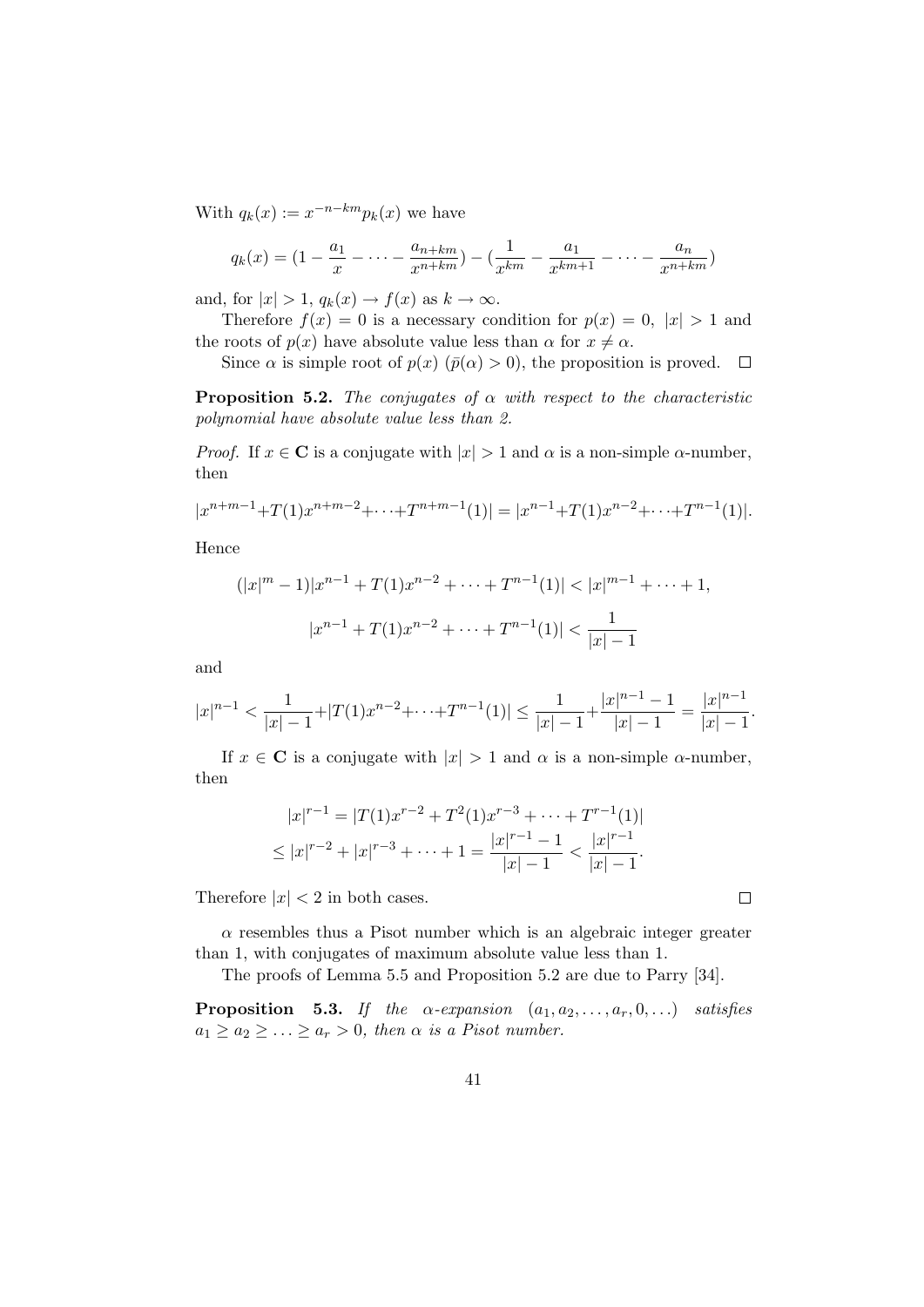With $q_k(x) := x^{-n-km}p_k(x)$ we have

$$q_k(x) = (1 - \frac{a_1}{x} - \cdots - \frac{a_{n+km}}{x^{n+km}}) - (\frac{1}{x^{km}} - \frac{a_1}{x^{km+1}} - \cdots - \frac{a_n}{x^{n+km}})$$

and, for $|x| > 1$, $q_k(x) \to f(x)$ as $k \to \infty$.

Therefore $f(x) = 0$ is a necessary condition for $p(x) = 0$, $|x| > 1$ and the roots of $p(x)$ have absolute value less than $\alpha$ for $x \neq \alpha$.

Since $\alpha$ is simple root of $p(x)$ ($\bar{p}(\alpha) > 0$), the proposition is proved. $\square$

**Proposition 5.2.** *The conjugates of $\alpha$ with respect to the characteristic polynomial have absolute value less than 2.*

*Proof.* If $x \in \mathbf{C}$ is a conjugate with $|x| > 1$ and $\alpha$ is a non-simple $\alpha$-number, then

$$|x^{n+m-1}+T(1)x^{n+m-2}+\cdots+T^{n+m-1}(1)| = |x^{n-1}+T(1)x^{n-2}+\cdots+T^{n-1}(1)|.$$

Hence

$$(|x|^m - 1)|x^{n-1} + T(1)x^{n-2} + \cdots + T^{n-1}(1)| < |x|^{m-1} + \cdots + 1,$$

$$|x^{n-1} + T(1)x^{n-2} + \cdots + T^{n-1}(1)| < \frac{1}{|x| - 1}$$

and

$$|x|^{n-1} < \frac{1}{|x|-1} + |T(1)x^{n-2}+\cdots+T^{n-1}(1)| \leq \frac{1}{|x|-1} + \frac{|x|^{n-1}-1}{|x|-1} = \frac{|x|^{n-1}}{|x|-1}.$$

If $x \in \mathbf{C}$ is a conjugate with $|x| > 1$ and $\alpha$ is a non-simple $\alpha$-number, then

$$|x|^{r-1} = |T(1)x^{r-2} + T^2(1)x^{r-3} + \cdots + T^{r-1}(1)|$$
$$\leq |x|^{r-2} + |x|^{r-3} + \cdots + 1 = \frac{|x|^{r-1} - 1}{|x| - 1} < \frac{|x|^{r-1}}{|x| - 1}.$$

Therefore $|x| < 2$ in both cases. $\square$

$\alpha$ resembles thus a Pisot number which is an algebraic integer greater than 1, with conjugates of maximum absolute value less than 1.

The proofs of Lemma 5.5 and Proposition 5.2 are due to Parry [34].

**Proposition 5.3.** *If the $\alpha$-expansion $(a_1, a_2, \ldots, a_r, 0, \ldots)$ satisfies $a_1 \geq a_2 \geq \ldots \geq a_r > 0$, then $\alpha$ is a Pisot number.*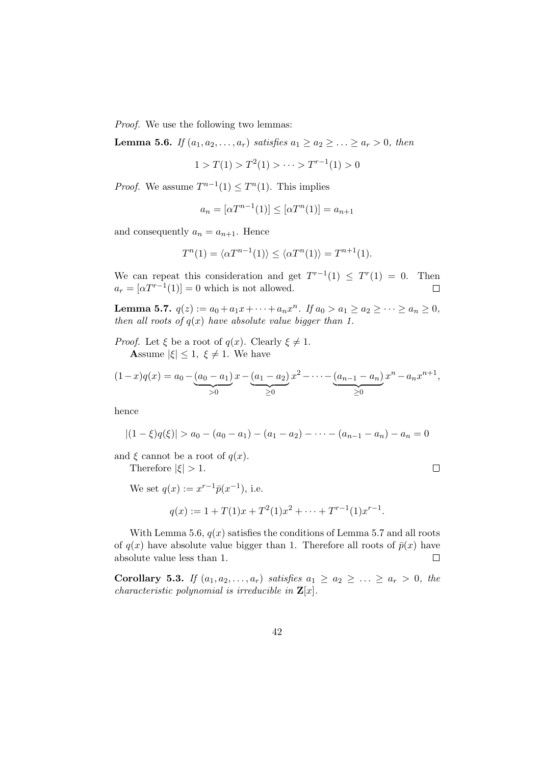*Proof.* We use the following two lemmas:

**Lemma 5.6.** *If* $(a_1, a_2, \ldots, a_r)$ *satisfies* $a_1 \geq a_2 \geq \ldots \geq a_r > 0$*, then*

$$1 > T(1) > T^2(1) > \cdots > T^{r-1}(1) > 0$$

*Proof.* We assume $T^{n-1}(1) \leq T^n(1)$. This implies

$$a_n = [\alpha T^{n-1}(1)] \leq [\alpha T^n(1)] = a_{n+1}$$

and consequently $a_n = a_{n+1}$. Hence

$$T^n(1) = \langle \alpha T^{n-1}(1) \rangle \leq \langle \alpha T^n(1) \rangle = T^{n+1}(1).$$

We can repeat this consideration and get $T^{r-1}(1) \leq T^r(1) = 0$. Then $a_r = [\alpha T^{r-1}(1)] = 0$ which is not allowed. $\square$

**Lemma 5.7.** $q(z) := a_0 + a_1 x + \cdots + a_n x^n$*. If* $a_0 > a_1 \geq a_2 \geq \cdots \geq a_n \geq 0$*, then all roots of* $q(x)$ *have absolute value bigger than 1.*

*Proof.* Let $\xi$ be a root of $q(x)$. Clearly $\xi \neq 1$.

**A**ssume $|\xi| \leq 1$, $\xi \neq 1$. We have

$$(1-x)q(x) = a_0 - \underbrace{(a_0 - a_1)}_{>0} x - \underbrace{(a_1 - a_2)}_{\geq 0} x^2 - \cdots - \underbrace{(a_{n-1} - a_n)}_{\geq 0} x^n - a_n x^{n+1},$$

hence

$$|(1-\xi)q(\xi)| > a_0 - (a_0 - a_1) - (a_1 - a_2) - \cdots - (a_{n-1} - a_n) - a_n = 0$$

and $\xi$ cannot be a root of $q(x)$.

Therefore $|\xi| > 1$. $\square$

We set $q(x) := x^{r-1}\bar{p}(x^{-1})$, i.e.

$$q(x) := 1 + T(1)x + T^2(1)x^2 + \cdots + T^{r-1}(1)x^{r-1}.$$

With Lemma 5.6, $q(x)$ satisfies the conditions of Lemma 5.7 and all roots of $q(x)$ have absolute value bigger than 1. Therefore all roots of $\bar{p}(x)$ have absolute value less than 1. $\square$

**Corollary 5.3.** *If* $(a_1, a_2, \ldots, a_r)$ *satisfies* $a_1 \geq a_2 \geq \ldots \geq a_r > 0$*, the characteristic polynomial is irreducible in* $\mathbf{Z}[x]$*.*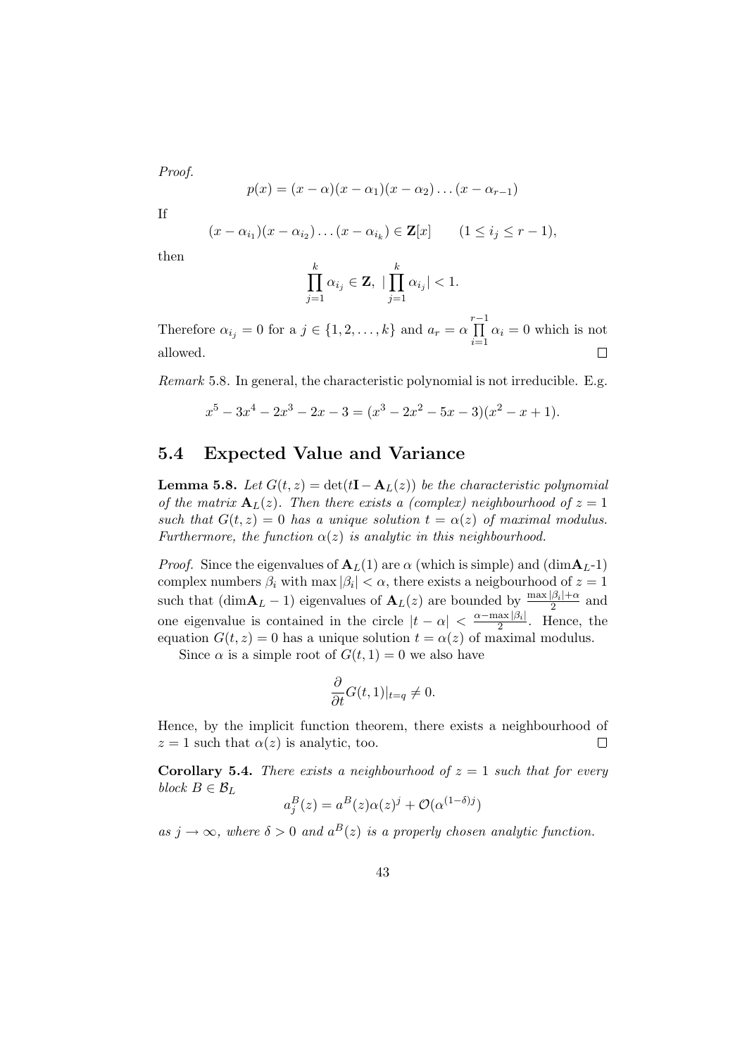*Proof.*

$$p(x) = (x - \alpha)(x - \alpha_1)(x - \alpha_2) \dots (x - \alpha_{r-1})$$

If

$$(x - \alpha_{i_1})(x - \alpha_{i_2}) \dots (x - \alpha_{i_k}) \in \mathbf{Z}[x] \qquad (1 \le i_j \le r - 1),$$

then

$$\prod_{j=1}^{k} \alpha_{i_j} \in \mathbf{Z}, \ |\prod_{j=1}^{k} \alpha_{i_j}| < 1.$$

Therefore $\alpha_{i_j} = 0$ for a $j \in \{1, 2, \dots, k\}$ and $a_r = \alpha \prod_{i=1}^{r-1} \alpha_i = 0$ which is not allowed. ∎

*Remark* 5.8. In general, the characteristic polynomial is not irreducible. E.g.

$$x^5 - 3x^4 - 2x^3 - 2x - 3 = (x^3 - 2x^2 - 5x - 3)(x^2 - x + 1).$$

## 5.4 Expected Value and Variance

**Lemma 5.8.** *Let $G(t, z) = \det(t\mathbf{I} - \mathbf{A}_L(z))$ be the characteristic polynomial of the matrix $\mathbf{A}_L(z)$. Then there exists a (complex) neighbourhood of $z = 1$ such that $G(t, z) = 0$ has a unique solution $t = \alpha(z)$ of maximal modulus. Furthermore, the function $\alpha(z)$ is analytic in this neighbourhood.*

*Proof.* Since the eigenvalues of $\mathbf{A}_L(1)$ are $\alpha$ (which is simple) and ($\dim\mathbf{A}_L$-1) complex numbers $\beta_i$ with $\max |\beta_i| < \alpha$, there exists a neigbourhood of $z = 1$ such that ($\dim\mathbf{A}_L - 1$) eigenvalues of $\mathbf{A}_L(z)$ are bounded by $\frac{\max|\beta_i|+\alpha}{2}$ and one eigenvalue is contained in the circle $|t - \alpha| < \frac{\alpha - \max|\beta_i|}{2}$. Hence, the equation $G(t, z) = 0$ has a unique solution $t = \alpha(z)$ of maximal modulus.

Since $\alpha$ is a simple root of $G(t, 1) = 0$ we also have

$$\frac{\partial}{\partial t} G(t, 1)|_{t=q} \neq 0.$$

Hence, by the implicit function theorem, there exists a neighbourhood of $z = 1$ such that $\alpha(z)$ is analytic, too. ∎

**Corollary 5.4.** *There exists a neighbourhood of $z = 1$ such that for every block $B \in \mathcal{B}_L$*

$$a_j^B(z) = a^B(z)\alpha(z)^j + \mathcal{O}(\alpha^{(1-\delta)j})$$

*as $j \to \infty$, where $\delta > 0$ and $a^B(z)$ is a properly chosen analytic function.*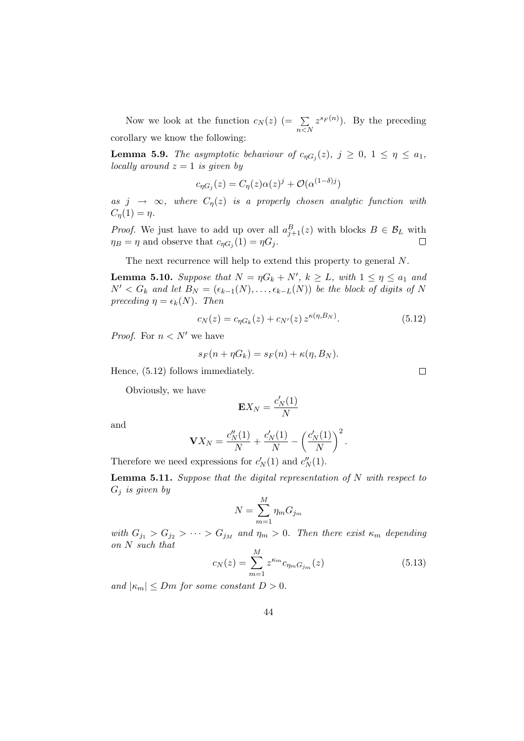Now we look at the function $c_N(z)$ $(= \sum_{n<N} z^{s_F(n)})$. By the preceding corollary we know the following:

**Lemma 5.9.** *The asymptotic behaviour of $c_{\eta G_j}(z)$, $j \geq 0$, $1 \leq \eta \leq a_1$, locally around $z = 1$ is given by*

$$c_{\eta G_j}(z) = C_\eta(z)\alpha(z)^j + \mathcal{O}(\alpha^{(1-\delta)j})$$

*as $j \to \infty$, where $C_\eta(z)$ is a properly chosen analytic function with $C_\eta(1) = \eta$.*

*Proof.* We just have to add up over all $a^B_{j+1}(z)$ with blocks $B \in \mathcal{B}_L$ with $\eta_B = \eta$ and observe that $c_{\eta G_j}(1) = \eta G_j$. □

The next recurrence will help to extend this property to general $N$.

**Lemma 5.10.** *Suppose that $N = \eta G_k + N'$, $k \geq L$, with $1 \leq \eta \leq a_1$ and $N' < G_k$ and let $B_N = (\epsilon_{k-1}(N), \ldots, \epsilon_{k-L}(N))$ be the block of digits of $N$ preceding $\eta = \epsilon_k(N)$. Then*

$$c_N(z) = c_{\eta G_k}(z) + c_{N'}(z)\, z^{\kappa(\eta, B_N)}. \tag{5.12}$$

*Proof.* For $n < N'$ we have

$$s_F(n + \eta G_k) = s_F(n) + \kappa(\eta, B_N).$$

Hence, (5.12) follows immediately. □

Obviously, we have

$$\mathbf{E}X_N = \frac{c_N'(1)}{N}$$

and

$$\mathbf{V}X_N = \frac{c_N''(1)}{N} + \frac{c_N'(1)}{N} - \left(\frac{c_N'(1)}{N}\right)^2.$$

Therefore we need expressions for $c_N'(1)$ and $c_N''(1)$.

**Lemma 5.11.** *Suppose that the digital representation of $N$ with respect to $G_j$ is given by*

$$N = \sum_{m=1}^{M} \eta_m G_{j_m}$$

*with $G_{j_1} > G_{j_2} > \cdots > G_{j_M}$ and $\eta_m > 0$. Then there exist $\kappa_m$ depending on $N$ such that*

$$c_N(z) = \sum_{m=1}^{M} z^{\kappa_m} c_{\eta_m G_{j_m}}(z) \tag{5.13}$$

*and $|\kappa_m| \leq Dm$ for some constant $D > 0$.*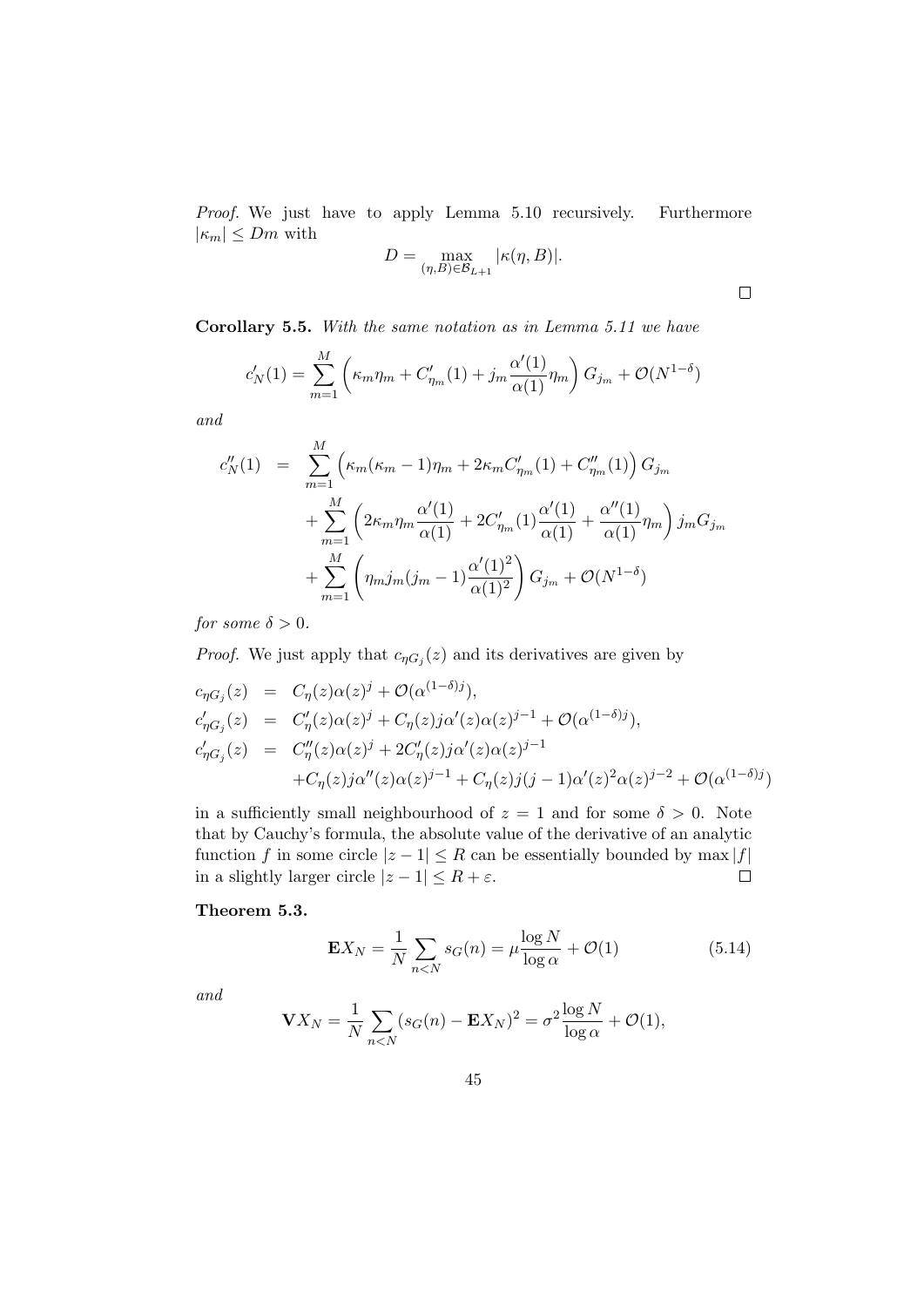*Proof.* We just have to apply Lemma 5.10 recursively. Furthermore $|\kappa_m| \le Dm$ with

$$D = \max_{(\eta,B)\in\mathcal{B}_{L+1}} |\kappa(\eta,B)|.$$

□

**Corollary 5.5.** *With the same notation as in Lemma 5.11 we have*

$$c_N'(1) = \sum_{m=1}^{M} \left( \kappa_m \eta_m + C_{\eta_m}'(1) + j_m \frac{\alpha'(1)}{\alpha(1)} \eta_m \right) G_{j_m} + \mathcal{O}(N^{1-\delta})$$

*and*

$$\begin{aligned}
c_N''(1) &= \sum_{m=1}^{M} \left( \kappa_m(\kappa_m - 1)\eta_m + 2\kappa_m C_{\eta_m}'(1) + C_{\eta_m}''(1) \right) G_{j_m} \\
&\quad + \sum_{m=1}^{M} \left( 2\kappa_m \eta_m \frac{\alpha'(1)}{\alpha(1)} + 2C_{\eta_m}'(1) \frac{\alpha'(1)}{\alpha(1)} + \frac{\alpha''(1)}{\alpha(1)} \eta_m \right) j_m G_{j_m} \\
&\quad + \sum_{m=1}^{M} \left( \eta_m j_m (j_m - 1) \frac{\alpha'(1)^2}{\alpha(1)^2} \right) G_{j_m} + \mathcal{O}(N^{1-\delta})
\end{aligned}$$

*for some $\delta > 0$.*

*Proof.* We just apply that $c_{\eta G_j}(z)$ and its derivatives are given by

$$\begin{aligned}
c_{\eta G_j}(z) &= C_\eta(z)\alpha(z)^j + \mathcal{O}(\alpha^{(1-\delta)j}), \\
c_{\eta G_j}'(z) &= C_\eta'(z)\alpha(z)^j + C_\eta(z) j \alpha'(z)\alpha(z)^{j-1} + \mathcal{O}(\alpha^{(1-\delta)j}), \\
c_{\eta G_j}'(z) &= C_\eta''(z)\alpha(z)^j + 2C_\eta'(z) j \alpha'(z)\alpha(z)^{j-1} \\
&\quad + C_\eta(z) j \alpha''(z)\alpha(z)^{j-1} + C_\eta(z) j(j-1)\alpha'(z)^2\alpha(z)^{j-2} + \mathcal{O}(\alpha^{(1-\delta)j})
\end{aligned}$$

in a sufficiently small neighbourhood of $z = 1$ and for some $\delta > 0$. Note that by Cauchy's formula, the absolute value of the derivative of an analytic function $f$ in some circle $|z-1| \le R$ can be essentially bounded by $\max|f|$ in a slightly larger circle $|z-1| \le R + \varepsilon$. □

**Theorem 5.3.**

$$\mathbf{E}X_N = \frac{1}{N}\sum_{n<N} s_G(n) = \mu \frac{\log N}{\log \alpha} + \mathcal{O}(1) \tag{5.14}$$

*and*

$$\mathbf{V}X_N = \frac{1}{N}\sum_{n<N} (s_G(n) - \mathbf{E}X_N)^2 = \sigma^2 \frac{\log N}{\log \alpha} + \mathcal{O}(1),$$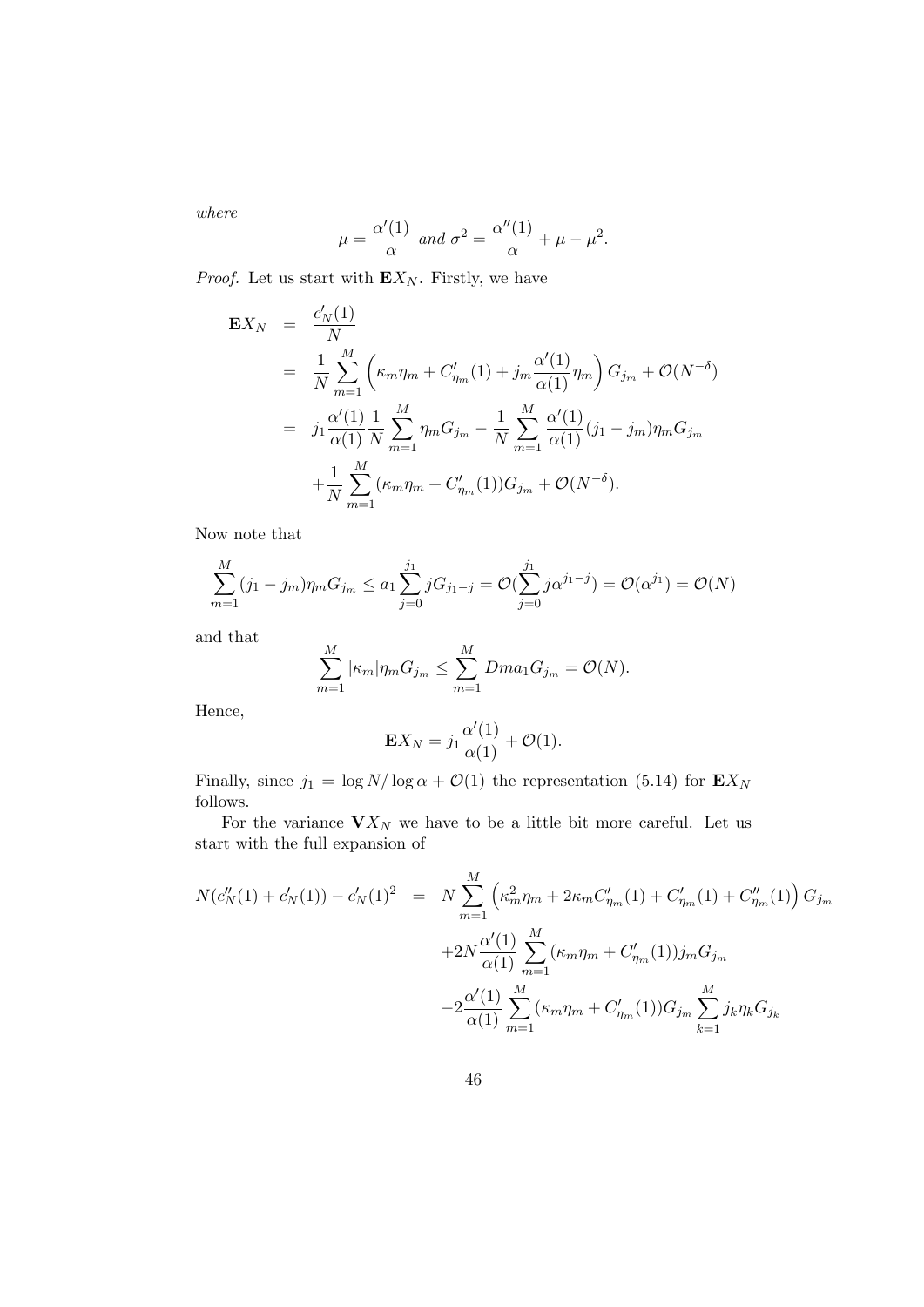*where*

$$\mu = \frac{\alpha'(1)}{\alpha} \text{ and } \sigma^2 = \frac{\alpha''(1)}{\alpha} + \mu - \mu^2.$$

*Proof.* Let us start with $\mathbf{E}X_N$. Firstly, we have

$$\begin{aligned}
\mathbf{E}X_N &= \frac{c_N'(1)}{N} \\
&= \frac{1}{N}\sum_{m=1}^{M}\left(\kappa_m\eta_m + C'_{\eta_m}(1) + j_m\frac{\alpha'(1)}{\alpha(1)}\eta_m\right)G_{j_m} + \mathcal{O}(N^{-\delta}) \\
&= j_1\frac{\alpha'(1)}{\alpha(1)}\frac{1}{N}\sum_{m=1}^{M}\eta_m G_{j_m} - \frac{1}{N}\sum_{m=1}^{M}\frac{\alpha'(1)}{\alpha(1)}(j_1 - j_m)\eta_m G_{j_m} \\
&\quad + \frac{1}{N}\sum_{m=1}^{M}(\kappa_m\eta_m + C'_{\eta_m}(1))G_{j_m} + \mathcal{O}(N^{-\delta}).
\end{aligned}$$

Now note that

$$\sum_{m=1}^{M}(j_1 - j_m)\eta_m G_{j_m} \le a_1\sum_{j=0}^{j_1} jG_{j_1-j} = \mathcal{O}(\sum_{j=0}^{j_1} j\alpha^{j_1-j}) = \mathcal{O}(\alpha^{j_1}) = \mathcal{O}(N)$$

and that

$$\sum_{m=1}^{M}|\kappa_m|\eta_m G_{j_m} \le \sum_{m=1}^{M} Dma_1 G_{j_m} = \mathcal{O}(N).$$

Hence,

$$\mathbf{E}X_N = j_1\frac{\alpha'(1)}{\alpha(1)} + \mathcal{O}(1).$$

Finally, since $j_1 = \log N/\log\alpha + \mathcal{O}(1)$ the representation (5.14) for $\mathbf{E}X_N$ follows.

For the variance $\mathbf{V}X_N$ we have to be a little bit more careful. Let us start with the full expansion of

$$\begin{aligned}
N(c_N''(1) + c_N'(1)) - c_N'(1)^2 &= N\sum_{m=1}^{M}\left(\kappa_m^2\eta_m + 2\kappa_m C'_{\eta_m}(1) + C'_{\eta_m}(1) + C''_{\eta_m}(1)\right)G_{j_m} \\
&\quad + 2N\frac{\alpha'(1)}{\alpha(1)}\sum_{m=1}^{M}(\kappa_m\eta_m + C'_{\eta_m}(1))j_m G_{j_m} \\
&\quad - 2\frac{\alpha'(1)}{\alpha(1)}\sum_{m=1}^{M}(\kappa_m\eta_m + C'_{\eta_m}(1))G_{j_m}\sum_{k=1}^{M} j_k\eta_k G_{j_k}
\end{aligned}$$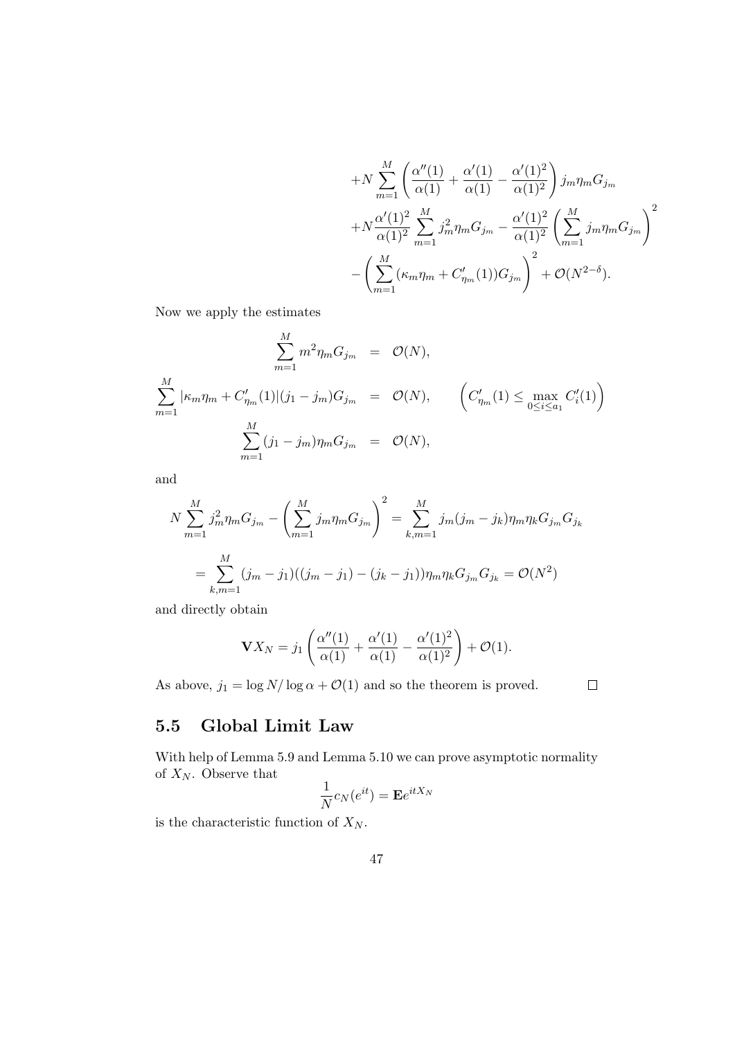$$
\begin{aligned}
&+N\sum_{m=1}^{M}\left(\frac{\alpha''(1)}{\alpha(1)}+\frac{\alpha'(1)}{\alpha(1)}-\frac{\alpha'(1)^2}{\alpha(1)^2}\right)j_m\eta_m G_{j_m}\\
&+N\frac{\alpha'(1)^2}{\alpha(1)^2}\sum_{m=1}^{M}j_m^2\eta_m G_{j_m}-\frac{\alpha'(1)^2}{\alpha(1)^2}\left(\sum_{m=1}^{M}j_m\eta_m G_{j_m}\right)^2\\
&-\left(\sum_{m=1}^{M}(\kappa_m\eta_m+C'_{\eta_m}(1))G_{j_m}\right)^2+\mathcal{O}(N^{2-\delta}).
\end{aligned}
$$

Now we apply the estimates

$$
\begin{aligned}
\sum_{m=1}^{M} m^2\eta_m G_{j_m} &= \mathcal{O}(N),\\
\sum_{m=1}^{M}|\kappa_m\eta_m+C'_{\eta_m}(1)|(j_1-j_m)G_{j_m} &= \mathcal{O}(N), \qquad \left(C'_{\eta_m}(1)\le \max_{0\le i\le a_1} C'_i(1)\right)\\
\sum_{m=1}^{M}(j_1-j_m)\eta_m G_{j_m} &= \mathcal{O}(N),
\end{aligned}
$$

and

$$
N\sum_{m=1}^{M}j_m^2\eta_m G_{j_m}-\left(\sum_{m=1}^{M}j_m\eta_m G_{j_m}\right)^2=\sum_{k,m=1}^{M}j_m(j_m-j_k)\eta_m\eta_k G_{j_m}G_{j_k}
$$

$$
=\sum_{k,m=1}^{M}(j_m-j_1)((j_m-j_1)-(j_k-j_1))\eta_m\eta_k G_{j_m}G_{j_k}=\mathcal{O}(N^2)
$$

and directly obtain

$$
\mathbf{V}X_N=j_1\left(\frac{\alpha''(1)}{\alpha(1)}+\frac{\alpha'(1)}{\alpha(1)}-\frac{\alpha'(1)^2}{\alpha(1)^2}\right)+\mathcal{O}(1).
$$

As above, $j_1=\log N/\log\alpha+\mathcal{O}(1)$ and so the theorem is proved. $\square$

## 5.5 Global Limit Law

With help of Lemma 5.9 and Lemma 5.10 we can prove asymptotic normality of $X_N$. Observe that

$$
\frac{1}{N}c_N(e^{it})=\mathbf{E}e^{itX_N}
$$

is the characteristic function of $X_N$.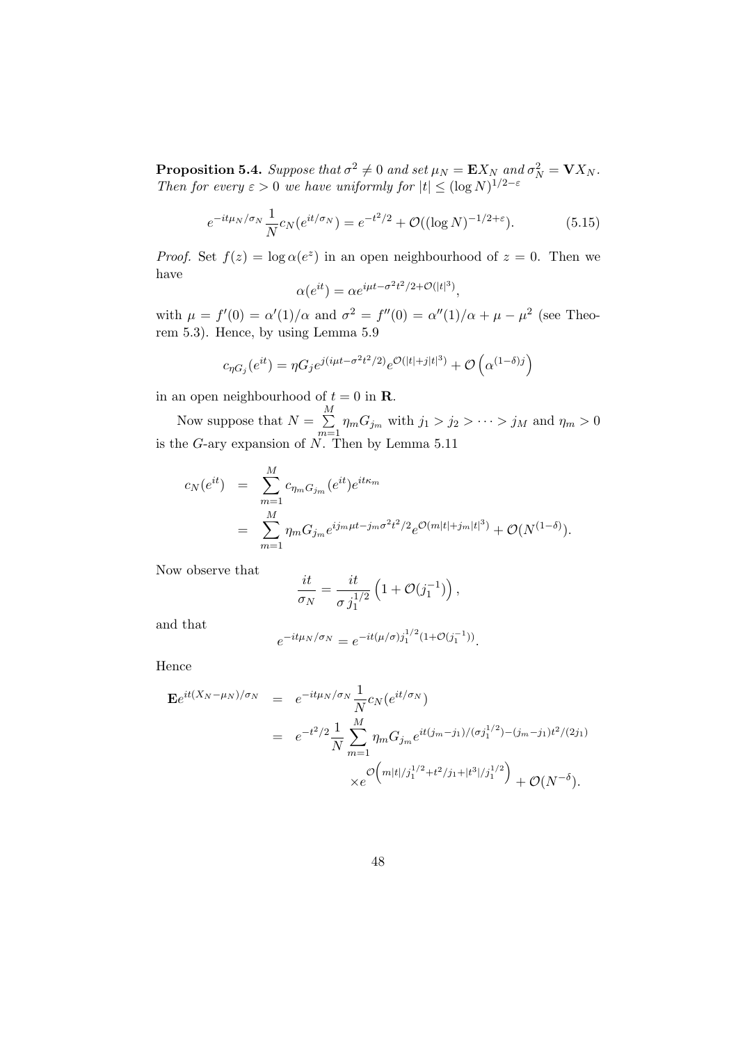**Proposition 5.4.** *Suppose that $\sigma^2 \neq 0$ and set $\mu_N = \mathbf{E}X_N$ and $\sigma_N^2 = \mathbf{V}X_N$. Then for every $\varepsilon > 0$ we have uniformly for $|t| \le (\log N)^{1/2-\varepsilon}$*

$$e^{-it\mu_N/\sigma_N}\frac{1}{N}c_N(e^{it/\sigma_N}) = e^{-t^2/2} + \mathcal{O}((\log N)^{-1/2+\varepsilon}). \tag{5.15}$$

*Proof.* Set $f(z) = \log \alpha(e^z)$ in an open neighbourhood of $z = 0$. Then we have

$$\alpha(e^{it}) = \alpha e^{i\mu t - \sigma^2 t^2/2 + \mathcal{O}(|t|^3)},$$

with $\mu = f'(0) = \alpha'(1)/\alpha$ and $\sigma^2 = f''(0) = \alpha''(1)/\alpha + \mu - \mu^2$ (see Theorem 5.3). Hence, by using Lemma 5.9

$$c_{\eta G_j}(e^{it}) = \eta G_j e^{j(i\mu t - \sigma^2 t^2/2)} e^{\mathcal{O}(|t| + j|t|^3)} + \mathcal{O}\left(\alpha^{(1-\delta)j}\right)$$

in an open neighbourhood of $t = 0$ in $\mathbf{R}$.

Now suppose that $N = \sum_{m=1}^{M} \eta_m G_{j_m}$ with $j_1 > j_2 > \cdots > j_M$ and $\eta_m > 0$ is the $G$-ary expansion of $N$. Then by Lemma 5.11

$$\begin{aligned}
c_N(e^{it}) &= \sum_{m=1}^{M} c_{\eta_m G_{j_m}}(e^{it}) e^{it\kappa_m} \\
&= \sum_{m=1}^{M} \eta_m G_{j_m} e^{i j_m \mu t - j_m \sigma^2 t^2/2} e^{\mathcal{O}(m|t| + j_m|t|^3)} + \mathcal{O}(N^{(1-\delta)}).
\end{aligned}$$

Now observe that

$$\frac{it}{\sigma_N} = \frac{it}{\sigma\, j_1^{1/2}}\left(1 + \mathcal{O}(j_1^{-1})\right),$$

and that

$$e^{-it\mu_N/\sigma_N} = e^{-it(\mu/\sigma) j_1^{1/2}(1 + \mathcal{O}(j_1^{-1}))}.$$

Hence

$$\begin{aligned}
\mathbf{E}e^{it(X_N - \mu_N)/\sigma_N} &= e^{-it\mu_N/\sigma_N}\frac{1}{N}c_N(e^{it/\sigma_N}) \\
&= e^{-t^2/2}\frac{1}{N}\sum_{m=1}^{M} \eta_m G_{j_m} e^{it(j_m - j_1)/(\sigma j_1^{1/2}) - (j_m - j_1)t^2/(2j_1)} \\
&\qquad \times e^{\mathcal{O}\left(m|t|/j_1^{1/2} + t^2/j_1 + |t^3|/j_1^{1/2}\right)} + \mathcal{O}(N^{-\delta}).
\end{aligned}$$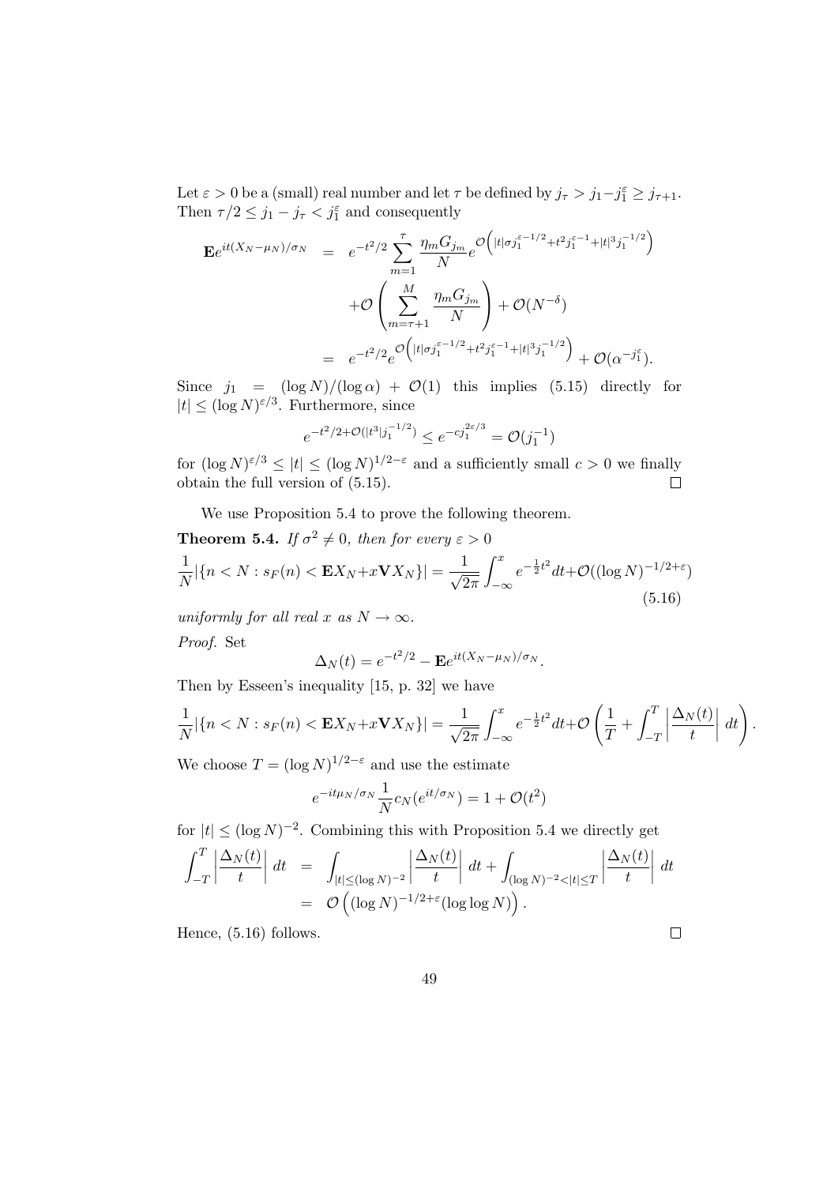Let $\varepsilon > 0$ be a (small) real number and let $\tau$ be defined by $j_\tau > j_1 - j_1^\varepsilon \geq j_{\tau+1}$. Then $\tau/2 \leq j_1 - j_\tau < j_1^\varepsilon$ and consequently

$$
\begin{aligned}
\mathbf{E}e^{it(X_N-\mu_N)/\sigma_N} &= e^{-t^2/2} \sum_{m=1}^{\tau} \frac{\eta_m G_{j_m}}{N} e^{\mathcal{O}\left(|t|\sigma j_1^{\varepsilon-1/2} + t^2 j_1^{\varepsilon-1} + |t|^3 j_1^{-1/2}\right)} \\
&\quad + \mathcal{O}\left( \sum_{m=\tau+1}^{M} \frac{\eta_m G_{j_m}}{N} \right) + \mathcal{O}(N^{-\delta}) \\
&= e^{-t^2/2} e^{\mathcal{O}\left(|t|\sigma j_1^{\varepsilon-1/2} + t^2 j_1^{\varepsilon-1} + |t|^3 j_1^{-1/2}\right)} + \mathcal{O}(\alpha^{-j_1^\varepsilon}).
\end{aligned}
$$

Since $j_1 = (\log N)/(\log \alpha) + \mathcal{O}(1)$ this implies (5.15) directly for $|t| \leq (\log N)^{\varepsilon/3}$. Furthermore, since

$$
e^{-t^2/2 + \mathcal{O}(|t^3| j_1^{-1/2})} \leq e^{-c j_1^{2\varepsilon/3}} = \mathcal{O}(j_1^{-1})
$$

for $(\log N)^{\varepsilon/3} \leq |t| \leq (\log N)^{1/2-\varepsilon}$ and a sufficiently small $c > 0$ we finally obtain the full version of (5.15). ☐

We use Proposition 5.4 to prove the following theorem.

**Theorem 5.4.** *If $\sigma^2 \neq 0$, then for every $\varepsilon > 0$*

$$
\frac{1}{N}|\{n < N : s_F(n) < \mathbf{E}X_N + x\mathbf{V}X_N\}| = \frac{1}{\sqrt{2\pi}} \int_{-\infty}^{x} e^{-\frac{1}{2}t^2} dt + \mathcal{O}((\log N)^{-1/2+\varepsilon}) \tag{5.16}
$$

*uniformly for all real $x$ as $N \to \infty$.*

*Proof.* Set

$$
\Delta_N(t) = e^{-t^2/2} - \mathbf{E}e^{it(X_N-\mu_N)/\sigma_N}.
$$

Then by Esseen's inequality [15, p. 32] we have

$$
\frac{1}{N}|\{n < N : s_F(n) < \mathbf{E}X_N + x\mathbf{V}X_N\}| = \frac{1}{\sqrt{2\pi}} \int_{-\infty}^{x} e^{-\frac{1}{2}t^2} dt + \mathcal{O}\left( \frac{1}{T} + \int_{-T}^{T} \left| \frac{\Delta_N(t)}{t} \right| dt \right).
$$

We choose $T = (\log N)^{1/2-\varepsilon}$ and use the estimate

$$
e^{-it\mu_N/\sigma_N} \frac{1}{N} c_N(e^{it/\sigma_N}) = 1 + \mathcal{O}(t^2)
$$

for $|t| \leq (\log N)^{-2}$. Combining this with Proposition 5.4 we directly get

$$
\begin{aligned}
\int_{-T}^{T} \left| \frac{\Delta_N(t)}{t} \right| dt &= \int_{|t| \leq (\log N)^{-2}} \left| \frac{\Delta_N(t)}{t} \right| dt + \int_{(\log N)^{-2} < |t| \leq T} \left| \frac{\Delta_N(t)}{t} \right| dt \\
&= \mathcal{O}\left( (\log N)^{-1/2+\varepsilon} (\log \log N) \right).
\end{aligned}
$$

Hence, (5.16) follows. ☐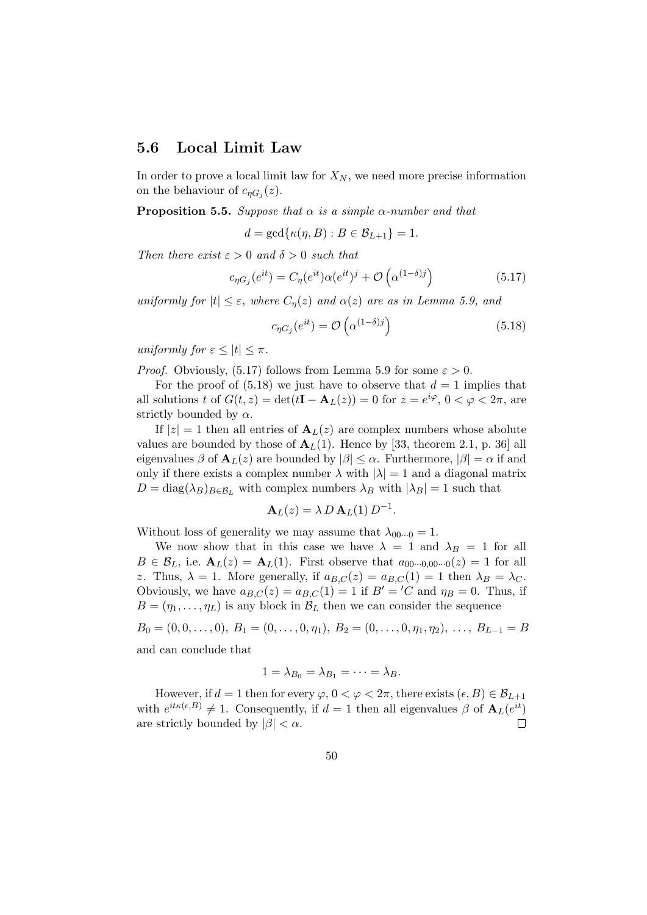## 5.6 Local Limit Law

In order to prove a local limit law for $X_N$, we need more precise information on the behaviour of $c_{\eta G_j}(z)$.

**Proposition 5.5.** *Suppose that $\alpha$ is a simple $\alpha$-number and that*

$$d = \gcd\{\kappa(\eta, B) : B \in \mathcal{B}_{L+1}\} = 1.$$

*Then there exist $\varepsilon > 0$ and $\delta > 0$ such that*

$$c_{\eta G_j}(e^{it}) = C_\eta(e^{it})\alpha(e^{it})^j + \mathcal{O}\left(\alpha^{(1-\delta)j}\right) \tag{5.17}$$

*uniformly for $|t| \le \varepsilon$, where $C_\eta(z)$ and $\alpha(z)$ are as in Lemma 5.9, and*

$$c_{\eta G_j}(e^{it}) = \mathcal{O}\left(\alpha^{(1-\delta)j}\right) \tag{5.18}$$

*uniformly for $\varepsilon \le |t| \le \pi$.*

*Proof.* Obviously, (5.17) follows from Lemma 5.9 for some $\varepsilon > 0$.

For the proof of (5.18) we just have to observe that $d = 1$ implies that all solutions $t$ of $G(t, z) = \det(t\mathbf{I} - \mathbf{A}_L(z)) = 0$ for $z = e^{i\varphi}$, $0 < \varphi < 2\pi$, are strictly bounded by $\alpha$.

If $|z| = 1$ then all entries of $\mathbf{A}_L(z)$ are complex numbers whose abolute values are bounded by those of $\mathbf{A}_L(1)$. Hence by [33, theorem 2.1, p. 36] all eigenvalues $\beta$ of $\mathbf{A}_L(z)$ are bounded by $|\beta| \le \alpha$. Furthermore, $|\beta| = \alpha$ if and only if there exists a complex number $\lambda$ with $|\lambda| = 1$ and a diagonal matrix $D = \mathrm{diag}(\lambda_B)_{B \in \mathcal{B}_L}$ with complex numbers $\lambda_B$ with $|\lambda_B| = 1$ such that

$$\mathbf{A}_L(z) = \lambda\, D\, \mathbf{A}_L(1)\, D^{-1}.$$

Without loss of generality we may assume that $\lambda_{00\cdots 0} = 1$.

We now show that in this case we have $\lambda = 1$ and $\lambda_B = 1$ for all $B \in \mathcal{B}_L$, i.e. $\mathbf{A}_L(z) = \mathbf{A}_L(1)$. First observe that $a_{00\cdots 0, 00\cdots 0}(z) = 1$ for all $z$. Thus, $\lambda = 1$. More generally, if $a_{B,C}(z) = a_{B,C}(1) = 1$ then $\lambda_B = \lambda_C$. Obviously, we have $a_{B,C}(z) = a_{B,C}(1) = 1$ if $B' = {}'C$ and $\eta_B = 0$. Thus, if $B = (\eta_1, \ldots, \eta_L)$ is any block in $\mathcal{B}_L$ then we can consider the sequence

$$B_0 = (0, 0, \ldots, 0),\ B_1 = (0, \ldots, 0, \eta_1),\ B_2 = (0, \ldots, 0, \eta_1, \eta_2),\ \ldots,\ B_{L-1} = B$$

and can conclude that

$$1 = \lambda_{B_0} = \lambda_{B_1} = \cdots = \lambda_B.$$

However, if $d = 1$ then for every $\varphi$, $0 < \varphi < 2\pi$, there exists $(\epsilon, B) \in \mathcal{B}_{L+1}$ with $e^{it\kappa(\epsilon,B)} \ne 1$. Consequently, if $d = 1$ then all eigenvalues $\beta$ of $\mathbf{A}_L(e^{it})$ are strictly bounded by $|\beta| < \alpha$. $\square$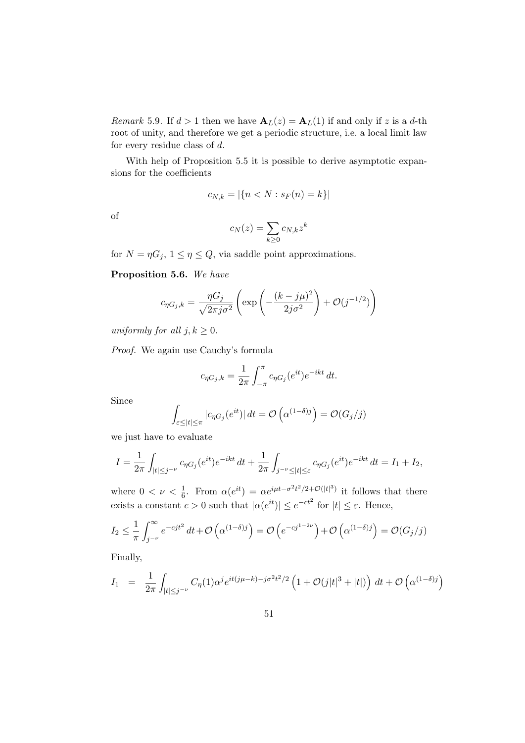*Remark* 5.9. If $d > 1$ then we have $\mathbf{A}_L(z) = \mathbf{A}_L(1)$ if and only if $z$ is a $d$-th root of unity, and therefore we get a periodic structure, i.e. a local limit law for every residue class of $d$.

With help of Proposition 5.5 it is possible to derive asymptotic expansions for the coefficients

$$c_{N,k} = |\{n < N : s_F(n) = k\}|$$

of

$$c_N(z) = \sum_{k \geq 0} c_{N,k} z^k$$

for $N = \eta G_j$, $1 \leq \eta \leq Q$, via saddle point approximations.

**Proposition 5.6.** *We have*

$$c_{\eta G_j, k} = \frac{\eta G_j}{\sqrt{2\pi j \sigma^2}} \left( \exp\left( -\frac{(k - j\mu)^2}{2j\sigma^2} \right) + \mathcal{O}(j^{-1/2}) \right)$$

*uniformly for all $j, k \geq 0$.*

*Proof.* We again use Cauchy's formula

$$c_{\eta G_j, k} = \frac{1}{2\pi} \int_{-\pi}^{\pi} c_{\eta G_j}(e^{it}) e^{-ikt}\, dt.$$

Since

$$\int_{\varepsilon \leq |t| \leq \pi} |c_{\eta G_j}(e^{it})|\, dt = \mathcal{O}\left(\alpha^{(1-\delta)j}\right) = \mathcal{O}(G_j/j)$$

we just have to evaluate

$$I = \frac{1}{2\pi} \int_{|t| \leq j^{-\nu}} c_{\eta G_j}(e^{it}) e^{-ikt}\, dt + \frac{1}{2\pi} \int_{j^{-\nu} \leq |t| \leq \varepsilon} c_{\eta G_j}(e^{it}) e^{-ikt}\, dt = I_1 + I_2,$$

where $0 < \nu < \frac{1}{6}$. From $\alpha(e^{it}) = \alpha e^{i\mu t - \sigma^2 t^2/2 + \mathcal{O}(|t|^3)}$ it follows that there exists a constant $c > 0$ such that $|\alpha(e^{it})| \leq e^{-ct^2}$ for $|t| \leq \varepsilon$. Hence,

$$I_2 \leq \frac{1}{\pi} \int_{j^{-\nu}}^{\infty} e^{-cjt^2}\, dt + \mathcal{O}\left(\alpha^{(1-\delta)j}\right) = \mathcal{O}\left(e^{-cj^{1-2\nu}}\right) + \mathcal{O}\left(\alpha^{(1-\delta)j}\right) = \mathcal{O}(G_j/j)$$

Finally,

$$I_1 = \frac{1}{2\pi} \int_{|t| \leq j^{-\nu}} C_\eta(1) \alpha^j e^{it(j\mu - k) - j\sigma^2 t^2/2} \left(1 + \mathcal{O}(j|t|^3 + |t|)\right)\, dt + \mathcal{O}\left(\alpha^{(1-\delta)j}\right)$$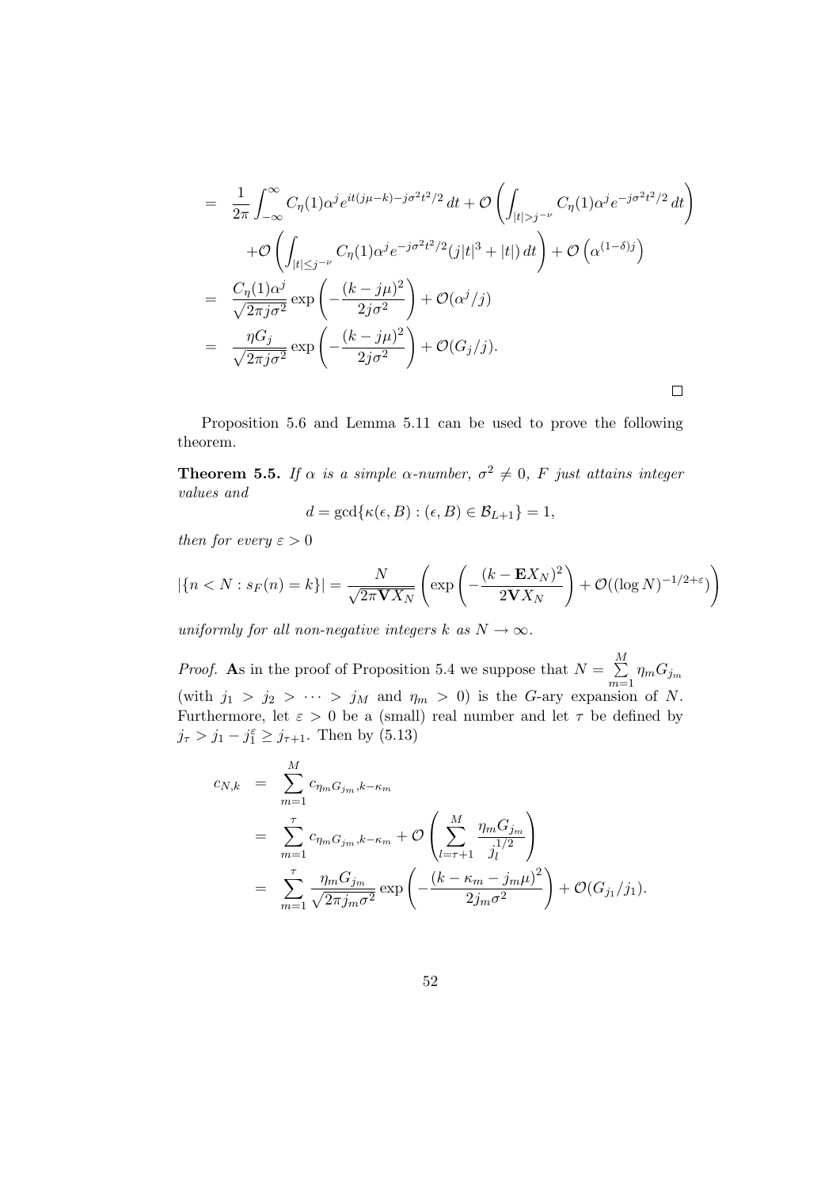$$
\begin{aligned}
&= \frac{1}{2\pi}\int_{-\infty}^{\infty} C_\eta(1)\alpha^j e^{it(j\mu-k)-j\sigma^2t^2/2}\,dt + \mathcal{O}\left(\int_{|t|>j^{-\nu}} C_\eta(1)\alpha^j e^{-j\sigma^2t^2/2}\,dt\right)\\
&\quad +\mathcal{O}\left(\int_{|t|\le j^{-\nu}} C_\eta(1)\alpha^j e^{-j\sigma^2t^2/2}(j|t|^3+|t|)\,dt\right) + \mathcal{O}\left(\alpha^{(1-\delta)j}\right)\\
&= \frac{C_\eta(1)\alpha^j}{\sqrt{2\pi j\sigma^2}}\exp\left(-\frac{(k-j\mu)^2}{2j\sigma^2}\right) + \mathcal{O}(\alpha^j/j)\\
&= \frac{\eta G_j}{\sqrt{2\pi j\sigma^2}}\exp\left(-\frac{(k-j\mu)^2}{2j\sigma^2}\right) + \mathcal{O}(G_j/j).
\end{aligned}
$$

□

Proposition 5.6 and Lemma 5.11 can be used to prove the following theorem.

**Theorem 5.5.** *If $\alpha$ is a simple $\alpha$-number, $\sigma^2 \neq 0$, $F$ just attains integer values and*

$$
d = \gcd\{\kappa(\epsilon, B) : (\epsilon, B) \in \mathcal{B}_{L+1}\} = 1,
$$

*then for every $\varepsilon > 0$*

$$
|\{n < N : s_F(n) = k\}| = \frac{N}{\sqrt{2\pi \mathbf{V}X_N}}\left(\exp\left(-\frac{(k-\mathbf{E}X_N)^2}{2\mathbf{V}X_N}\right) + \mathcal{O}((\log N)^{-1/2+\varepsilon})\right)
$$

*uniformly for all non-negative integers $k$ as $N \to \infty$.*

*Proof.* **A**s in the proof of Proposition 5.4 we suppose that $N = \sum\limits_{m=1}^{M} \eta_m G_{j_m}$ (with $j_1 > j_2 > \cdots > j_M$ and $\eta_m > 0$) is the $G$-ary expansion of $N$. Furthermore, let $\varepsilon > 0$ be a (small) real number and let $\tau$ be defined by $j_\tau > j_1 - j_1^\varepsilon \ge j_{\tau+1}$. Then by (5.13)

$$
\begin{aligned}
c_{N,k} &= \sum_{m=1}^{M} c_{\eta_m G_{j_m}, k-\kappa_m}\\
&= \sum_{m=1}^{\tau} c_{\eta_m G_{j_m}, k-\kappa_m} + \mathcal{O}\left(\sum_{l=\tau+1}^{M}\frac{\eta_m G_{j_m}}{j_l^{1/2}}\right)\\
&= \sum_{m=1}^{\tau}\frac{\eta_m G_{j_m}}{\sqrt{2\pi j_m\sigma^2}}\exp\left(-\frac{(k-\kappa_m-j_m\mu)^2}{2j_m\sigma^2}\right) + \mathcal{O}(G_{j_1}/j_1).
\end{aligned}
$$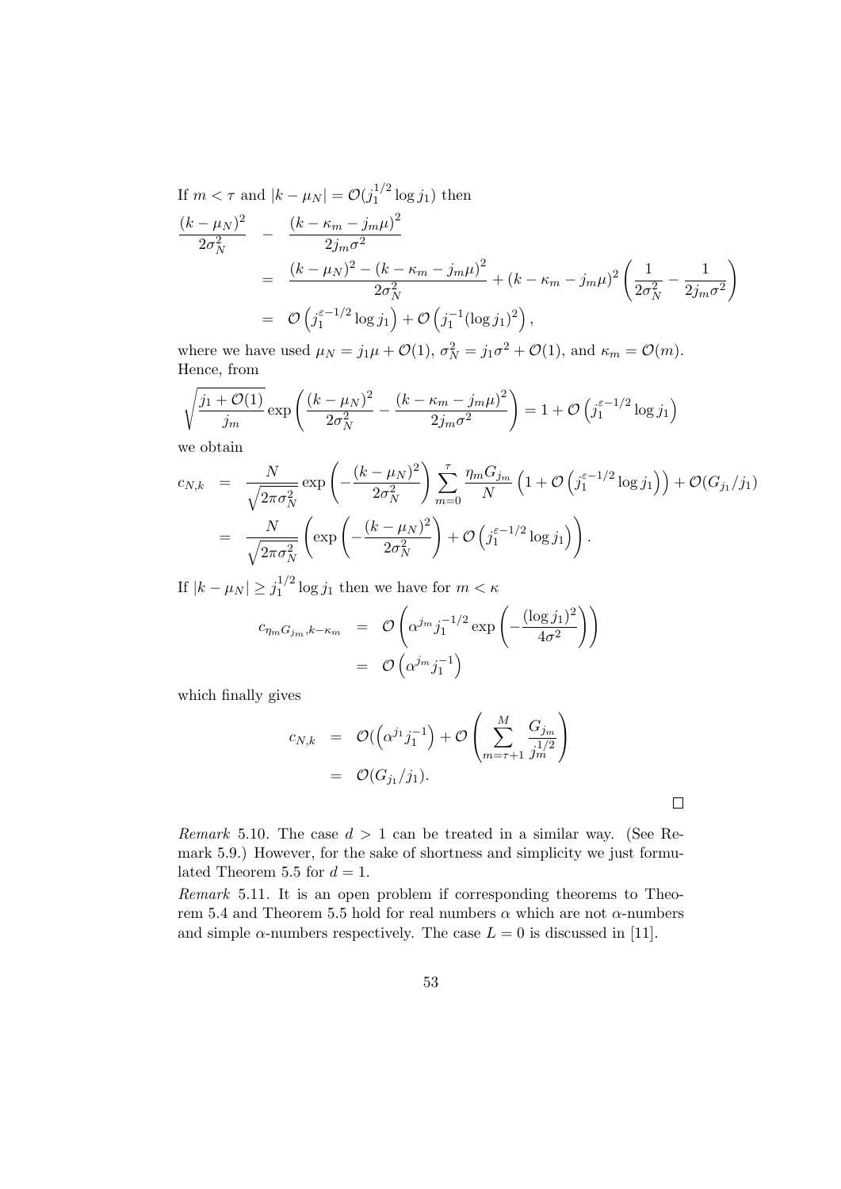If $m < \tau$ and $|k - \mu_N| = \mathcal{O}(j_1^{1/2} \log j_1)$ then

$$
\begin{aligned}
\frac{(k-\mu_N)^2}{2\sigma_N^2} &- \frac{(k-\kappa_m - j_m\mu)^2}{2j_m\sigma^2} \\
&= \frac{(k-\mu_N)^2 - (k-\kappa_m - j_m\mu)^2}{2\sigma_N^2} + (k-\kappa_m - j_m\mu)^2 \left( \frac{1}{2\sigma_N^2} - \frac{1}{2j_m\sigma^2} \right) \\
&= \mathcal{O}\left( j_1^{\varepsilon - 1/2} \log j_1 \right) + \mathcal{O}\left( j_1^{-1} (\log j_1)^2 \right),
\end{aligned}
$$

where we have used $\mu_N = j_1\mu + \mathcal{O}(1)$, $\sigma_N^2 = j_1\sigma^2 + \mathcal{O}(1)$, and $\kappa_m = \mathcal{O}(m)$. Hence, from

$$
\sqrt{\frac{j_1 + \mathcal{O}(1)}{j_m}} \exp\left( \frac{(k-\mu_N)^2}{2\sigma_N^2} - \frac{(k-\kappa_m - j_m\mu)^2}{2j_m\sigma^2} \right) = 1 + \mathcal{O}\left( j_1^{\varepsilon - 1/2} \log j_1 \right)
$$

we obtain

$$
\begin{aligned}
c_{N,k} &= \frac{N}{\sqrt{2\pi\sigma_N^2}} \exp\left( -\frac{(k-\mu_N)^2}{2\sigma_N^2} \right) \sum_{m=0}^{\tau} \frac{\eta_m G_{j_m}}{N} \left( 1 + \mathcal{O}\left( j_1^{\varepsilon - 1/2} \log j_1 \right) \right) + \mathcal{O}(G_{j_1}/j_1) \\
&= \frac{N}{\sqrt{2\pi\sigma_N^2}} \left( \exp\left( -\frac{(k-\mu_N)^2}{2\sigma_N^2} \right) + \mathcal{O}\left( j_1^{\varepsilon - 1/2} \log j_1 \right) \right).
\end{aligned}
$$

If $|k - \mu_N| \geq j_1^{1/2} \log j_1$ then we have for $m < \kappa$

$$
\begin{aligned}
c_{\eta_m G_{j_m}, k - \kappa_m} &= \mathcal{O}\left( \alpha^{j_m} j_1^{-1/2} \exp\left( -\frac{(\log j_1)^2}{4\sigma^2} \right) \right) \\
&= \mathcal{O}\left( \alpha^{j_m} j_1^{-1} \right)
\end{aligned}
$$

which finally gives

$$
\begin{aligned}
c_{N,k} &= \mathcal{O}(\left( \alpha^{j_1} j_1^{-1} \right) + \mathcal{O}\left( \sum_{m=\tau+1}^{M} \frac{G_{j_m}}{j_m^{1/2}} \right) \\
&= \mathcal{O}(G_{j_1}/j_1).
\end{aligned}
$$

□

*Remark* 5.10. The case $d > 1$ can be treated in a similar way. (See Remark 5.9.) However, for the sake of shortness and simplicity we just formulated Theorem 5.5 for $d = 1$.

*Remark* 5.11. It is an open problem if corresponding theorems to Theorem 5.4 and Theorem 5.5 hold for real numbers $\alpha$ which are not $\alpha$-numbers and simple $\alpha$-numbers respectively. The case $L = 0$ is discussed in [11].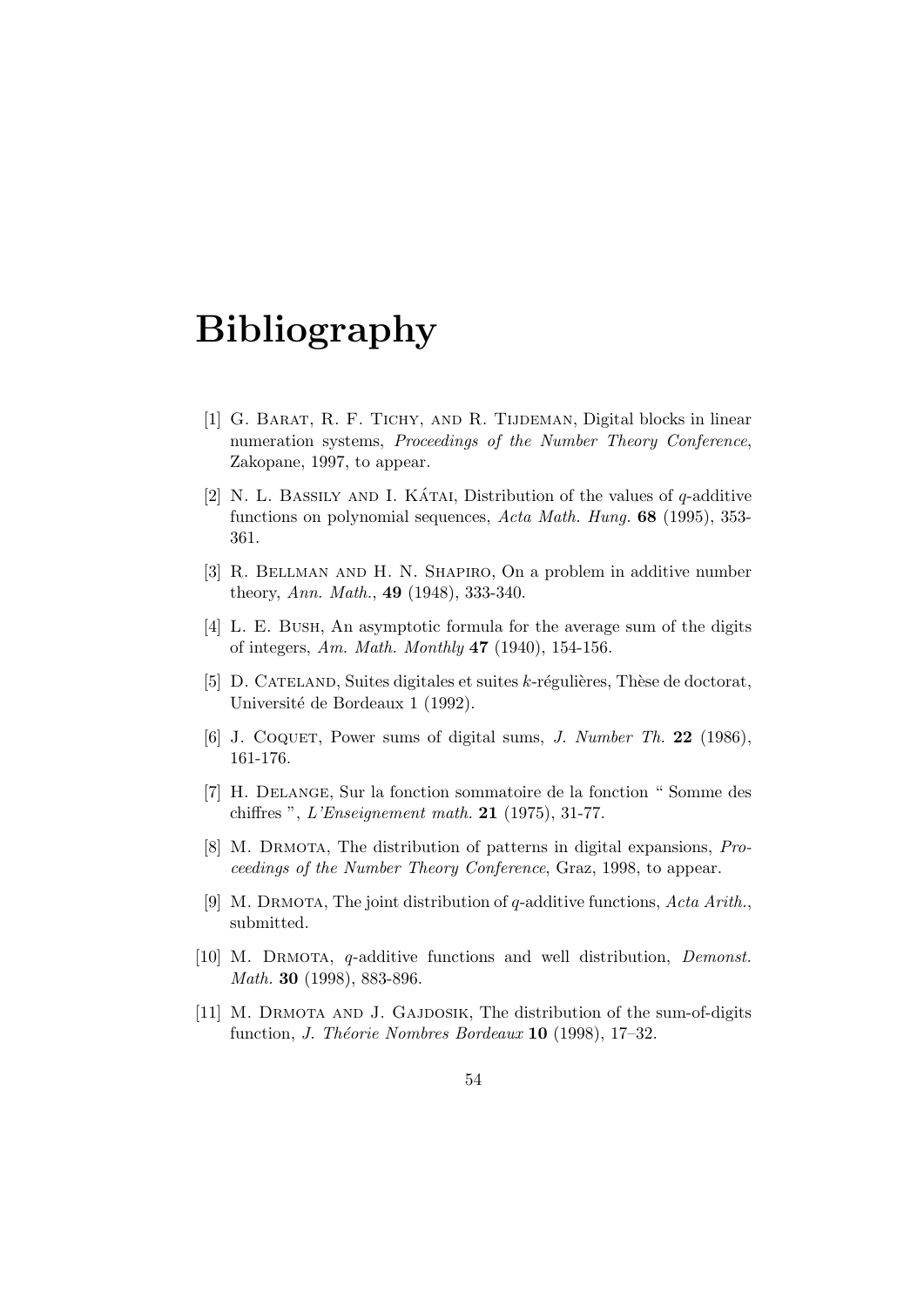# Bibliography

[1] G. Barat, R. F. Tichy, and R. Tijdeman, Digital blocks in linear numeration systems, *Proceedings of the Number Theory Conference*, Zakopane, 1997, to appear.

[2] N. L. Bassily and I. Kátai, Distribution of the values of $q$-additive functions on polynomial sequences, *Acta Math. Hung.* **68** (1995), 353-361.

[3] R. Bellman and H. N. Shapiro, On a problem in additive number theory, *Ann. Math.*, **49** (1948), 333-340.

[4] L. E. Bush, An asymptotic formula for the average sum of the digits of integers, *Am. Math. Monthly* **47** (1940), 154-156.

[5] D. Cateland, Suites digitales et suites $k$-régulières, Thèse de doctorat, Université de Bordeaux 1 (1992).

[6] J. Coquet, Power sums of digital sums, *J. Number Th.* **22** (1986), 161-176.

[7] H. Delange, Sur la fonction sommatoire de la fonction " Somme des chiffres ", *L'Enseignement math.* **21** (1975), 31-77.

[8] M. Drmota, The distribution of patterns in digital expansions, *Proceedings of the Number Theory Conference*, Graz, 1998, to appear.

[9] M. Drmota, The joint distribution of $q$-additive functions, *Acta Arith.*, submitted.

[10] M. Drmota, $q$-additive functions and well distribution, *Demonst. Math.* **30** (1998), 883-896.

[11] M. Drmota and J. Gajdosik, The distribution of the sum-of-digits function, *J. Théorie Nombres Bordeaux* **10** (1998), 17–32.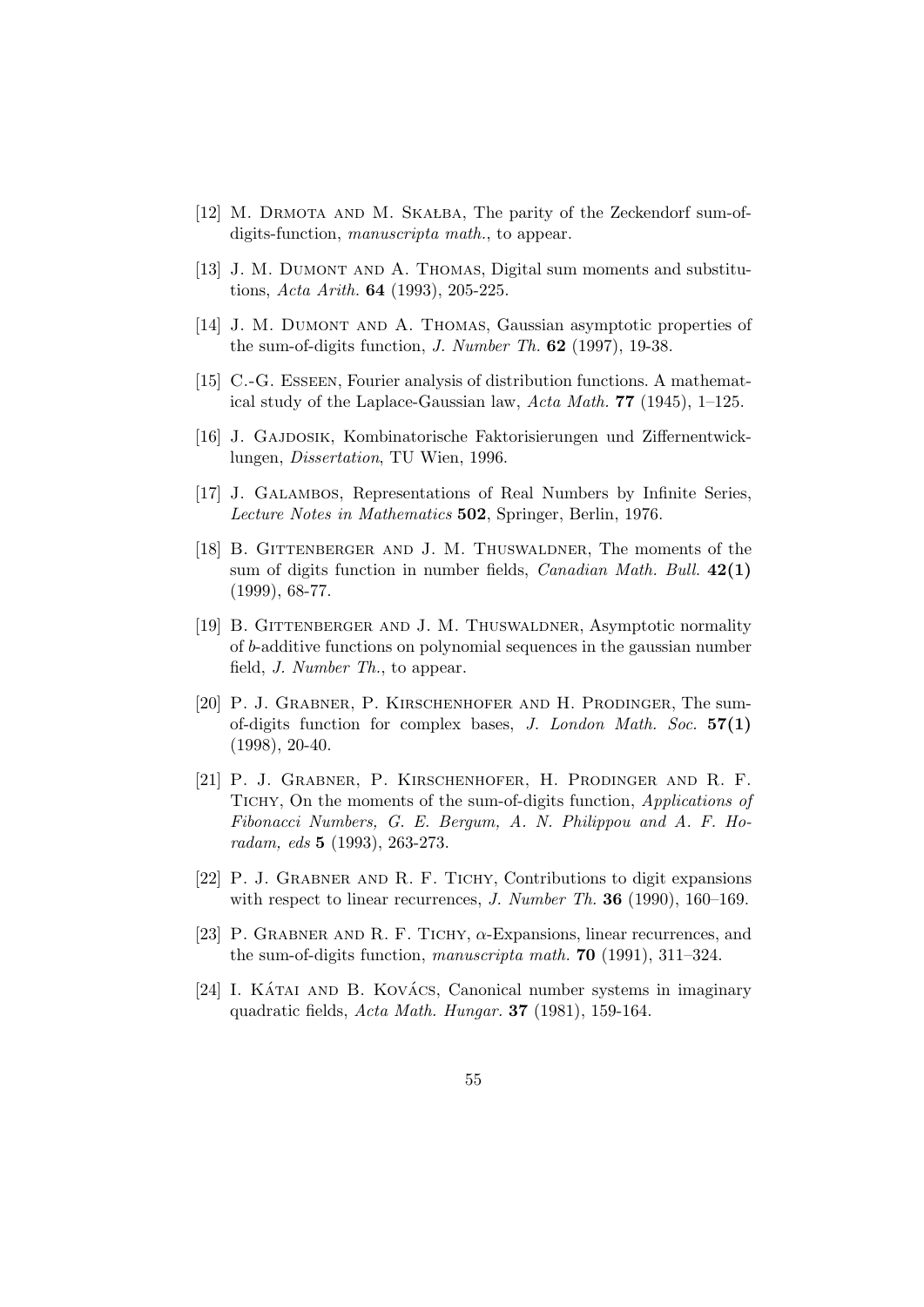[12] M. Drmota and M. Skałba, The parity of the Zeckendorf sum-of-digits-function, *manuscripta math.*, to appear.

[13] J. M. Dumont and A. Thomas, Digital sum moments and substitutions, *Acta Arith.* **64** (1993), 205-225.

[14] J. M. Dumont and A. Thomas, Gaussian asymptotic properties of the sum-of-digits function, *J. Number Th.* **62** (1997), 19-38.

[15] C.-G. Esseen, Fourier analysis of distribution functions. A mathematical study of the Laplace-Gaussian law, *Acta Math.* **77** (1945), 1–125.

[16] J. Gajdosik, Kombinatorische Faktorisierungen und Ziffernentwicklungen, *Dissertation*, TU Wien, 1996.

[17] J. Galambos, Representations of Real Numbers by Infinite Series, *Lecture Notes in Mathematics* **502**, Springer, Berlin, 1976.

[18] B. Gittenberger and J. M. Thuswaldner, The moments of the sum of digits function in number fields, *Canadian Math. Bull.* **42(1)** (1999), 68-77.

[19] B. Gittenberger and J. M. Thuswaldner, Asymptotic normality of $b$-additive functions on polynomial sequences in the gaussian number field, *J. Number Th.*, to appear.

[20] P. J. Grabner, P. Kirschenhofer and H. Prodinger, The sum-of-digits function for complex bases, *J. London Math. Soc.* **57(1)** (1998), 20-40.

[21] P. J. Grabner, P. Kirschenhofer, H. Prodinger and R. F. Tichy, On the moments of the sum-of-digits function, *Applications of Fibonacci Numbers, G. E. Bergum, A. N. Philippou and A. F. Horadam, eds* **5** (1993), 263-273.

[22] P. J. Grabner and R. F. Tichy, Contributions to digit expansions with respect to linear recurrences, *J. Number Th.* **36** (1990), 160–169.

[23] P. Grabner and R. F. Tichy, $\alpha$-Expansions, linear recurrences, and the sum-of-digits function, *manuscripta math.* **70** (1991), 311–324.

[24] I. Kátai and B. Kovács, Canonical number systems in imaginary quadratic fields, *Acta Math. Hungar.* **37** (1981), 159-164.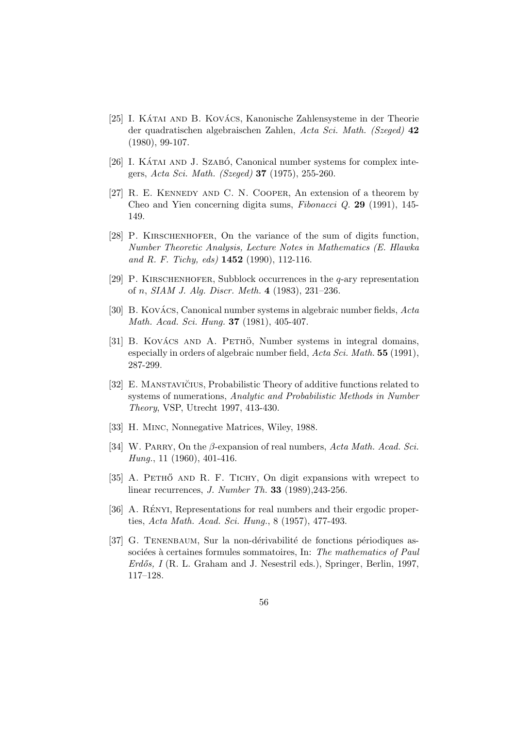[25] I. Kátai and B. Kovács, Kanonische Zahlensysteme in der Theorie der quadratischen algebraischen Zahlen, *Acta Sci. Math. (Szeged)* **42** (1980), 99-107.

[26] I. Kátai and J. Szabó, Canonical number systems for complex integers, *Acta Sci. Math. (Szeged)* **37** (1975), 255-260.

[27] R. E. Kennedy and C. N. Cooper, An extension of a theorem by Cheo and Yien concerning digita sums, *Fibonacci Q.* **29** (1991), 145-149.

[28] P. Kirschenhofer, On the variance of the sum of digits function, *Number Theoretic Analysis, Lecture Notes in Mathematics (E. Hlawka and R. F. Tichy, eds)* **1452** (1990), 112-116.

[29] P. Kirschenhofer, Subblock occurrences in the $q$-ary representation of $n$, *SIAM J. Alg. Discr. Meth.* **4** (1983), 231–236.

[30] B. Kovács, Canonical number systems in algebraic number fields, *Acta Math. Acad. Sci. Hung.* **37** (1981), 405-407.

[31] B. Kovács and A. Pethö, Number systems in integral domains, especially in orders of algebraic number field, *Acta Sci. Math.* **55** (1991), 287-299.

[32] E. Manstavičius, Probabilistic Theory of additive functions related to systems of numerations, *Analytic and Probabilistic Methods in Number Theory*, VSP, Utrecht 1997, 413-430.

[33] H. Minc, Nonnegative Matrices, Wiley, 1988.

[34] W. Parry, On the $\beta$-expansion of real numbers, *Acta Math. Acad. Sci. Hung.*, 11 (1960), 401-416.

[35] A. Pethő and R. F. Tichy, On digit expansions with wrepect to linear recurrences, *J. Number Th.* **33** (1989),243-256.

[36] A. Rényi, Representations for real numbers and their ergodic properties, *Acta Math. Acad. Sci. Hung.*, 8 (1957), 477-493.

[37] G. Tenenbaum, Sur la non-dérivabilité de fonctions périodiques associées à certaines formules sommatoires, In: *The mathematics of Paul Erdős, I* (R. L. Graham and J. Nesestril eds.), Springer, Berlin, 1997, 117–128.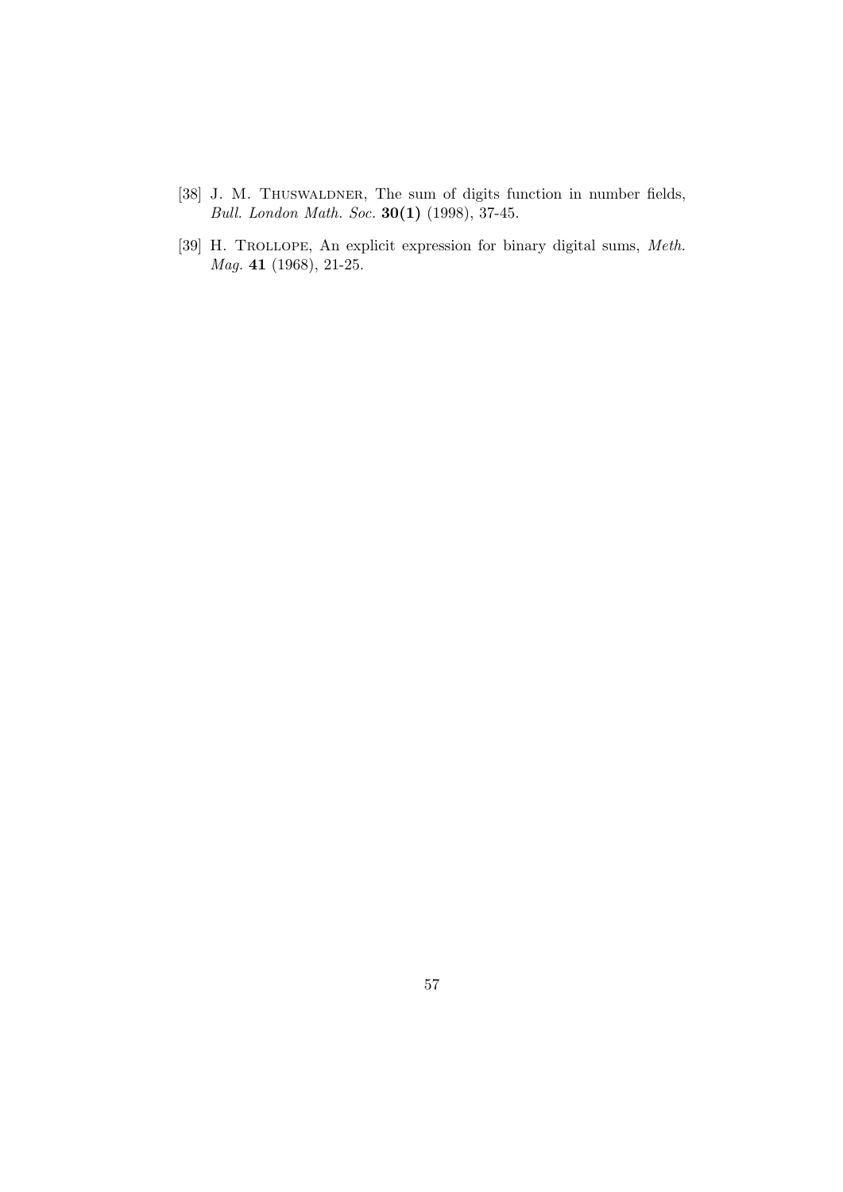[38] J. M. Thuswaldner, The sum of digits function in number fields, *Bull. London Math. Soc.* **30(1)** (1998), 37-45.

[39] H. Trollope, An explicit expression for binary digital sums, *Meth. Mag.* **41** (1968), 21-25.